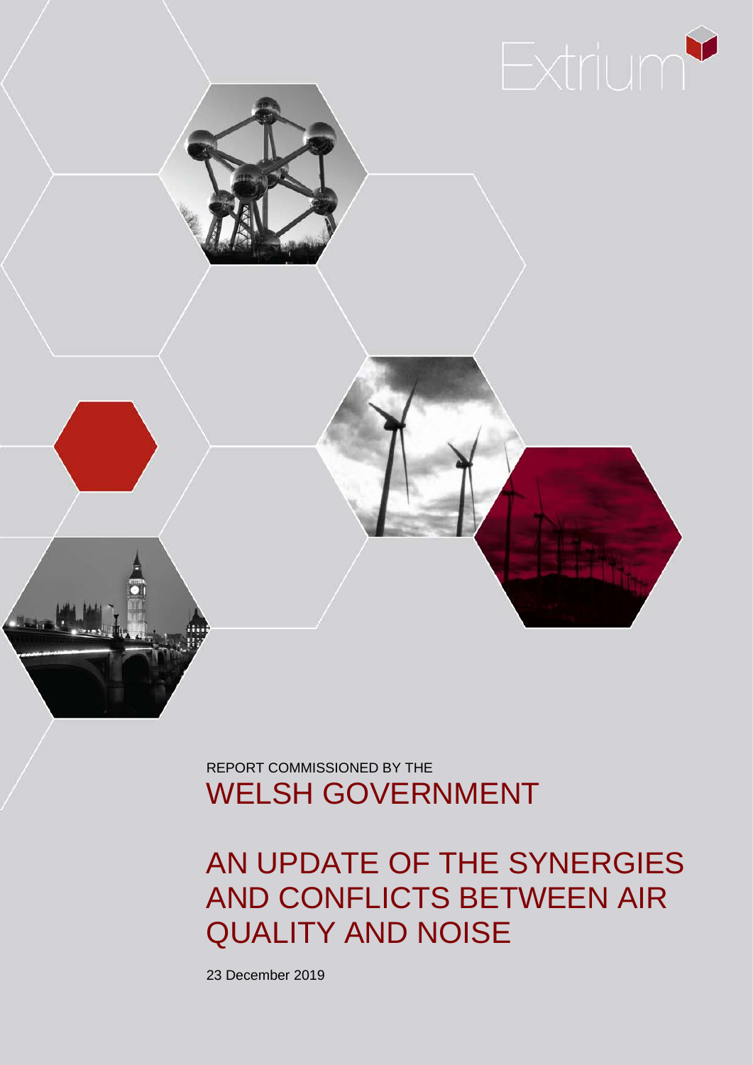Extrium

REPORT COMMISSIONED BY THE

WELSH GOVERNMENT

# AN UPDATE OF THE SYNERGIES AND CONFLICTS BETWEEN AIR QUALITY AND NOISE

23 December 2019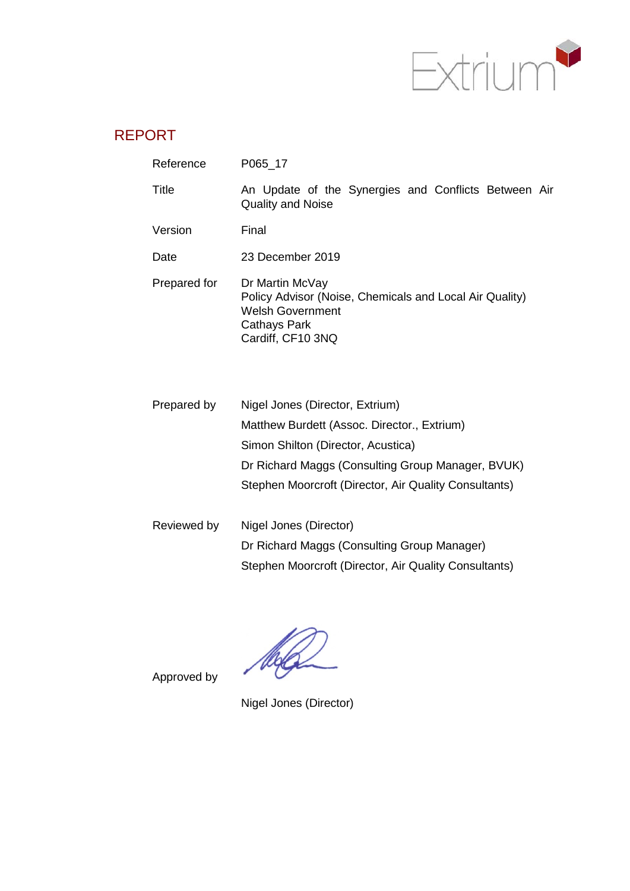# REPORT

| | |
|---|---|
| Reference | P065_17 |
| Title | An Update of the Synergies and Conflicts Between Air Quality and Noise |
| Version | Final |
| Date | 23 December 2019 |
| Prepared for | Dr Martin McVay<br>Policy Advisor (Noise, Chemicals and Local Air Quality)<br>Welsh Government<br>Cathays Park<br>Cardiff, CF10 3NQ |
| Prepared by | Nigel Jones (Director, Extrium)<br>Matthew Burdett (Assoc. Director., Extrium)<br>Simon Shilton (Director, Acustica)<br>Dr Richard Maggs (Consulting Group Manager, BVUK)<br>Stephen Moorcroft (Director, Air Quality Consultants) |
| Reviewed by | Nigel Jones (Director)<br>Dr Richard Maggs (Consulting Group Manager)<br>Stephen Moorcroft (Director, Air Quality Consultants) |
| Approved by | Nigel Jones (Director) |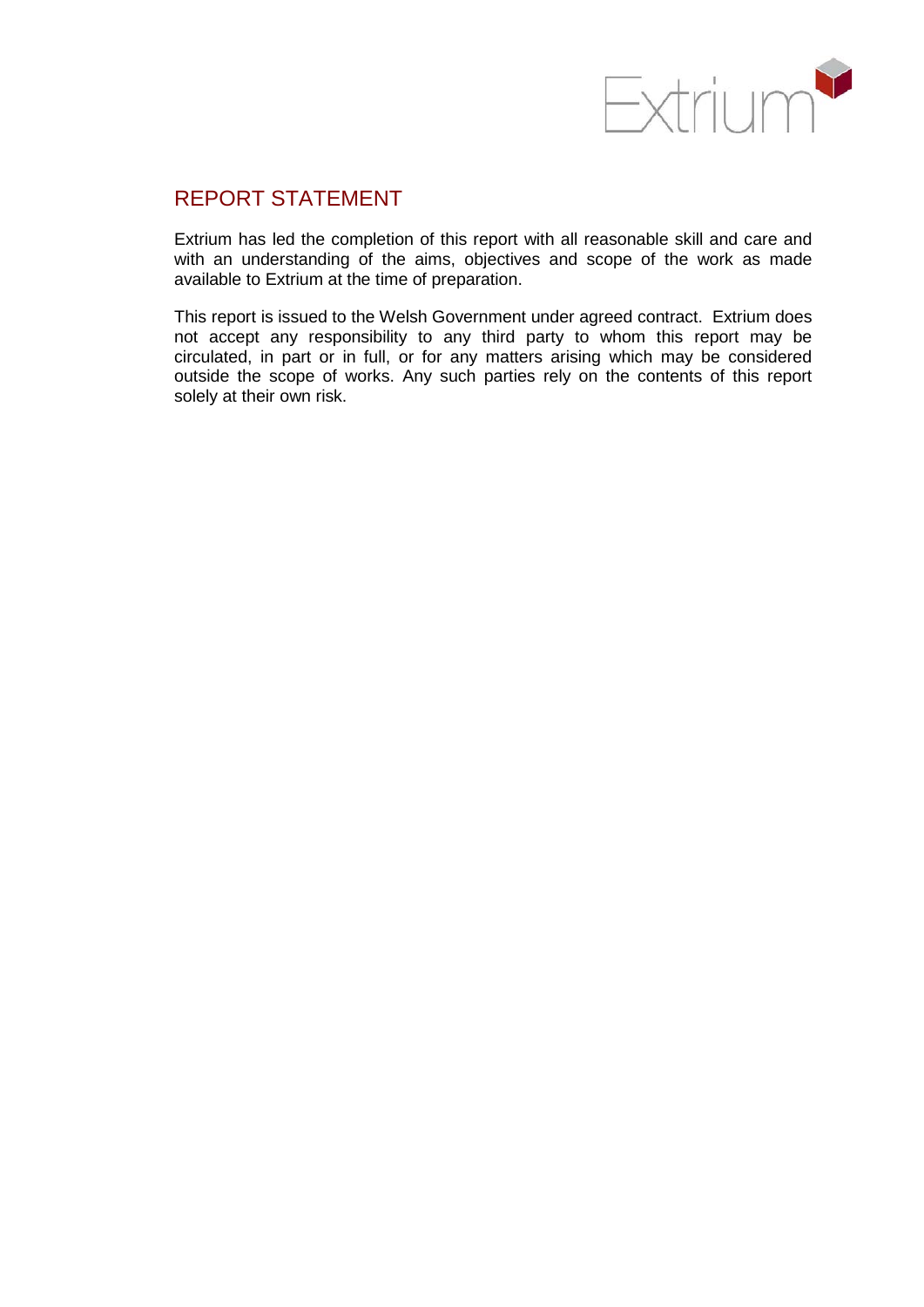## REPORT STATEMENT

Extrium has led the completion of this report with all reasonable skill and care and with an understanding of the aims, objectives and scope of the work as made available to Extrium at the time of preparation.

This report is issued to the Welsh Government under agreed contract. Extrium does not accept any responsibility to any third party to whom this report may be circulated, in part or in full, or for any matters arising which may be considered outside the scope of works. Any such parties rely on the contents of this report solely at their own risk.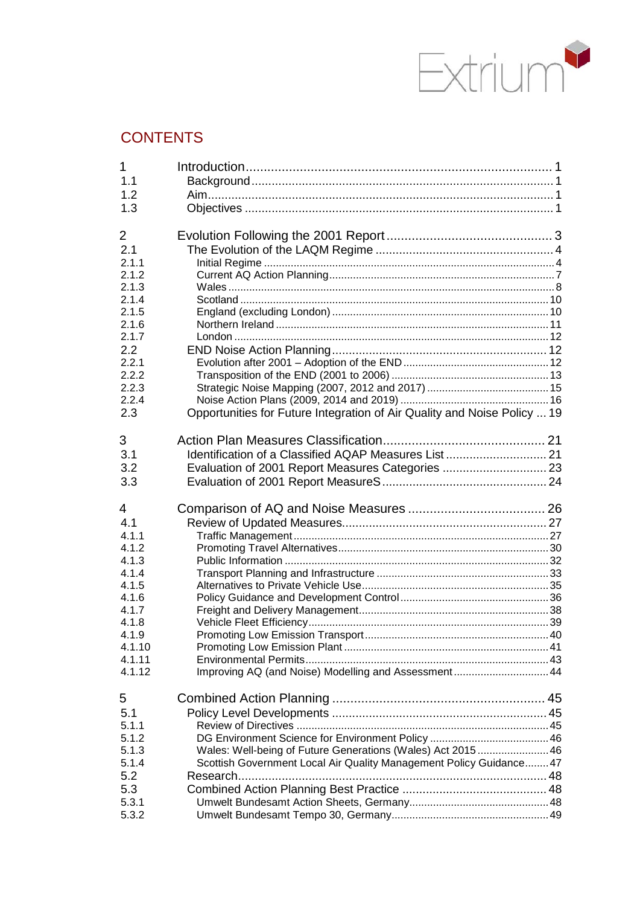## CONTENTS

| | | |
|---|---|---|
| 1 | Introduction | 1 |
| 1.1 | Background | 1 |
| 1.2 | Aim | 1 |
| 1.3 | Objectives | 1 |
| 2 | Evolution Following the 2001 Report | 3 |
| 2.1 | The Evolution of the LAQM Regime | 4 |
| 2.1.1 | Initial Regime | 4 |
| 2.1.2 | Current AQ Action Planning | 7 |
| 2.1.3 | Wales | 8 |
| 2.1.4 | Scotland | 10 |
| 2.1.5 | England (excluding London) | 10 |
| 2.1.6 | Northern Ireland | 11 |
| 2.1.7 | London | 12 |
| 2.2 | END Noise Action Planning | 12 |
| 2.2.1 | Evolution after 2001 – Adoption of the END | 12 |
| 2.2.2 | Transposition of the END (2001 to 2006) | 13 |
| 2.2.3 | Strategic Noise Mapping (2007, 2012 and 2017) | 15 |
| 2.2.4 | Noise Action Plans (2009, 2014 and 2019) | 16 |
| 2.3 | Opportunities for Future Integration of Air Quality and Noise Policy | 19 |
| 3 | Action Plan Measures Classification | 21 |
| 3.1 | Identification of a Classified AQAP Measures List | 21 |
| 3.2 | Evaluation of 2001 Report Measures Categories | 23 |
| 3.3 | Evaluation of 2001 Report MeasureS | 24 |
| 4 | Comparison of AQ and Noise Measures | 26 |
| 4.1 | Review of Updated Measures | 27 |
| 4.1.1 | Traffic Management | 27 |
| 4.1.2 | Promoting Travel Alternatives | 30 |
| 4.1.3 | Public Information | 32 |
| 4.1.4 | Transport Planning and Infrastructure | 33 |
| 4.1.5 | Alternatives to Private Vehicle Use | 35 |
| 4.1.6 | Policy Guidance and Development Control | 36 |
| 4.1.7 | Freight and Delivery Management | 38 |
| 4.1.8 | Vehicle Fleet Efficiency | 39 |
| 4.1.9 | Promoting Low Emission Transport | 40 |
| 4.1.10 | Promoting Low Emission Plant | 41 |
| 4.1.11 | Environmental Permits | 43 |
| 4.1.12 | Improving AQ (and Noise) Modelling and Assessment | 44 |
| 5 | Combined Action Planning | 45 |
| 5.1 | Policy Level Developments | 45 |
| 5.1.1 | Review of Directives | 45 |
| 5.1.2 | DG Environment Science for Environment Policy | 46 |
| 5.1.3 | Wales: Well-being of Future Generations (Wales) Act 2015 | 46 |
| 5.1.4 | Scottish Government Local Air Quality Management Policy Guidance | 47 |
| 5.2 | Research | 48 |
| 5.3 | Combined Action Planning Best Practice | 48 |
| 5.3.1 | Umwelt Bundesamt Action Sheets, Germany | 48 |
| 5.3.2 | Umwelt Bundesamt Tempo 30, Germany | 49 |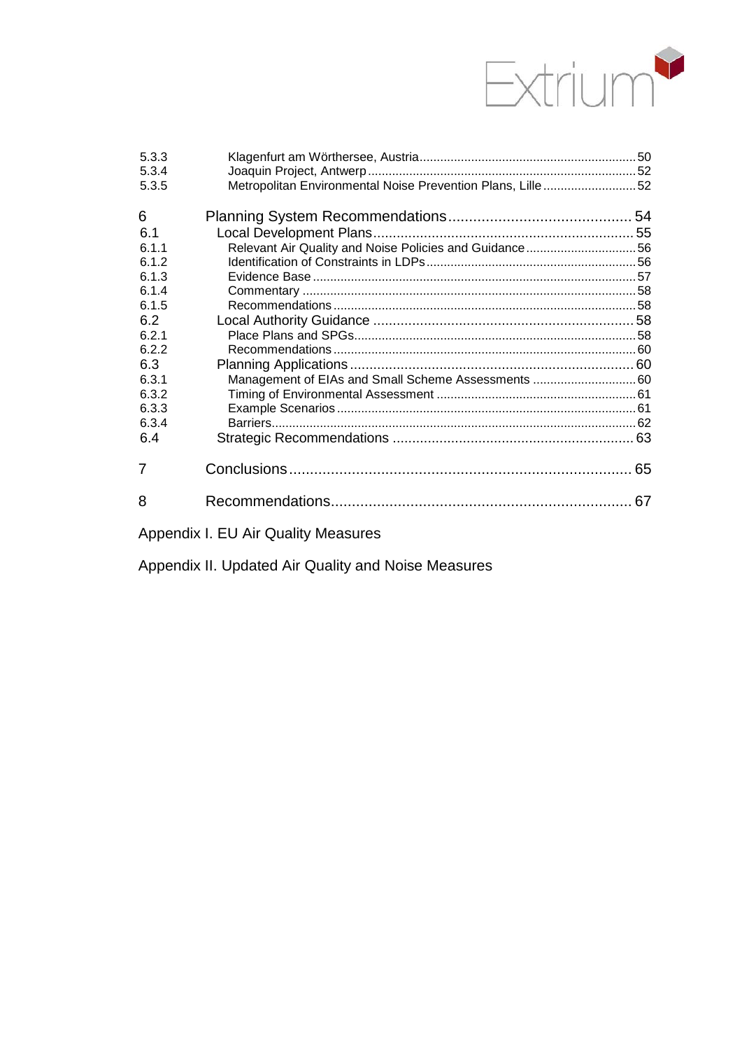| | | |
|---|---|---|
| 5.3.3 | Klagenfurt am Wörthersee, Austria | 50 |
| 5.3.4 | Joaquin Project, Antwerp | 52 |
| 5.3.5 | Metropolitan Environmental Noise Prevention Plans, Lille | 52 |
| **6** | **Planning System Recommendations** | **54** |
| 6.1 | Local Development Plans | 55 |
| 6.1.1 | Relevant Air Quality and Noise Policies and Guidance | 56 |
| 6.1.2 | Identification of Constraints in LDPs | 56 |
| 6.1.3 | Evidence Base | 57 |
| 6.1.4 | Commentary | 58 |
| 6.1.5 | Recommendations | 58 |
| 6.2 | Local Authority Guidance | 58 |
| 6.2.1 | Place Plans and SPGs | 58 |
| 6.2.2 | Recommendations | 60 |
| 6.3 | Planning Applications | 60 |
| 6.3.1 | Management of EIAs and Small Scheme Assessments | 60 |
| 6.3.2 | Timing of Environmental Assessment | 61 |
| 6.3.3 | Example Scenarios | 61 |
| 6.3.4 | Barriers | 62 |
| 6.4 | Strategic Recommendations | 63 |
| **7** | **Conclusions** | **65** |
| **8** | **Recommendations** | **67** |

Appendix I. EU Air Quality Measures

Appendix II. Updated Air Quality and Noise Measures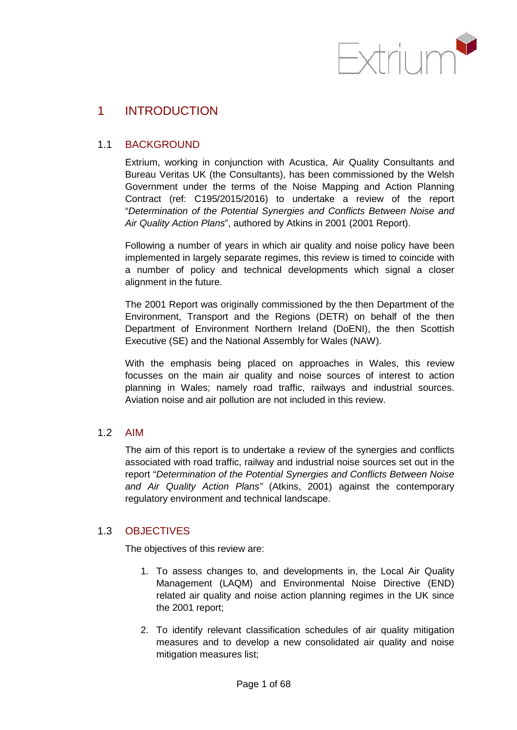# 1 INTRODUCTION

## 1.1 BACKGROUND

Extrium, working in conjunction with Acustica, Air Quality Consultants and Bureau Veritas UK (the Consultants), has been commissioned by the Welsh Government under the terms of the Noise Mapping and Action Planning Contract (ref: C195/2015/2016) to undertake a review of the report "*Determination of the Potential Synergies and Conflicts Between Noise and Air Quality Action Plans*", authored by Atkins in 2001 (2001 Report).

Following a number of years in which air quality and noise policy have been implemented in largely separate regimes, this review is timed to coincide with a number of policy and technical developments which signal a closer alignment in the future.

The 2001 Report was originally commissioned by the then Department of the Environment, Transport and the Regions (DETR) on behalf of the then Department of Environment Northern Ireland (DoENI), the then Scottish Executive (SE) and the National Assembly for Wales (NAW).

With the emphasis being placed on approaches in Wales, this review focusses on the main air quality and noise sources of interest to action planning in Wales; namely road traffic, railways and industrial sources. Aviation noise and air pollution are not included in this review.

## 1.2 AIM

The aim of this report is to undertake a review of the synergies and conflicts associated with road traffic, railway and industrial noise sources set out in the report "*Determination of the Potential Synergies and Conflicts Between Noise and Air Quality Action Plans"* (Atkins, 2001) against the contemporary regulatory environment and technical landscape.

## 1.3 OBJECTIVES

The objectives of this review are:

1. To assess changes to, and developments in, the Local Air Quality Management (LAQM) and Environmental Noise Directive (END) related air quality and noise action planning regimes in the UK since the 2001 report;

2. To identify relevant classification schedules of air quality mitigation measures and to develop a new consolidated air quality and noise mitigation measures list;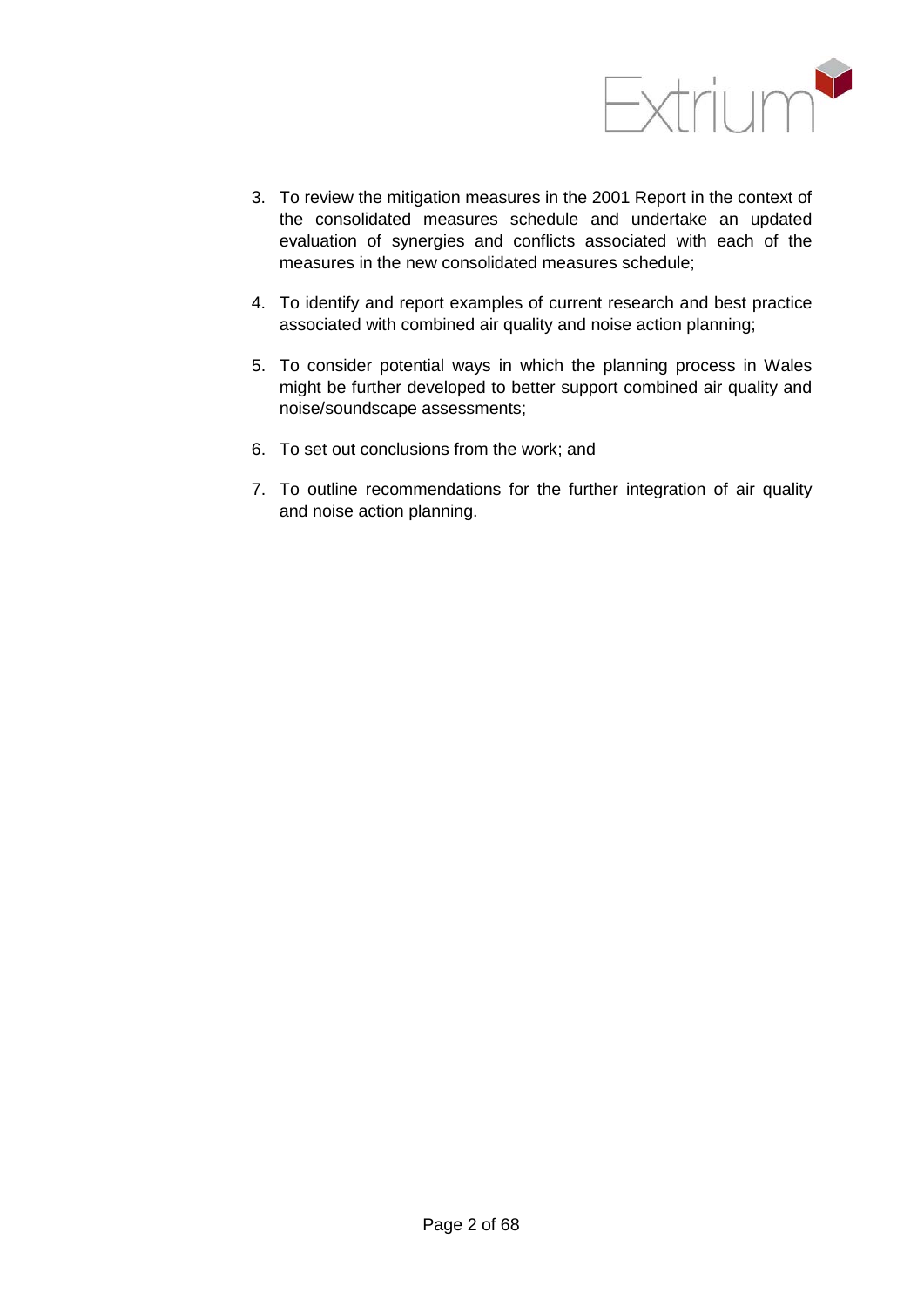3. To review the mitigation measures in the 2001 Report in the context of the consolidated measures schedule and undertake an updated evaluation of synergies and conflicts associated with each of the measures in the new consolidated measures schedule;

4. To identify and report examples of current research and best practice associated with combined air quality and noise action planning;

5. To consider potential ways in which the planning process in Wales might be further developed to better support combined air quality and noise/soundscape assessments;

6. To set out conclusions from the work; and

7. To outline recommendations for the further integration of air quality and noise action planning.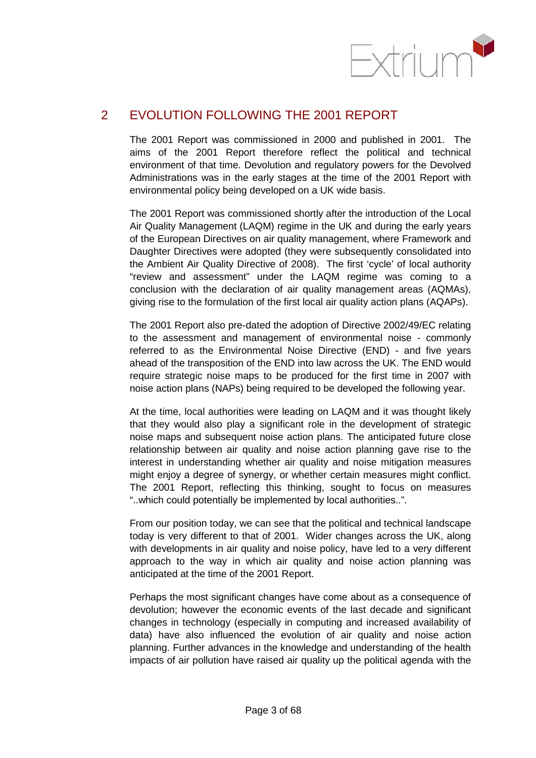## 2 EVOLUTION FOLLOWING THE 2001 REPORT

The 2001 Report was commissioned in 2000 and published in 2001. The aims of the 2001 Report therefore reflect the political and technical environment of that time. Devolution and regulatory powers for the Devolved Administrations was in the early stages at the time of the 2001 Report with environmental policy being developed on a UK wide basis.

The 2001 Report was commissioned shortly after the introduction of the Local Air Quality Management (LAQM) regime in the UK and during the early years of the European Directives on air quality management, where Framework and Daughter Directives were adopted (they were subsequently consolidated into the Ambient Air Quality Directive of 2008). The first 'cycle' of local authority "review and assessment" under the LAQM regime was coming to a conclusion with the declaration of air quality management areas (AQMAs), giving rise to the formulation of the first local air quality action plans (AQAPs).

The 2001 Report also pre-dated the adoption of Directive 2002/49/EC relating to the assessment and management of environmental noise - commonly referred to as the Environmental Noise Directive (END) - and five years ahead of the transposition of the END into law across the UK. The END would require strategic noise maps to be produced for the first time in 2007 with noise action plans (NAPs) being required to be developed the following year.

At the time, local authorities were leading on LAQM and it was thought likely that they would also play a significant role in the development of strategic noise maps and subsequent noise action plans. The anticipated future close relationship between air quality and noise action planning gave rise to the interest in understanding whether air quality and noise mitigation measures might enjoy a degree of synergy, or whether certain measures might conflict. The 2001 Report, reflecting this thinking, sought to focus on measures "..which could potentially be implemented by local authorities..".

From our position today, we can see that the political and technical landscape today is very different to that of 2001. Wider changes across the UK, along with developments in air quality and noise policy, have led to a very different approach to the way in which air quality and noise action planning was anticipated at the time of the 2001 Report.

Perhaps the most significant changes have come about as a consequence of devolution; however the economic events of the last decade and significant changes in technology (especially in computing and increased availability of data) have also influenced the evolution of air quality and noise action planning. Further advances in the knowledge and understanding of the health impacts of air pollution have raised air quality up the political agenda with the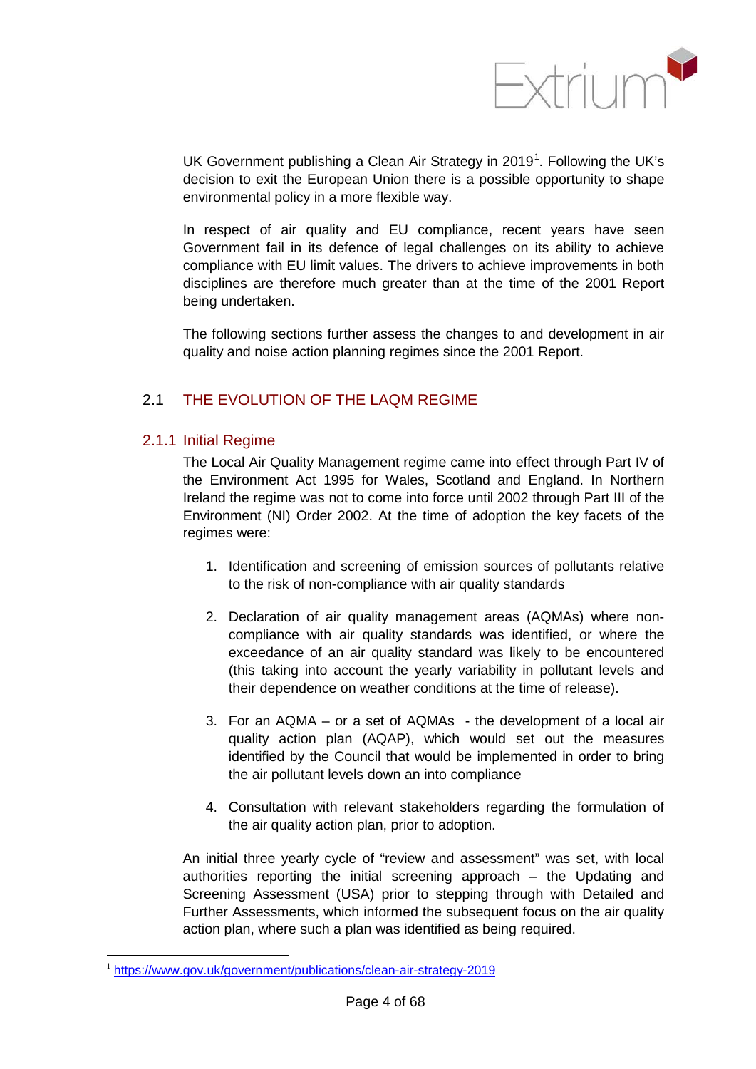UK Government publishing a Clean Air Strategy in 2019[1]. Following the UK's decision to exit the European Union there is a possible opportunity to shape environmental policy in a more flexible way.

In respect of air quality and EU compliance, recent years have seen Government fail in its defence of legal challenges on its ability to achieve compliance with EU limit values. The drivers to achieve improvements in both disciplines are therefore much greater than at the time of the 2001 Report being undertaken.

The following sections further assess the changes to and development in air quality and noise action planning regimes since the 2001 Report.

## 2.1 THE EVOLUTION OF THE LAQM REGIME

### 2.1.1 Initial Regime

The Local Air Quality Management regime came into effect through Part IV of the Environment Act 1995 for Wales, Scotland and England. In Northern Ireland the regime was not to come into force until 2002 through Part III of the Environment (NI) Order 2002. At the time of adoption the key facets of the regimes were:

1. Identification and screening of emission sources of pollutants relative to the risk of non-compliance with air quality standards
2. Declaration of air quality management areas (AQMAs) where non-compliance with air quality standards was identified, or where the exceedance of an air quality standard was likely to be encountered (this taking into account the yearly variability in pollutant levels and their dependence on weather conditions at the time of release).
3. For an AQMA – or a set of AQMAs - the development of a local air quality action plan (AQAP), which would set out the measures identified by the Council that would be implemented in order to bring the air pollutant levels down an into compliance
4. Consultation with relevant stakeholders regarding the formulation of the air quality action plan, prior to adoption.

An initial three yearly cycle of "review and assessment" was set, with local authorities reporting the initial screening approach – the Updating and Screening Assessment (USA) prior to stepping through with Detailed and Further Assessments, which informed the subsequent focus on the air quality action plan, where such a plan was identified as being required.

[1] https://www.gov.uk/government/publications/clean-air-strategy-2019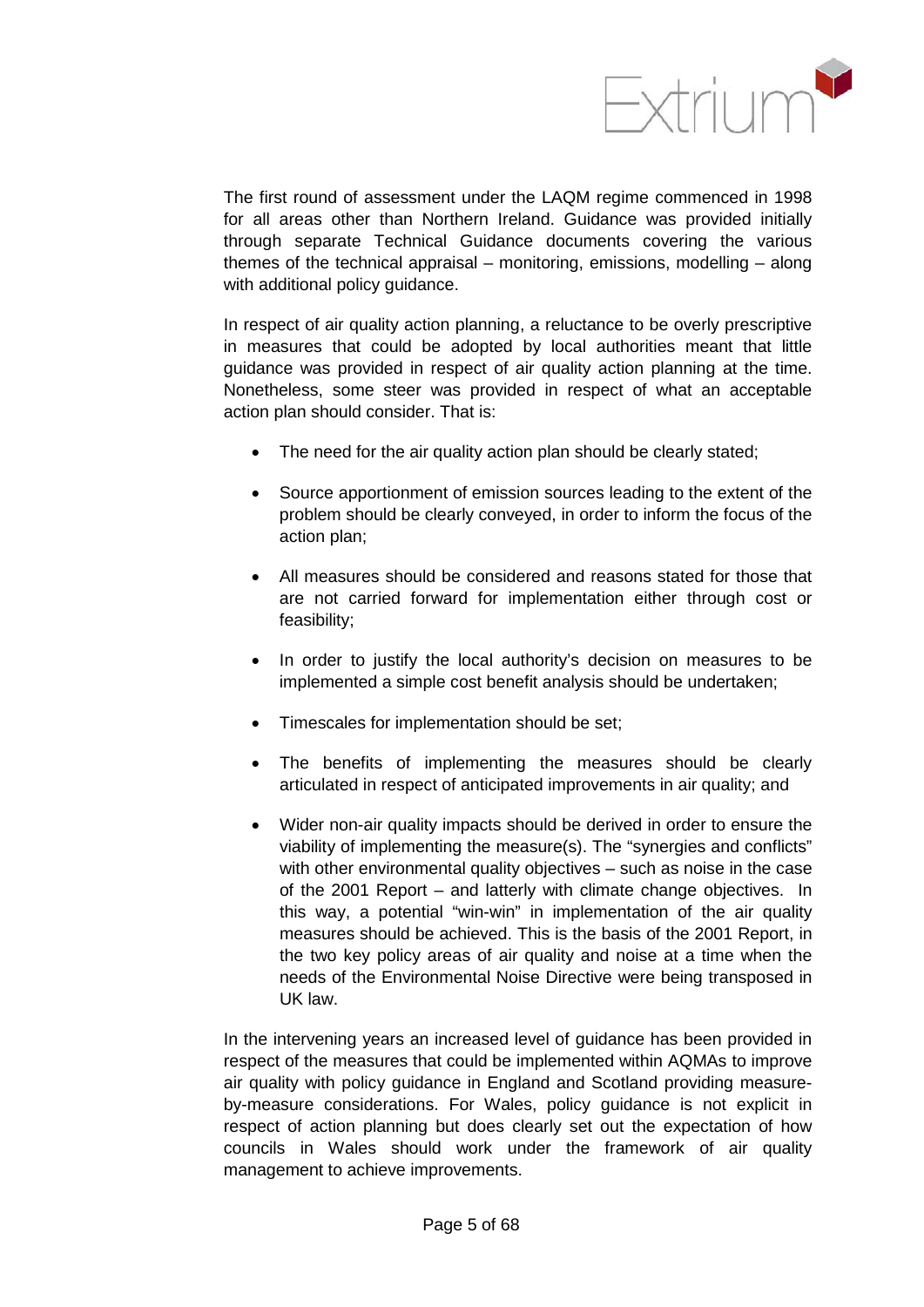The first round of assessment under the LAQM regime commenced in 1998 for all areas other than Northern Ireland. Guidance was provided initially through separate Technical Guidance documents covering the various themes of the technical appraisal – monitoring, emissions, modelling – along with additional policy guidance.

In respect of air quality action planning, a reluctance to be overly prescriptive in measures that could be adopted by local authorities meant that little guidance was provided in respect of air quality action planning at the time. Nonetheless, some steer was provided in respect of what an acceptable action plan should consider. That is:

- The need for the air quality action plan should be clearly stated;
- Source apportionment of emission sources leading to the extent of the problem should be clearly conveyed, in order to inform the focus of the action plan;
- All measures should be considered and reasons stated for those that are not carried forward for implementation either through cost or feasibility;
- In order to justify the local authority's decision on measures to be implemented a simple cost benefit analysis should be undertaken;
- Timescales for implementation should be set;
- The benefits of implementing the measures should be clearly articulated in respect of anticipated improvements in air quality; and
- Wider non-air quality impacts should be derived in order to ensure the viability of implementing the measure(s). The "synergies and conflicts" with other environmental quality objectives – such as noise in the case of the 2001 Report – and latterly with climate change objectives. In this way, a potential "win-win" in implementation of the air quality measures should be achieved. This is the basis of the 2001 Report, in the two key policy areas of air quality and noise at a time when the needs of the Environmental Noise Directive were being transposed in UK law.

In the intervening years an increased level of guidance has been provided in respect of the measures that could be implemented within AQMAs to improve air quality with policy guidance in England and Scotland providing measure-by-measure considerations. For Wales, policy guidance is not explicit in respect of action planning but does clearly set out the expectation of how councils in Wales should work under the framework of air quality management to achieve improvements.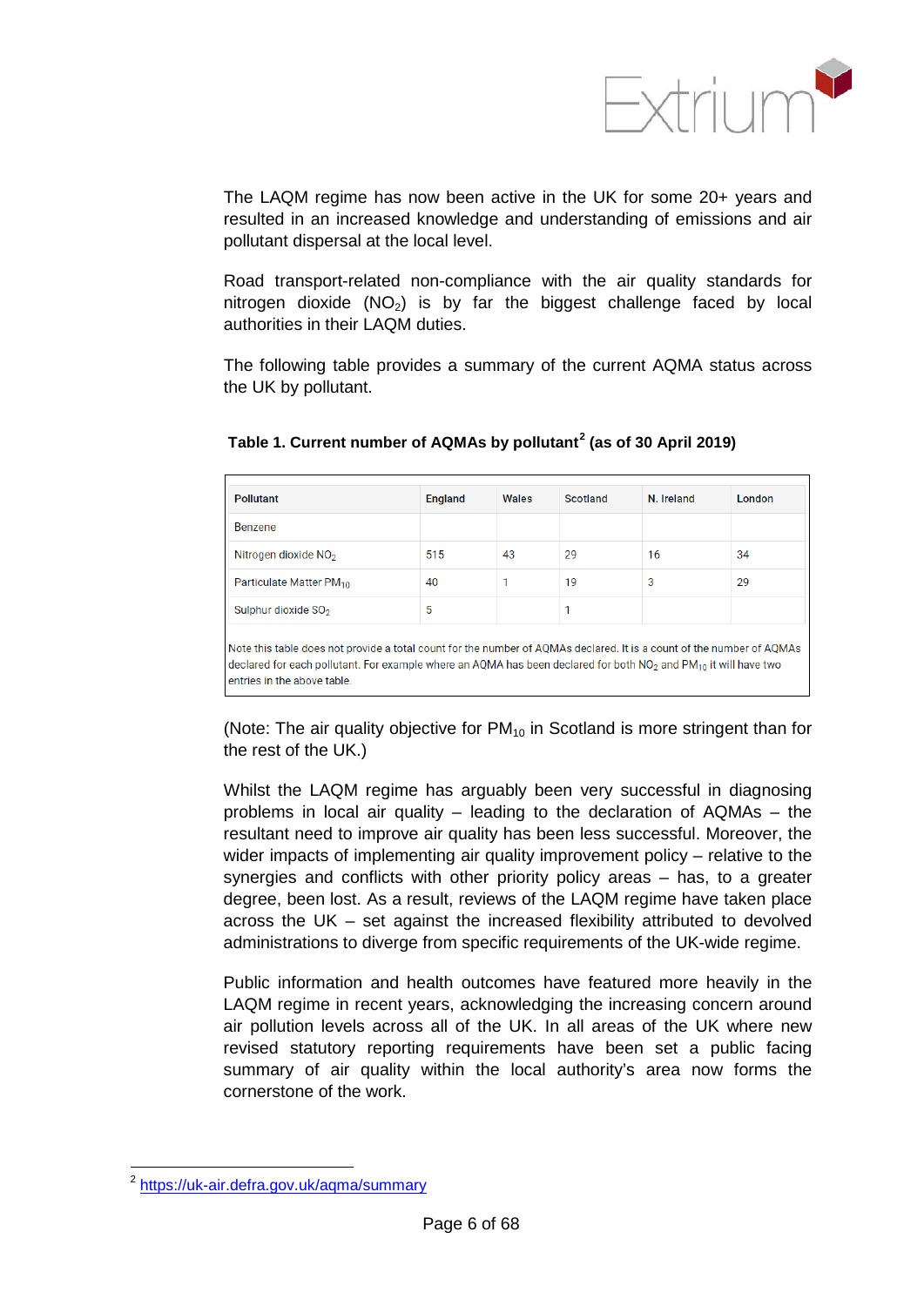The LAQM regime has now been active in the UK for some 20+ years and resulted in an increased knowledge and understanding of emissions and air pollutant dispersal at the local level.

Road transport-related non-compliance with the air quality standards for nitrogen dioxide ($NO_2$) is by far the biggest challenge faced by local authorities in their LAQM duties.

The following table provides a summary of the current AQMA status across the UK by pollutant.

**Table 1. Current number of AQMAs by pollutant[2] (as of 30 April 2019)**

| Pollutant | England | Wales | Scotland | N. Ireland | London |
|---|---|---|---|---|---|
| Benzene | | | | | |
| Nitrogen dioxide $NO_2$ | 515 | 43 | 29 | 16 | 34 |
| Particulate Matter $PM_{10}$ | 40 | 1 | 19 | 3 | 29 |
| Sulphur dioxide $SO_2$ | 5 | | 1 | | |

Note this table does not provide a total count for the number of AQMAs declared. It is a count of the number of AQMAs declared for each pollutant. For example where an AQMA has been declared for both $NO_2$ and $PM_{10}$ it will have two entries in the above table.

(Note: The air quality objective for $PM_{10}$ in Scotland is more stringent than for the rest of the UK.)

Whilst the LAQM regime has arguably been very successful in diagnosing problems in local air quality – leading to the declaration of AQMAs – the resultant need to improve air quality has been less successful. Moreover, the wider impacts of implementing air quality improvement policy – relative to the synergies and conflicts with other priority policy areas – has, to a greater degree, been lost. As a result, reviews of the LAQM regime have taken place across the UK – set against the increased flexibility attributed to devolved administrations to diverge from specific requirements of the UK-wide regime.

Public information and health outcomes have featured more heavily in the LAQM regime in recent years, acknowledging the increasing concern around air pollution levels across all of the UK. In all areas of the UK where new revised statutory reporting requirements have been set a public facing summary of air quality within the local authority's area now forms the cornerstone of the work.

[2] https://uk-air.defra.gov.uk/aqma/summary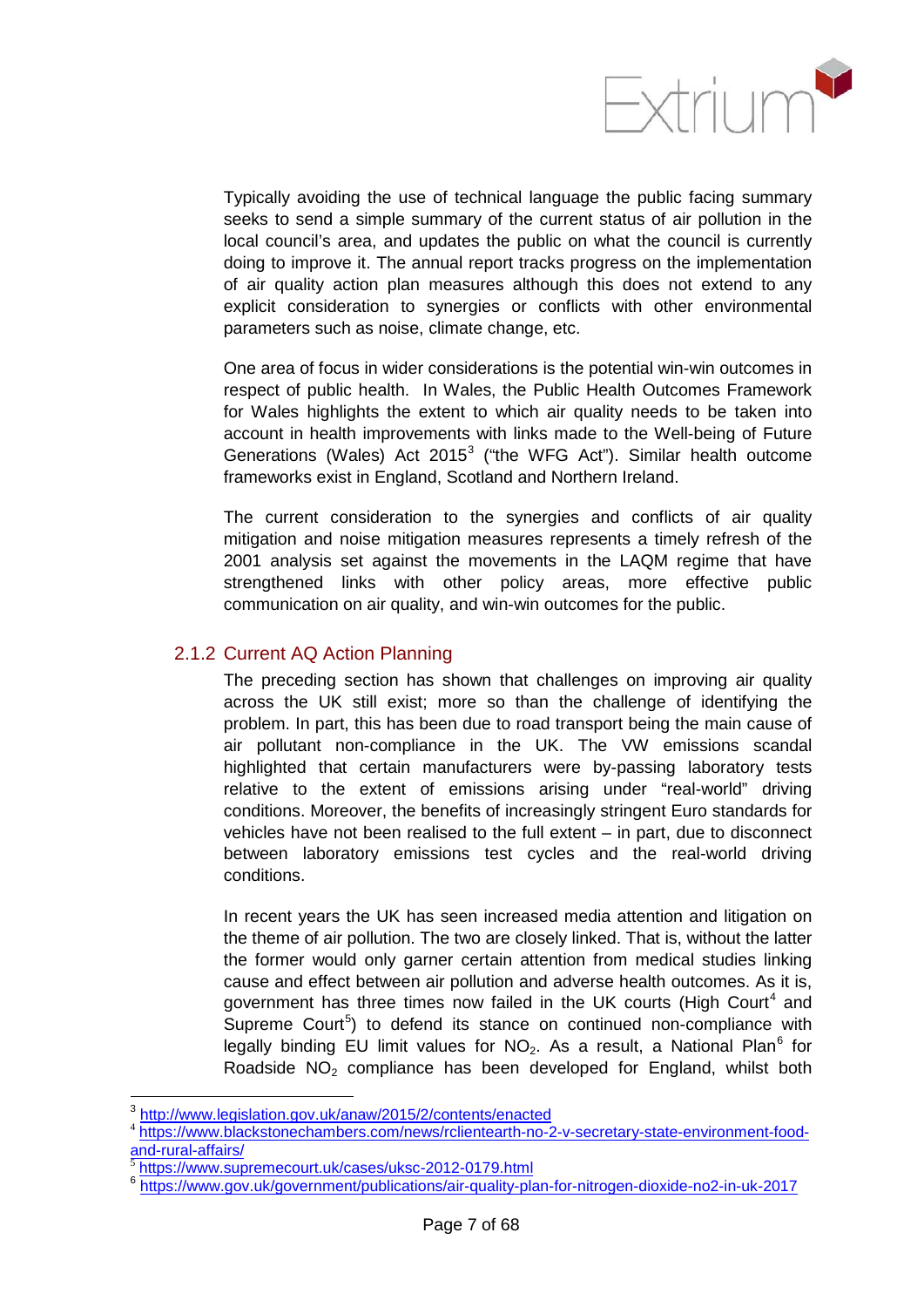Typically avoiding the use of technical language the public facing summary seeks to send a simple summary of the current status of air pollution in the local council's area, and updates the public on what the council is currently doing to improve it. The annual report tracks progress on the implementation of air quality action plan measures although this does not extend to any explicit consideration to synergies or conflicts with other environmental parameters such as noise, climate change, etc.

One area of focus in wider considerations is the potential win-win outcomes in respect of public health. In Wales, the Public Health Outcomes Framework for Wales highlights the extent to which air quality needs to be taken into account in health improvements with links made to the Well-being of Future Generations (Wales) Act 2015[3] ("the WFG Act"). Similar health outcome frameworks exist in England, Scotland and Northern Ireland.

The current consideration to the synergies and conflicts of air quality mitigation and noise mitigation measures represents a timely refresh of the 2001 analysis set against the movements in the LAQM regime that have strengthened links with other policy areas, more effective public communication on air quality, and win-win outcomes for the public.

### 2.1.2 Current AQ Action Planning

The preceding section has shown that challenges on improving air quality across the UK still exist; more so than the challenge of identifying the problem. In part, this has been due to road transport being the main cause of air pollutant non-compliance in the UK. The VW emissions scandal highlighted that certain manufacturers were by-passing laboratory tests relative to the extent of emissions arising under "real-world" driving conditions. Moreover, the benefits of increasingly stringent Euro standards for vehicles have not been realised to the full extent – in part, due to disconnect between laboratory emissions test cycles and the real-world driving conditions.

In recent years the UK has seen increased media attention and litigation on the theme of air pollution. The two are closely linked. That is, without the latter the former would only garner certain attention from medical studies linking cause and effect between air pollution and adverse health outcomes. As it is, government has three times now failed in the UK courts (High Court[4] and Supreme Court[5]) to defend its stance on continued non-compliance with legally binding EU limit values for $NO_2$. As a result, a National Plan[6] for Roadside $NO_2$ compliance has been developed for England, whilst both

---

[3] http://www.legislation.gov.uk/anaw/2015/2/contents/enacted

[4] https://www.blackstonechambers.com/news/rclientearth-no-2-v-secretary-state-environment-food-and-rural-affairs/

[5] https://www.supremecourt.uk/cases/uksc-2012-0179.html

[6] https://www.gov.uk/government/publications/air-quality-plan-for-nitrogen-dioxide-no2-in-uk-2017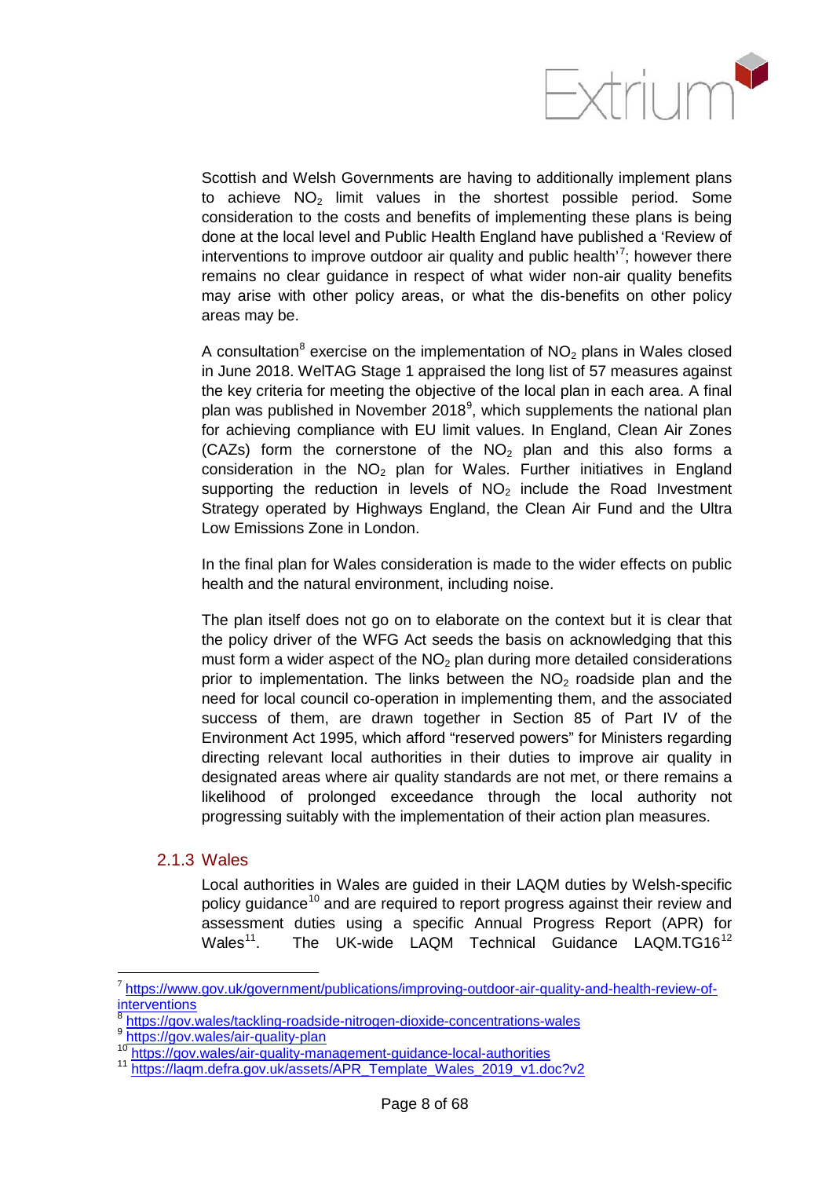Scottish and Welsh Governments are having to additionally implement plans to achieve $NO_2$ limit values in the shortest possible period. Some consideration to the costs and benefits of implementing these plans is being done at the local level and Public Health England have published a 'Review of interventions to improve outdoor air quality and public health'[7]; however there remains no clear guidance in respect of what wider non-air quality benefits may arise with other policy areas, or what the dis-benefits on other policy areas may be.

A consultation[8] exercise on the implementation of $NO_2$ plans in Wales closed in June 2018. WelTAG Stage 1 appraised the long list of 57 measures against the key criteria for meeting the objective of the local plan in each area. A final plan was published in November 2018[9], which supplements the national plan for achieving compliance with EU limit values. In England, Clean Air Zones (CAZs) form the cornerstone of the $NO_2$ plan and this also forms a consideration in the $NO_2$ plan for Wales. Further initiatives in England supporting the reduction in levels of $NO_2$ include the Road Investment Strategy operated by Highways England, the Clean Air Fund and the Ultra Low Emissions Zone in London.

In the final plan for Wales consideration is made to the wider effects on public health and the natural environment, including noise.

The plan itself does not go on to elaborate on the context but it is clear that the policy driver of the WFG Act seeds the basis on acknowledging that this must form a wider aspect of the $NO_2$ plan during more detailed considerations prior to implementation. The links between the $NO_2$ roadside plan and the need for local council co-operation in implementing them, and the associated success of them, are drawn together in Section 85 of Part IV of the Environment Act 1995, which afford "reserved powers" for Ministers regarding directing relevant local authorities in their duties to improve air quality in designated areas where air quality standards are not met, or there remains a likelihood of prolonged exceedance through the local authority not progressing suitably with the implementation of their action plan measures.

### 2.1.3 Wales

Local authorities in Wales are guided in their LAQM duties by Welsh-specific policy guidance[10] and are required to report progress against their review and assessment duties using a specific Annual Progress Report (APR) for Wales[11]. The UK-wide LAQM Technical Guidance LAQM.TG16[12]

---

[7] https://www.gov.uk/government/publications/improving-outdoor-air-quality-and-health-review-of-interventions

[8] https://gov.wales/tackling-roadside-nitrogen-dioxide-concentrations-wales

[9] https://gov.wales/air-quality-plan

[10] https://gov.wales/air-quality-management-guidance-local-authorities

[11] https://laqm.defra.gov.uk/assets/APR_Template_Wales_2019_v1.doc?v2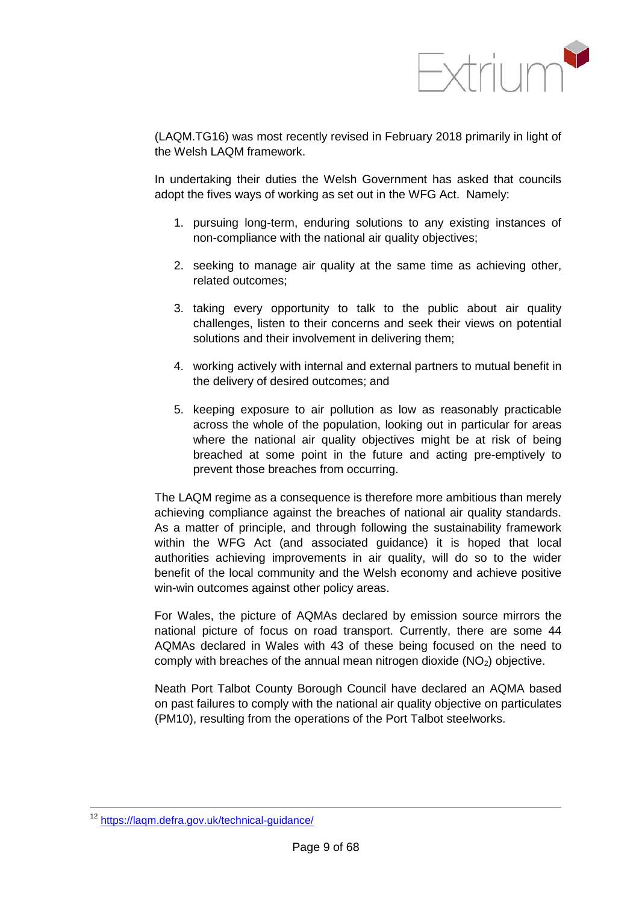(LAQM.TG16) was most recently revised in February 2018 primarily in light of the Welsh LAQM framework.

In undertaking their duties the Welsh Government has asked that councils adopt the fives ways of working as set out in the WFG Act. Namely:

1. pursuing long-term, enduring solutions to any existing instances of non-compliance with the national air quality objectives;
2. seeking to manage air quality at the same time as achieving other, related outcomes;
3. taking every opportunity to talk to the public about air quality challenges, listen to their concerns and seek their views on potential solutions and their involvement in delivering them;
4. working actively with internal and external partners to mutual benefit in the delivery of desired outcomes; and
5. keeping exposure to air pollution as low as reasonably practicable across the whole of the population, looking out in particular for areas where the national air quality objectives might be at risk of being breached at some point in the future and acting pre-emptively to prevent those breaches from occurring.

The LAQM regime as a consequence is therefore more ambitious than merely achieving compliance against the breaches of national air quality standards. As a matter of principle, and through following the sustainability framework within the WFG Act (and associated guidance) it is hoped that local authorities achieving improvements in air quality, will do so to the wider benefit of the local community and the Welsh economy and achieve positive win-win outcomes against other policy areas.

For Wales, the picture of AQMAs declared by emission source mirrors the national picture of focus on road transport. Currently, there are some 44 AQMAs declared in Wales with 43 of these being focused on the need to comply with breaches of the annual mean nitrogen dioxide ($NO_2$) objective.

Neath Port Talbot County Borough Council have declared an AQMA based on past failures to comply with the national air quality objective on particulates (PM10), resulting from the operations of the Port Talbot steelworks.

[12] https://laqm.defra.gov.uk/technical-guidance/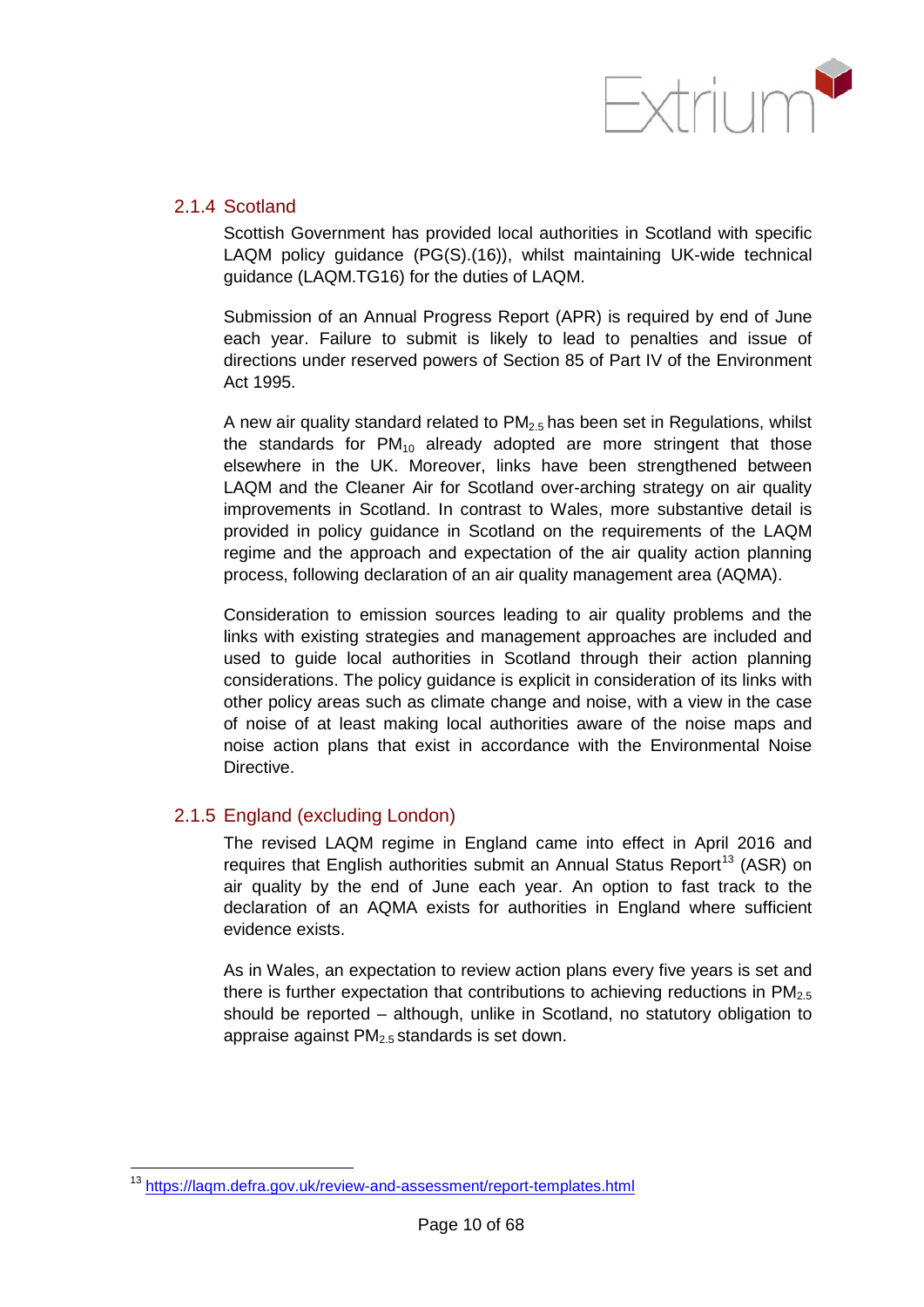### 2.1.4 Scotland

Scottish Government has provided local authorities in Scotland with specific LAQM policy guidance (PG(S).(16)), whilst maintaining UK-wide technical guidance (LAQM.TG16) for the duties of LAQM.

Submission of an Annual Progress Report (APR) is required by end of June each year. Failure to submit is likely to lead to penalties and issue of directions under reserved powers of Section 85 of Part IV of the Environment Act 1995.

A new air quality standard related to $PM_{2.5}$ has been set in Regulations, whilst the standards for $PM_{10}$ already adopted are more stringent that those elsewhere in the UK. Moreover, links have been strengthened between LAQM and the Cleaner Air for Scotland over-arching strategy on air quality improvements in Scotland. In contrast to Wales, more substantive detail is provided in policy guidance in Scotland on the requirements of the LAQM regime and the approach and expectation of the air quality action planning process, following declaration of an air quality management area (AQMA).

Consideration to emission sources leading to air quality problems and the links with existing strategies and management approaches are included and used to guide local authorities in Scotland through their action planning considerations. The policy guidance is explicit in consideration of its links with other policy areas such as climate change and noise, with a view in the case of noise of at least making local authorities aware of the noise maps and noise action plans that exist in accordance with the Environmental Noise Directive.

### 2.1.5 England (excluding London)

The revised LAQM regime in England came into effect in April 2016 and requires that English authorities submit an Annual Status Report[13] (ASR) on air quality by the end of June each year. An option to fast track to the declaration of an AQMA exists for authorities in England where sufficient evidence exists.

As in Wales, an expectation to review action plans every five years is set and there is further expectation that contributions to achieving reductions in $PM_{2.5}$ should be reported – although, unlike in Scotland, no statutory obligation to appraise against $PM_{2.5}$ standards is set down.

[13] https://laqm.defra.gov.uk/review-and-assessment/report-templates.html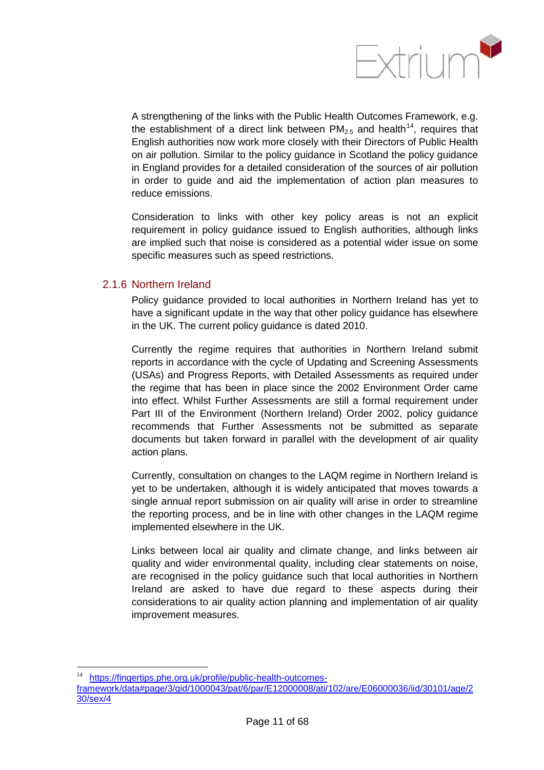A strengthening of the links with the Public Health Outcomes Framework, e.g. the establishment of a direct link between $PM_{2.5}$ and health[14], requires that English authorities now work more closely with their Directors of Public Health on air pollution. Similar to the policy guidance in Scotland the policy guidance in England provides for a detailed consideration of the sources of air pollution in order to guide and aid the implementation of action plan measures to reduce emissions.

Consideration to links with other key policy areas is not an explicit requirement in policy guidance issued to English authorities, although links are implied such that noise is considered as a potential wider issue on some specific measures such as speed restrictions.

### 2.1.6 Northern Ireland

Policy guidance provided to local authorities in Northern Ireland has yet to have a significant update in the way that other policy guidance has elsewhere in the UK. The current policy guidance is dated 2010.

Currently the regime requires that authorities in Northern Ireland submit reports in accordance with the cycle of Updating and Screening Assessments (USAs) and Progress Reports, with Detailed Assessments as required under the regime that has been in place since the 2002 Environment Order came into effect. Whilst Further Assessments are still a formal requirement under Part III of the Environment (Northern Ireland) Order 2002, policy guidance recommends that Further Assessments not be submitted as separate documents but taken forward in parallel with the development of air quality action plans.

Currently, consultation on changes to the LAQM regime in Northern Ireland is yet to be undertaken, although it is widely anticipated that moves towards a single annual report submission on air quality will arise in order to streamline the reporting process, and be in line with other changes in the LAQM regime implemented elsewhere in the UK.

Links between local air quality and climate change, and links between air quality and wider environmental quality, including clear statements on noise, are recognised in the policy guidance such that local authorities in Northern Ireland are asked to have due regard to these aspects during their considerations to air quality action planning and implementation of air quality improvement measures.

---

[14] https://fingertips.phe.org.uk/profile/public-health-outcomes-framework/data#page/3/gid/1000043/pat/6/par/E12000008/ati/102/are/E06000036/iid/30101/age/230/sex/4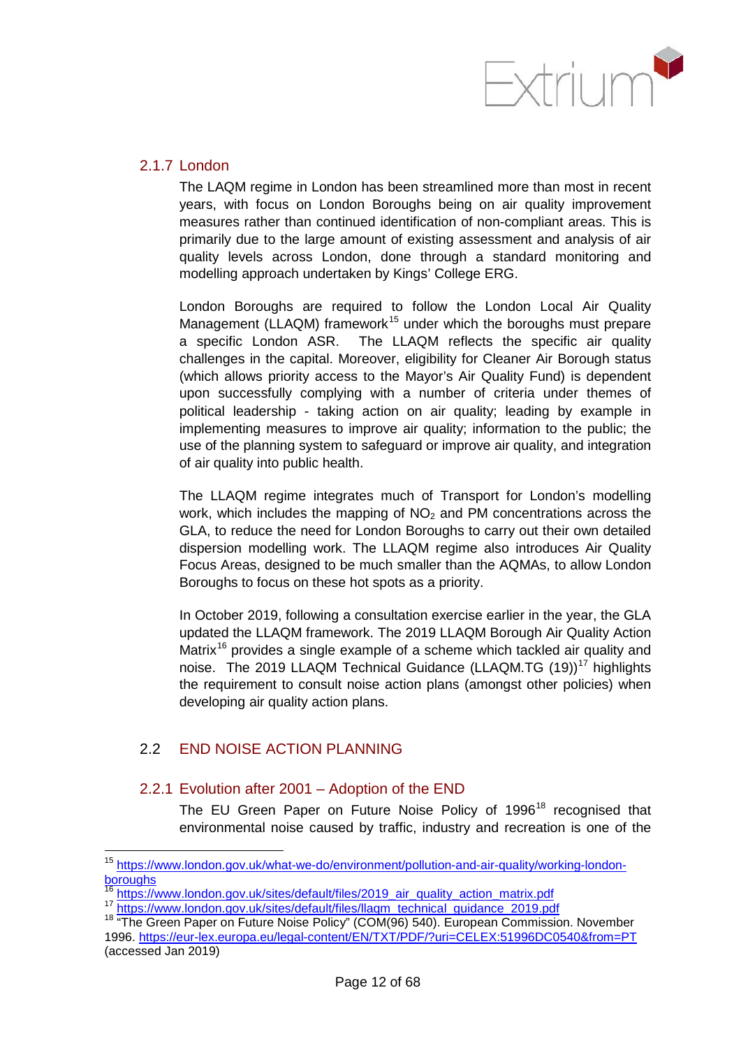### 2.1.7 London

The LAQM regime in London has been streamlined more than most in recent years, with focus on London Boroughs being on air quality improvement measures rather than continued identification of non-compliant areas. This is primarily due to the large amount of existing assessment and analysis of air quality levels across London, done through a standard monitoring and modelling approach undertaken by Kings' College ERG.

London Boroughs are required to follow the London Local Air Quality Management (LLAQM) framework[15] under which the boroughs must prepare a specific London ASR. The LLAQM reflects the specific air quality challenges in the capital. Moreover, eligibility for Cleaner Air Borough status (which allows priority access to the Mayor's Air Quality Fund) is dependent upon successfully complying with a number of criteria under themes of political leadership - taking action on air quality; leading by example in implementing measures to improve air quality; information to the public; the use of the planning system to safeguard or improve air quality, and integration of air quality into public health.

The LLAQM regime integrates much of Transport for London's modelling work, which includes the mapping of $NO_2$ and PM concentrations across the GLA, to reduce the need for London Boroughs to carry out their own detailed dispersion modelling work. The LLAQM regime also introduces Air Quality Focus Areas, designed to be much smaller than the AQMAs, to allow London Boroughs to focus on these hot spots as a priority.

In October 2019, following a consultation exercise earlier in the year, the GLA updated the LLAQM framework. The 2019 LLAQM Borough Air Quality Action Matrix[16] provides a single example of a scheme which tackled air quality and noise. The 2019 LLAQM Technical Guidance (LLAQM.TG (19))[17] highlights the requirement to consult noise action plans (amongst other policies) when developing air quality action plans.

## 2.2 END NOISE ACTION PLANNING

### 2.2.1 Evolution after 2001 – Adoption of the END

The EU Green Paper on Future Noise Policy of 1996[18] recognised that environmental noise caused by traffic, industry and recreation is one of the

---

[15] https://www.london.gov.uk/what-we-do/environment/pollution-and-air-quality/working-london-boroughs

[16] https://www.london.gov.uk/sites/default/files/2019_air_quality_action_matrix.pdf

[17] https://www.london.gov.uk/sites/default/files/llaqm_technical_guidance_2019.pdf

[18] "The Green Paper on Future Noise Policy" (COM(96) 540). European Commission. November 1996. https://eur-lex.europa.eu/legal-content/EN/TXT/PDF/?uri=CELEX:51996DC0540&from=PT (accessed Jan 2019)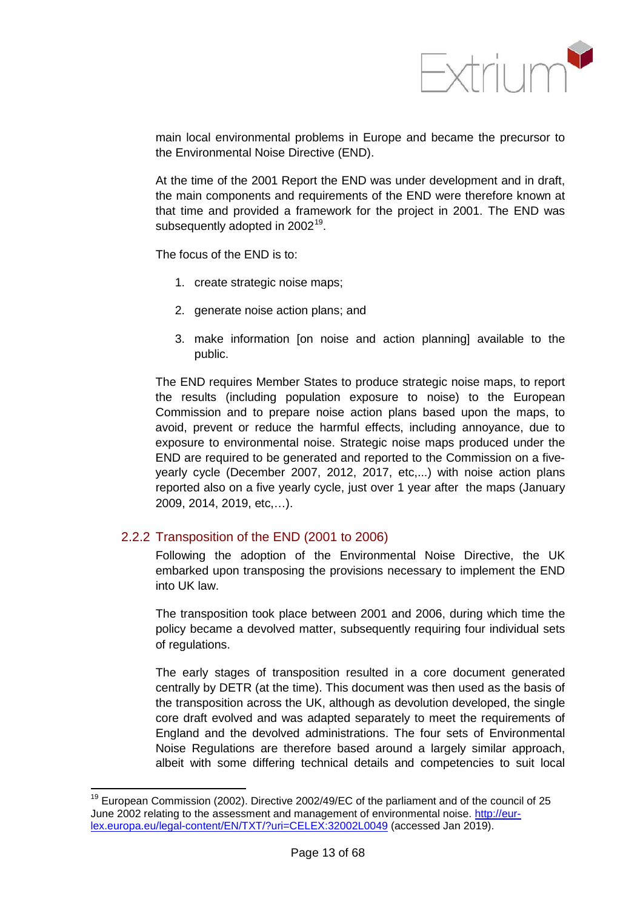main local environmental problems in Europe and became the precursor to the Environmental Noise Directive (END).

At the time of the 2001 Report the END was under development and in draft, the main components and requirements of the END were therefore known at that time and provided a framework for the project in 2001. The END was subsequently adopted in 2002[19].

The focus of the END is to:

1. create strategic noise maps;
2. generate noise action plans; and
3. make information [on noise and action planning] available to the public.

The END requires Member States to produce strategic noise maps, to report the results (including population exposure to noise) to the European Commission and to prepare noise action plans based upon the maps, to avoid, prevent or reduce the harmful effects, including annoyance, due to exposure to environmental noise. Strategic noise maps produced under the END are required to be generated and reported to the Commission on a five-yearly cycle (December 2007, 2012, 2017, etc,...) with noise action plans reported also on a five yearly cycle, just over 1 year after the maps (January 2009, 2014, 2019, etc,…).

### 2.2.2 Transposition of the END (2001 to 2006)

Following the adoption of the Environmental Noise Directive, the UK embarked upon transposing the provisions necessary to implement the END into UK law.

The transposition took place between 2001 and 2006, during which time the policy became a devolved matter, subsequently requiring four individual sets of regulations.

The early stages of transposition resulted in a core document generated centrally by DETR (at the time). This document was then used as the basis of the transposition across the UK, although as devolution developed, the single core draft evolved and was adapted separately to meet the requirements of England and the devolved administrations. The four sets of Environmental Noise Regulations are therefore based around a largely similar approach, albeit with some differing technical details and competencies to suit local

---

[19] European Commission (2002). Directive 2002/49/EC of the parliament and of the council of 25 June 2002 relating to the assessment and management of environmental noise. http://eur-lex.europa.eu/legal-content/EN/TXT/?uri=CELEX:32002L0049 (accessed Jan 2019).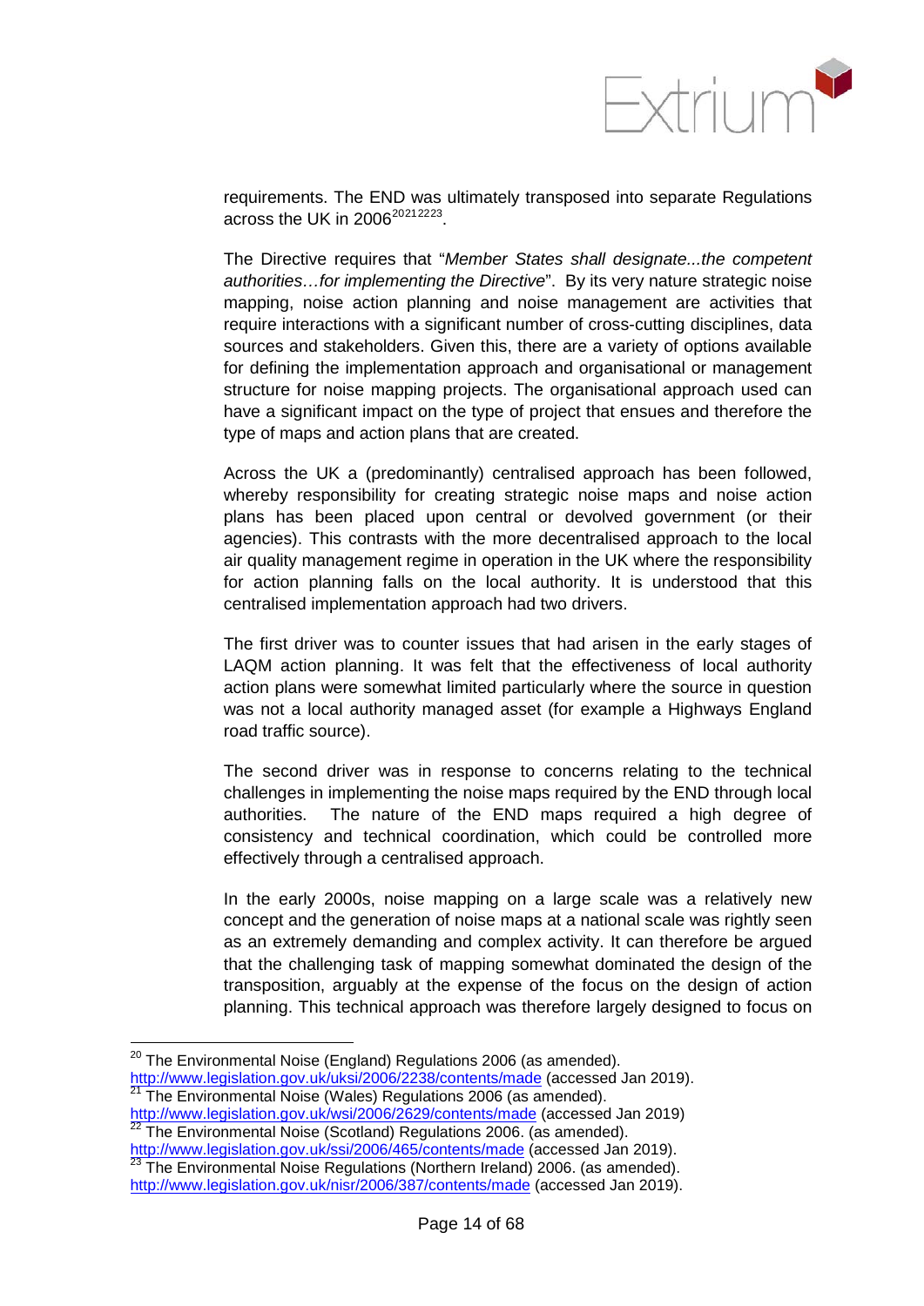requirements. The END was ultimately transposed into separate Regulations across the UK in 2006[20][21][22][23].

The Directive requires that "*Member States shall designate...the competent authorities…for implementing the Directive*". By its very nature strategic noise mapping, noise action planning and noise management are activities that require interactions with a significant number of cross-cutting disciplines, data sources and stakeholders. Given this, there are a variety of options available for defining the implementation approach and organisational or management structure for noise mapping projects. The organisational approach used can have a significant impact on the type of project that ensues and therefore the type of maps and action plans that are created.

Across the UK a (predominantly) centralised approach has been followed, whereby responsibility for creating strategic noise maps and noise action plans has been placed upon central or devolved government (or their agencies). This contrasts with the more decentralised approach to the local air quality management regime in operation in the UK where the responsibility for action planning falls on the local authority. It is understood that this centralised implementation approach had two drivers.

The first driver was to counter issues that had arisen in the early stages of LAQM action planning. It was felt that the effectiveness of local authority action plans were somewhat limited particularly where the source in question was not a local authority managed asset (for example a Highways England road traffic source).

The second driver was in response to concerns relating to the technical challenges in implementing the noise maps required by the END through local authorities. The nature of the END maps required a high degree of consistency and technical coordination, which could be controlled more effectively through a centralised approach.

In the early 2000s, noise mapping on a large scale was a relatively new concept and the generation of noise maps at a national scale was rightly seen as an extremely demanding and complex activity. It can therefore be argued that the challenging task of mapping somewhat dominated the design of the transposition, arguably at the expense of the focus on the design of action planning. This technical approach was therefore largely designed to focus on

---

[20] The Environmental Noise (England) Regulations 2006 (as amended). http://www.legislation.gov.uk/uksi/2006/2238/contents/made (accessed Jan 2019).

[21] The Environmental Noise (Wales) Regulations 2006 (as amended). http://www.legislation.gov.uk/wsi/2006/2629/contents/made (accessed Jan 2019)

[22] The Environmental Noise (Scotland) Regulations 2006. (as amended). http://www.legislation.gov.uk/ssi/2006/465/contents/made (accessed Jan 2019).

[23] The Environmental Noise Regulations (Northern Ireland) 2006. (as amended). http://www.legislation.gov.uk/nisr/2006/387/contents/made (accessed Jan 2019).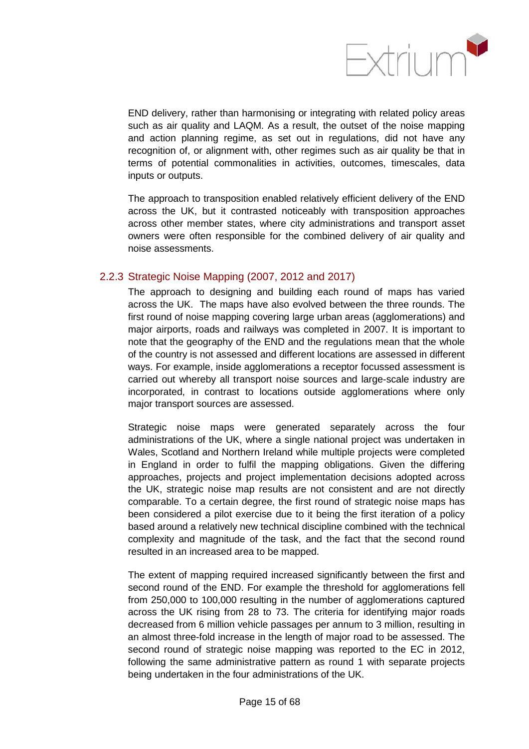END delivery, rather than harmonising or integrating with related policy areas such as air quality and LAQM. As a result, the outset of the noise mapping and action planning regime, as set out in regulations, did not have any recognition of, or alignment with, other regimes such as air quality be that in terms of potential commonalities in activities, outcomes, timescales, data inputs or outputs.

The approach to transposition enabled relatively efficient delivery of the END across the UK, but it contrasted noticeably with transposition approaches across other member states, where city administrations and transport asset owners were often responsible for the combined delivery of air quality and noise assessments.

### 2.2.3 Strategic Noise Mapping (2007, 2012 and 2017)

The approach to designing and building each round of maps has varied across the UK. The maps have also evolved between the three rounds. The first round of noise mapping covering large urban areas (agglomerations) and major airports, roads and railways was completed in 2007. It is important to note that the geography of the END and the regulations mean that the whole of the country is not assessed and different locations are assessed in different ways. For example, inside agglomerations a receptor focussed assessment is carried out whereby all transport noise sources and large-scale industry are incorporated, in contrast to locations outside agglomerations where only major transport sources are assessed.

Strategic noise maps were generated separately across the four administrations of the UK, where a single national project was undertaken in Wales, Scotland and Northern Ireland while multiple projects were completed in England in order to fulfil the mapping obligations. Given the differing approaches, projects and project implementation decisions adopted across the UK, strategic noise map results are not consistent and are not directly comparable. To a certain degree, the first round of strategic noise maps has been considered a pilot exercise due to it being the first iteration of a policy based around a relatively new technical discipline combined with the technical complexity and magnitude of the task, and the fact that the second round resulted in an increased area to be mapped.

The extent of mapping required increased significantly between the first and second round of the END. For example the threshold for agglomerations fell from 250,000 to 100,000 resulting in the number of agglomerations captured across the UK rising from 28 to 73. The criteria for identifying major roads decreased from 6 million vehicle passages per annum to 3 million, resulting in an almost three-fold increase in the length of major road to be assessed. The second round of strategic noise mapping was reported to the EC in 2012, following the same administrative pattern as round 1 with separate projects being undertaken in the four administrations of the UK.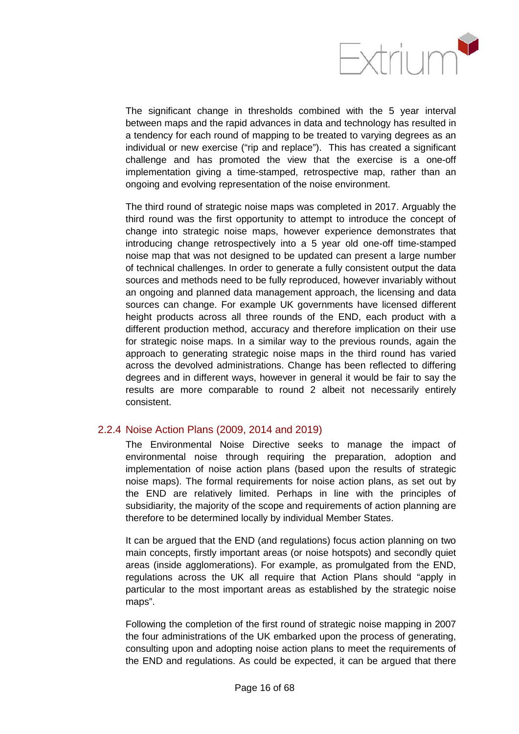The significant change in thresholds combined with the 5 year interval between maps and the rapid advances in data and technology has resulted in a tendency for each round of mapping to be treated to varying degrees as an individual or new exercise ("rip and replace"). This has created a significant challenge and has promoted the view that the exercise is a one-off implementation giving a time-stamped, retrospective map, rather than an ongoing and evolving representation of the noise environment.

The third round of strategic noise maps was completed in 2017. Arguably the third round was the first opportunity to attempt to introduce the concept of change into strategic noise maps, however experience demonstrates that introducing change retrospectively into a 5 year old one-off time-stamped noise map that was not designed to be updated can present a large number of technical challenges. In order to generate a fully consistent output the data sources and methods need to be fully reproduced, however invariably without an ongoing and planned data management approach, the licensing and data sources can change. For example UK governments have licensed different height products across all three rounds of the END, each product with a different production method, accuracy and therefore implication on their use for strategic noise maps. In a similar way to the previous rounds, again the approach to generating strategic noise maps in the third round has varied across the devolved administrations. Change has been reflected to differing degrees and in different ways, however in general it would be fair to say the results are more comparable to round 2 albeit not necessarily entirely consistent.

### 2.2.4 Noise Action Plans (2009, 2014 and 2019)

The Environmental Noise Directive seeks to manage the impact of environmental noise through requiring the preparation, adoption and implementation of noise action plans (based upon the results of strategic noise maps). The formal requirements for noise action plans, as set out by the END are relatively limited. Perhaps in line with the principles of subsidiarity, the majority of the scope and requirements of action planning are therefore to be determined locally by individual Member States.

It can be argued that the END (and regulations) focus action planning on two main concepts, firstly important areas (or noise hotspots) and secondly quiet areas (inside agglomerations). For example, as promulgated from the END, regulations across the UK all require that Action Plans should "apply in particular to the most important areas as established by the strategic noise maps".

Following the completion of the first round of strategic noise mapping in 2007 the four administrations of the UK embarked upon the process of generating, consulting upon and adopting noise action plans to meet the requirements of the END and regulations. As could be expected, it can be argued that there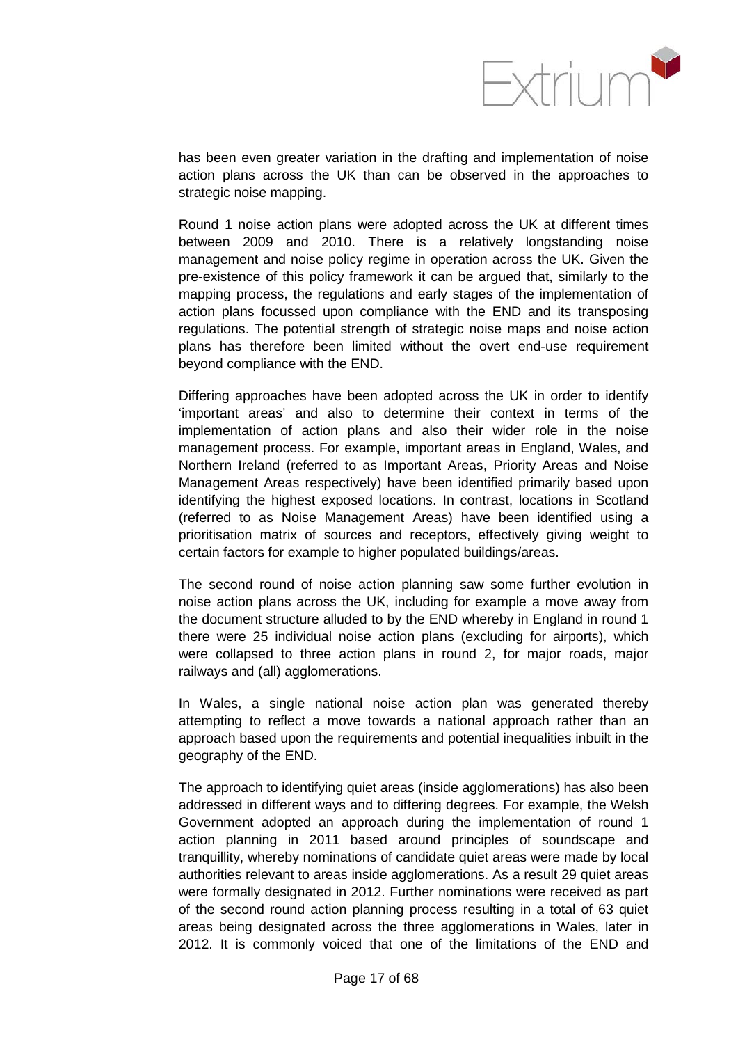has been even greater variation in the drafting and implementation of noise action plans across the UK than can be observed in the approaches to strategic noise mapping.

Round 1 noise action plans were adopted across the UK at different times between 2009 and 2010. There is a relatively longstanding noise management and noise policy regime in operation across the UK. Given the pre-existence of this policy framework it can be argued that, similarly to the mapping process, the regulations and early stages of the implementation of action plans focussed upon compliance with the END and its transposing regulations. The potential strength of strategic noise maps and noise action plans has therefore been limited without the overt end-use requirement beyond compliance with the END.

Differing approaches have been adopted across the UK in order to identify 'important areas' and also to determine their context in terms of the implementation of action plans and also their wider role in the noise management process. For example, important areas in England, Wales, and Northern Ireland (referred to as Important Areas, Priority Areas and Noise Management Areas respectively) have been identified primarily based upon identifying the highest exposed locations. In contrast, locations in Scotland (referred to as Noise Management Areas) have been identified using a prioritisation matrix of sources and receptors, effectively giving weight to certain factors for example to higher populated buildings/areas.

The second round of noise action planning saw some further evolution in noise action plans across the UK, including for example a move away from the document structure alluded to by the END whereby in England in round 1 there were 25 individual noise action plans (excluding for airports), which were collapsed to three action plans in round 2, for major roads, major railways and (all) agglomerations.

In Wales, a single national noise action plan was generated thereby attempting to reflect a move towards a national approach rather than an approach based upon the requirements and potential inequalities inbuilt in the geography of the END.

The approach to identifying quiet areas (inside agglomerations) has also been addressed in different ways and to differing degrees. For example, the Welsh Government adopted an approach during the implementation of round 1 action planning in 2011 based around principles of soundscape and tranquillity, whereby nominations of candidate quiet areas were made by local authorities relevant to areas inside agglomerations. As a result 29 quiet areas were formally designated in 2012. Further nominations were received as part of the second round action planning process resulting in a total of 63 quiet areas being designated across the three agglomerations in Wales, later in 2012. It is commonly voiced that one of the limitations of the END and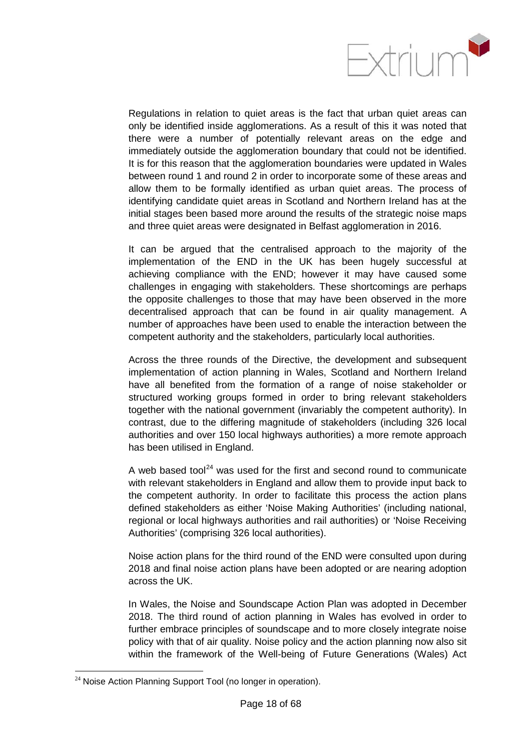Regulations in relation to quiet areas is the fact that urban quiet areas can only be identified inside agglomerations. As a result of this it was noted that there were a number of potentially relevant areas on the edge and immediately outside the agglomeration boundary that could not be identified. It is for this reason that the agglomeration boundaries were updated in Wales between round 1 and round 2 in order to incorporate some of these areas and allow them to be formally identified as urban quiet areas. The process of identifying candidate quiet areas in Scotland and Northern Ireland has at the initial stages been based more around the results of the strategic noise maps and three quiet areas were designated in Belfast agglomeration in 2016.

It can be argued that the centralised approach to the majority of the implementation of the END in the UK has been hugely successful at achieving compliance with the END; however it may have caused some challenges in engaging with stakeholders. These shortcomings are perhaps the opposite challenges to those that may have been observed in the more decentralised approach that can be found in air quality management. A number of approaches have been used to enable the interaction between the competent authority and the stakeholders, particularly local authorities.

Across the three rounds of the Directive, the development and subsequent implementation of action planning in Wales, Scotland and Northern Ireland have all benefited from the formation of a range of noise stakeholder or structured working groups formed in order to bring relevant stakeholders together with the national government (invariably the competent authority). In contrast, due to the differing magnitude of stakeholders (including 326 local authorities and over 150 local highways authorities) a more remote approach has been utilised in England.

A web based tool[24] was used for the first and second round to communicate with relevant stakeholders in England and allow them to provide input back to the competent authority. In order to facilitate this process the action plans defined stakeholders as either 'Noise Making Authorities' (including national, regional or local highways authorities and rail authorities) or 'Noise Receiving Authorities' (comprising 326 local authorities).

Noise action plans for the third round of the END were consulted upon during 2018 and final noise action plans have been adopted or are nearing adoption across the UK.

In Wales, the Noise and Soundscape Action Plan was adopted in December 2018. The third round of action planning in Wales has evolved in order to further embrace principles of soundscape and to more closely integrate noise policy with that of air quality. Noise policy and the action planning now also sit within the framework of the Well-being of Future Generations (Wales) Act

[24] Noise Action Planning Support Tool (no longer in operation).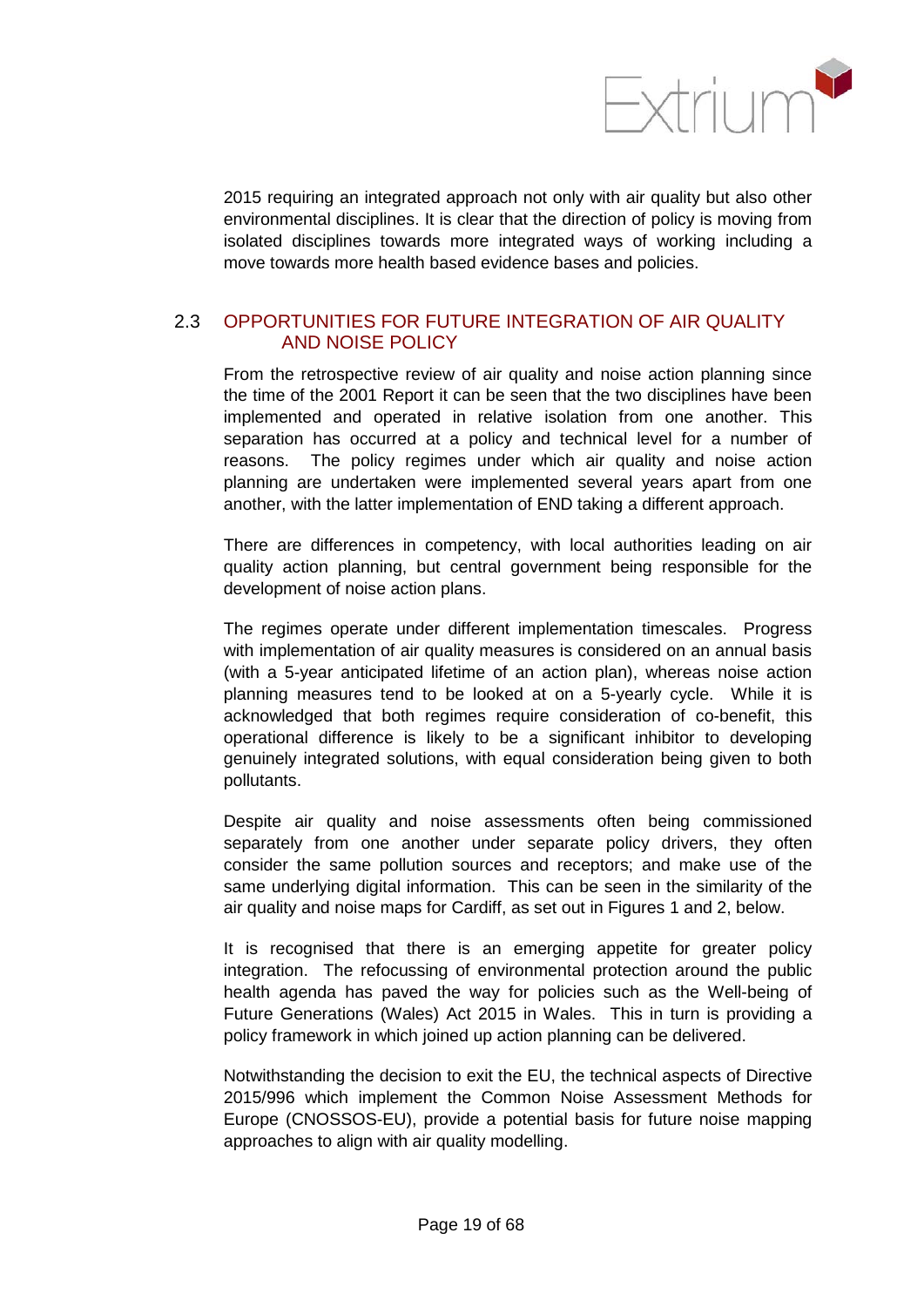2015 requiring an integrated approach not only with air quality but also other environmental disciplines. It is clear that the direction of policy is moving from isolated disciplines towards more integrated ways of working including a move towards more health based evidence bases and policies.

## 2.3 OPPORTUNITIES FOR FUTURE INTEGRATION OF AIR QUALITY AND NOISE POLICY

From the retrospective review of air quality and noise action planning since the time of the 2001 Report it can be seen that the two disciplines have been implemented and operated in relative isolation from one another. This separation has occurred at a policy and technical level for a number of reasons. The policy regimes under which air quality and noise action planning are undertaken were implemented several years apart from one another, with the latter implementation of END taking a different approach.

There are differences in competency, with local authorities leading on air quality action planning, but central government being responsible for the development of noise action plans.

The regimes operate under different implementation timescales. Progress with implementation of air quality measures is considered on an annual basis (with a 5-year anticipated lifetime of an action plan), whereas noise action planning measures tend to be looked at on a 5-yearly cycle. While it is acknowledged that both regimes require consideration of co-benefit, this operational difference is likely to be a significant inhibitor to developing genuinely integrated solutions, with equal consideration being given to both pollutants.

Despite air quality and noise assessments often being commissioned separately from one another under separate policy drivers, they often consider the same pollution sources and receptors; and make use of the same underlying digital information. This can be seen in the similarity of the air quality and noise maps for Cardiff, as set out in Figures 1 and 2, below.

It is recognised that there is an emerging appetite for greater policy integration. The refocussing of environmental protection around the public health agenda has paved the way for policies such as the Well-being of Future Generations (Wales) Act 2015 in Wales. This in turn is providing a policy framework in which joined up action planning can be delivered.

Notwithstanding the decision to exit the EU, the technical aspects of Directive 2015/996 which implement the Common Noise Assessment Methods for Europe (CNOSSOS-EU), provide a potential basis for future noise mapping approaches to align with air quality modelling.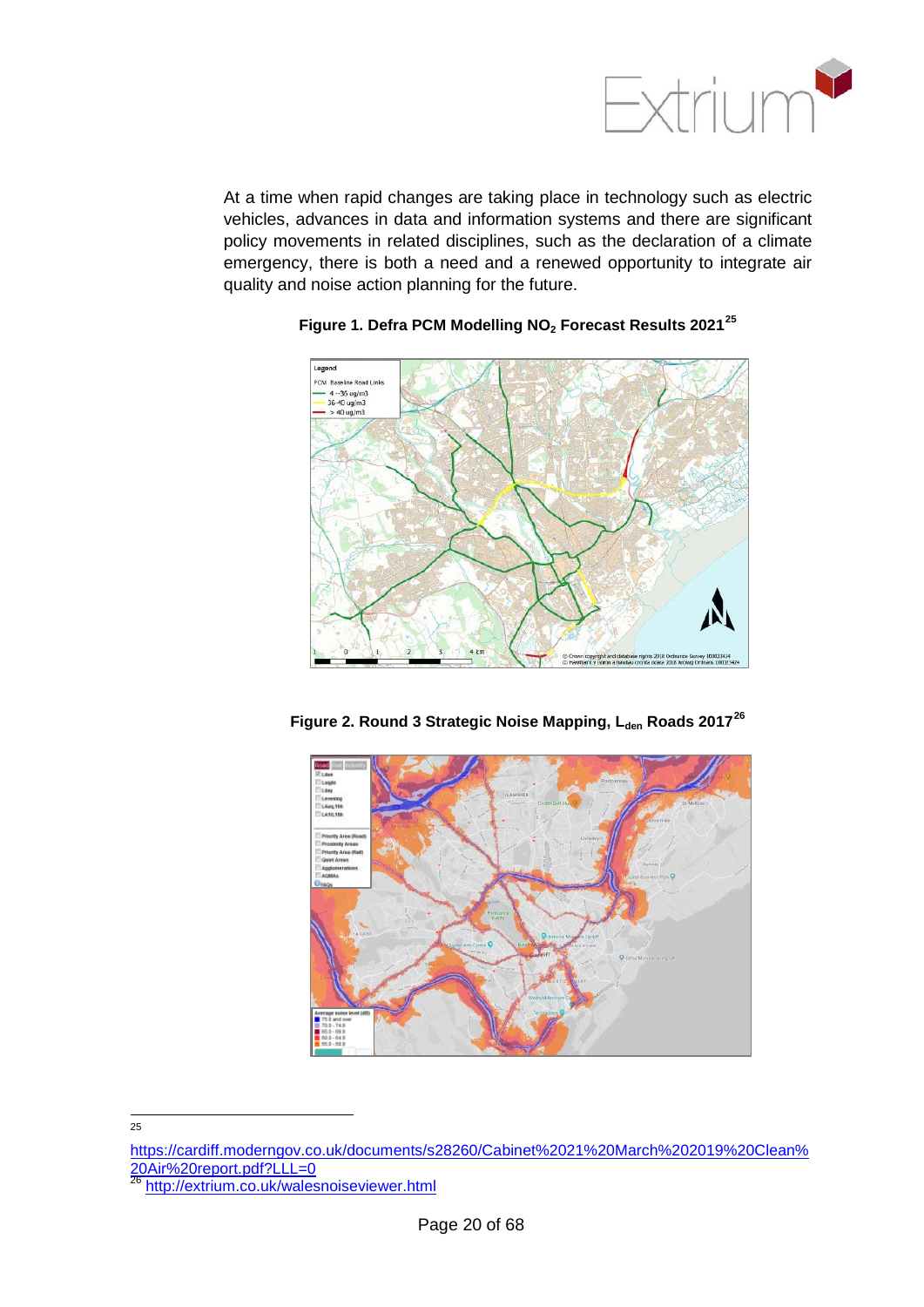At a time when rapid changes are taking place in technology such as electric vehicles, advances in data and information systems and there are significant policy movements in related disciplines, such as the declaration of a climate emergency, there is both a need and a renewed opportunity to integrate air quality and noise action planning for the future.

**Figure 1. Defra PCM Modelling $NO_2$ Forecast Results 2021**[25]

**Figure 2. Round 3 Strategic Noise Mapping, $L_{den}$ Roads 2017**[26]

---

[25] https://cardiff.moderngov.co.uk/documents/s28260/Cabinet%2021%20March%202019%20Clean%20Air%20report.pdf?LLL=0

[26] http://extrium.co.uk/walesnoiseviewer.html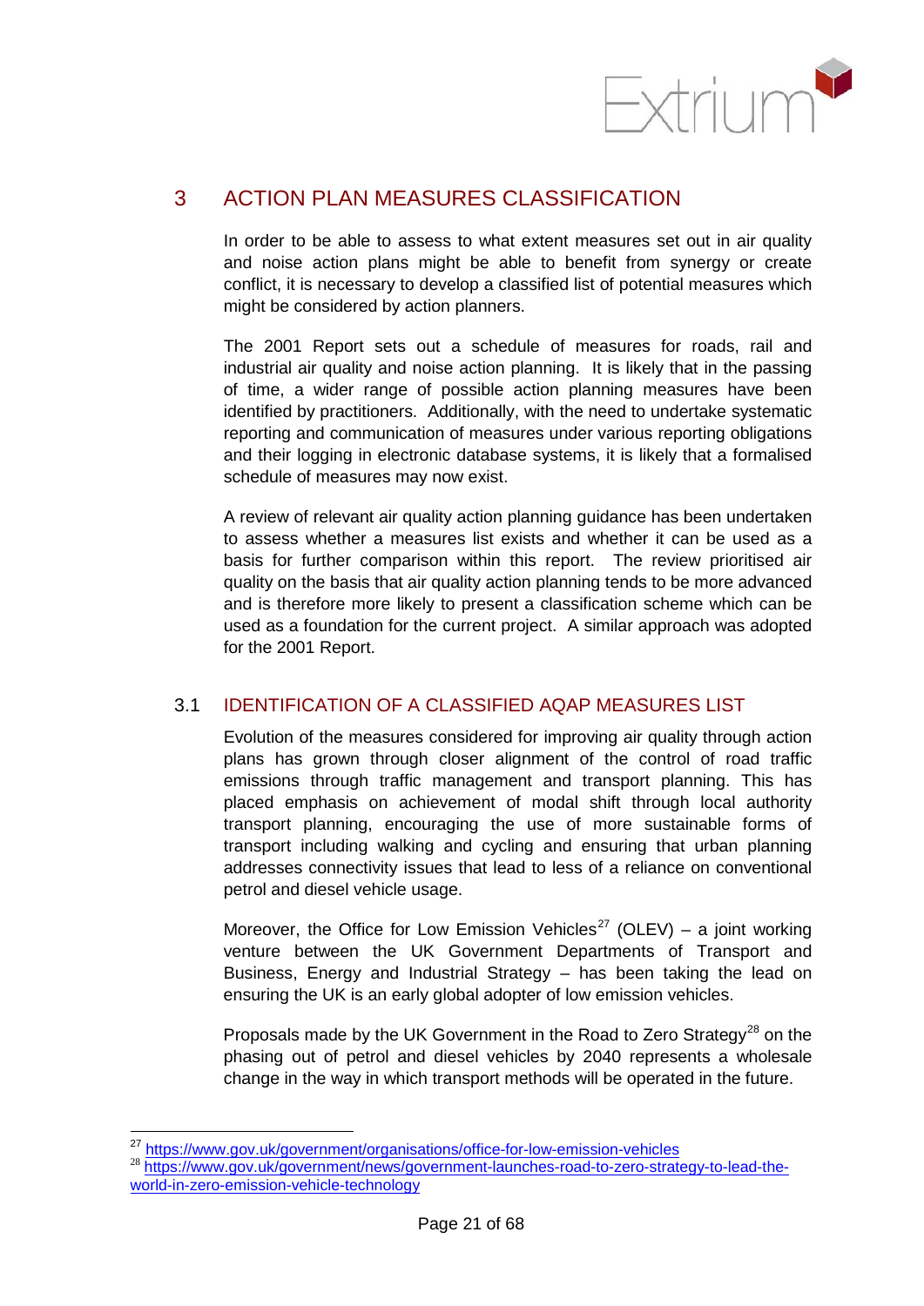# 3 ACTION PLAN MEASURES CLASSIFICATION

In order to be able to assess to what extent measures set out in air quality and noise action plans might be able to benefit from synergy or create conflict, it is necessary to develop a classified list of potential measures which might be considered by action planners.

The 2001 Report sets out a schedule of measures for roads, rail and industrial air quality and noise action planning. It is likely that in the passing of time, a wider range of possible action planning measures have been identified by practitioners. Additionally, with the need to undertake systematic reporting and communication of measures under various reporting obligations and their logging in electronic database systems, it is likely that a formalised schedule of measures may now exist.

A review of relevant air quality action planning guidance has been undertaken to assess whether a measures list exists and whether it can be used as a basis for further comparison within this report. The review prioritised air quality on the basis that air quality action planning tends to be more advanced and is therefore more likely to present a classification scheme which can be used as a foundation for the current project. A similar approach was adopted for the 2001 Report.

## 3.1 IDENTIFICATION OF A CLASSIFIED AQAP MEASURES LIST

Evolution of the measures considered for improving air quality through action plans has grown through closer alignment of the control of road traffic emissions through traffic management and transport planning. This has placed emphasis on achievement of modal shift through local authority transport planning, encouraging the use of more sustainable forms of transport including walking and cycling and ensuring that urban planning addresses connectivity issues that lead to less of a reliance on conventional petrol and diesel vehicle usage.

Moreover, the Office for Low Emission Vehicles[27] (OLEV) – a joint working venture between the UK Government Departments of Transport and Business, Energy and Industrial Strategy – has been taking the lead on ensuring the UK is an early global adopter of low emission vehicles.

Proposals made by the UK Government in the Road to Zero Strategy[28] on the phasing out of petrol and diesel vehicles by 2040 represents a wholesale change in the way in which transport methods will be operated in the future.

[27] https://www.gov.uk/government/organisations/office-for-low-emission-vehicles

[28] https://www.gov.uk/government/news/government-launches-road-to-zero-strategy-to-lead-the-world-in-zero-emission-vehicle-technology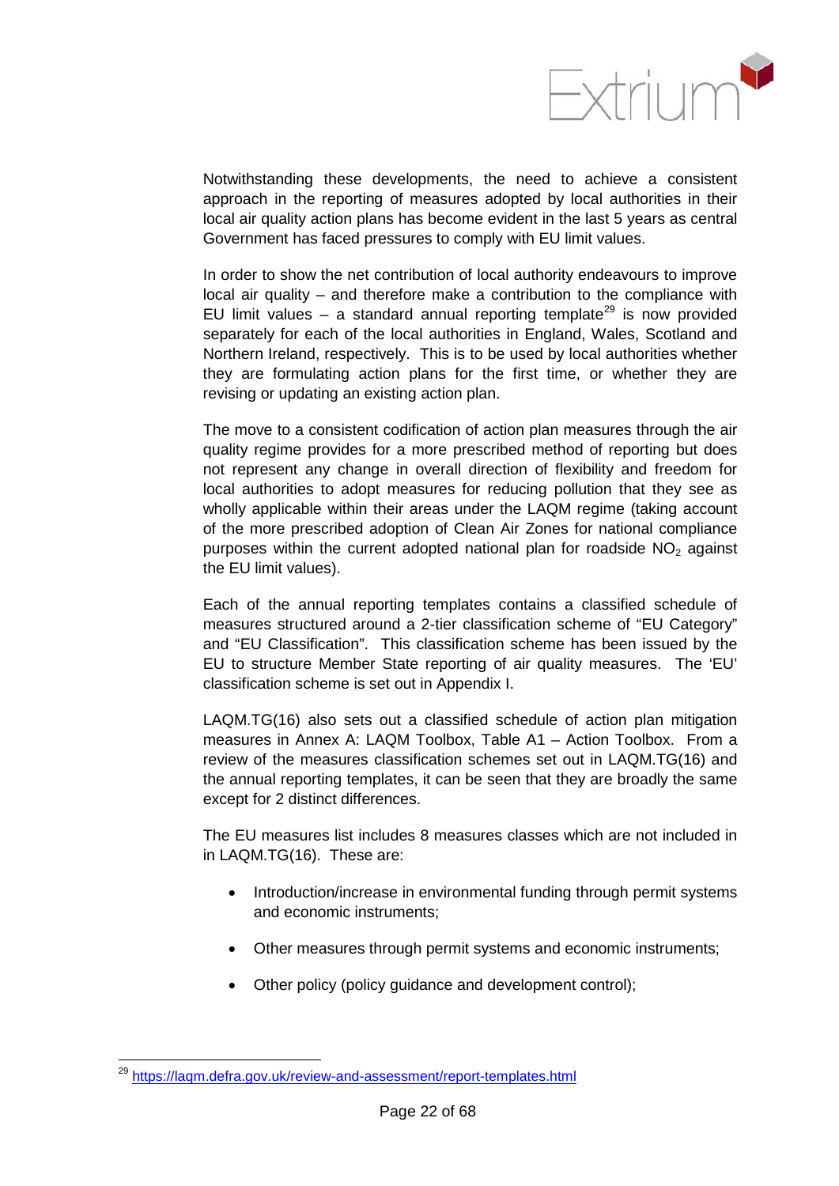Notwithstanding these developments, the need to achieve a consistent approach in the reporting of measures adopted by local authorities in their local air quality action plans has become evident in the last 5 years as central Government has faced pressures to comply with EU limit values.

In order to show the net contribution of local authority endeavours to improve local air quality – and therefore make a contribution to the compliance with EU limit values – a standard annual reporting template[29] is now provided separately for each of the local authorities in England, Wales, Scotland and Northern Ireland, respectively. This is to be used by local authorities whether they are formulating action plans for the first time, or whether they are revising or updating an existing action plan.

The move to a consistent codification of action plan measures through the air quality regime provides for a more prescribed method of reporting but does not represent any change in overall direction of flexibility and freedom for local authorities to adopt measures for reducing pollution that they see as wholly applicable within their areas under the LAQM regime (taking account of the more prescribed adoption of Clean Air Zones for national compliance purposes within the current adopted national plan for roadside $NO_2$ against the EU limit values).

Each of the annual reporting templates contains a classified schedule of measures structured around a 2-tier classification scheme of "EU Category" and "EU Classification". This classification scheme has been issued by the EU to structure Member State reporting of air quality measures. The 'EU' classification scheme is set out in Appendix I.

LAQM.TG(16) also sets out a classified schedule of action plan mitigation measures in Annex A: LAQM Toolbox, Table A1 – Action Toolbox. From a review of the measures classification schemes set out in LAQM.TG(16) and the annual reporting templates, it can be seen that they are broadly the same except for 2 distinct differences.

The EU measures list includes 8 measures classes which are not included in in LAQM.TG(16). These are:

- Introduction/increase in environmental funding through permit systems and economic instruments;
- Other measures through permit systems and economic instruments;
- Other policy (policy guidance and development control);

[29] https://laqm.defra.gov.uk/review-and-assessment/report-templates.html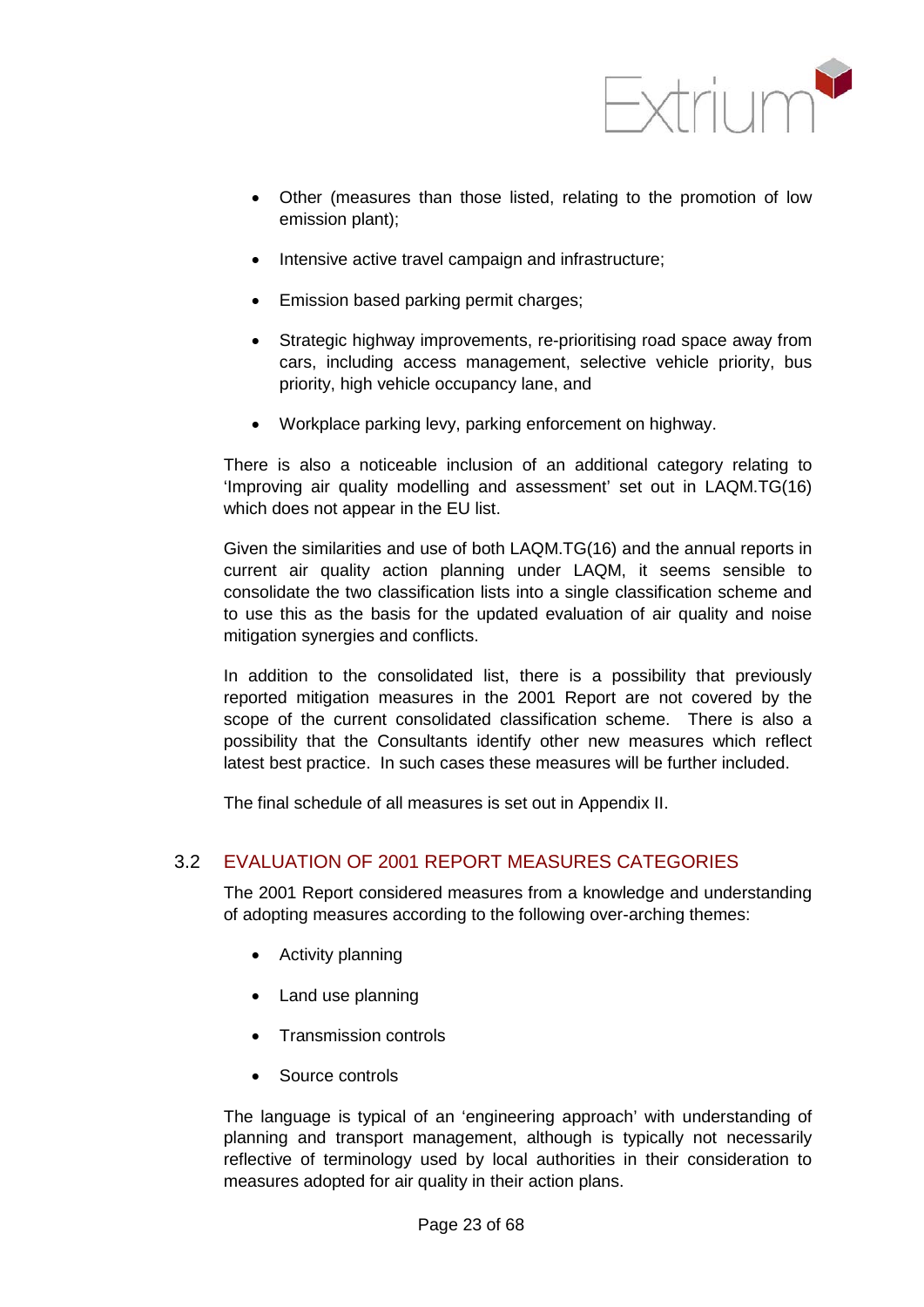- Other (measures than those listed, relating to the promotion of low emission plant);
- Intensive active travel campaign and infrastructure;
- Emission based parking permit charges;
- Strategic highway improvements, re-prioritising road space away from cars, including access management, selective vehicle priority, bus priority, high vehicle occupancy lane, and
- Workplace parking levy, parking enforcement on highway.

There is also a noticeable inclusion of an additional category relating to 'Improving air quality modelling and assessment' set out in LAQM.TG(16) which does not appear in the EU list.

Given the similarities and use of both LAQM.TG(16) and the annual reports in current air quality action planning under LAQM, it seems sensible to consolidate the two classification lists into a single classification scheme and to use this as the basis for the updated evaluation of air quality and noise mitigation synergies and conflicts.

In addition to the consolidated list, there is a possibility that previously reported mitigation measures in the 2001 Report are not covered by the scope of the current consolidated classification scheme. There is also a possibility that the Consultants identify other new measures which reflect latest best practice. In such cases these measures will be further included.

The final schedule of all measures is set out in Appendix II.

## 3.2 EVALUATION OF 2001 REPORT MEASURES CATEGORIES

The 2001 Report considered measures from a knowledge and understanding of adopting measures according to the following over-arching themes:

- Activity planning
- Land use planning
- Transmission controls
- Source controls

The language is typical of an 'engineering approach' with understanding of planning and transport management, although is typically not necessarily reflective of terminology used by local authorities in their consideration to measures adopted for air quality in their action plans.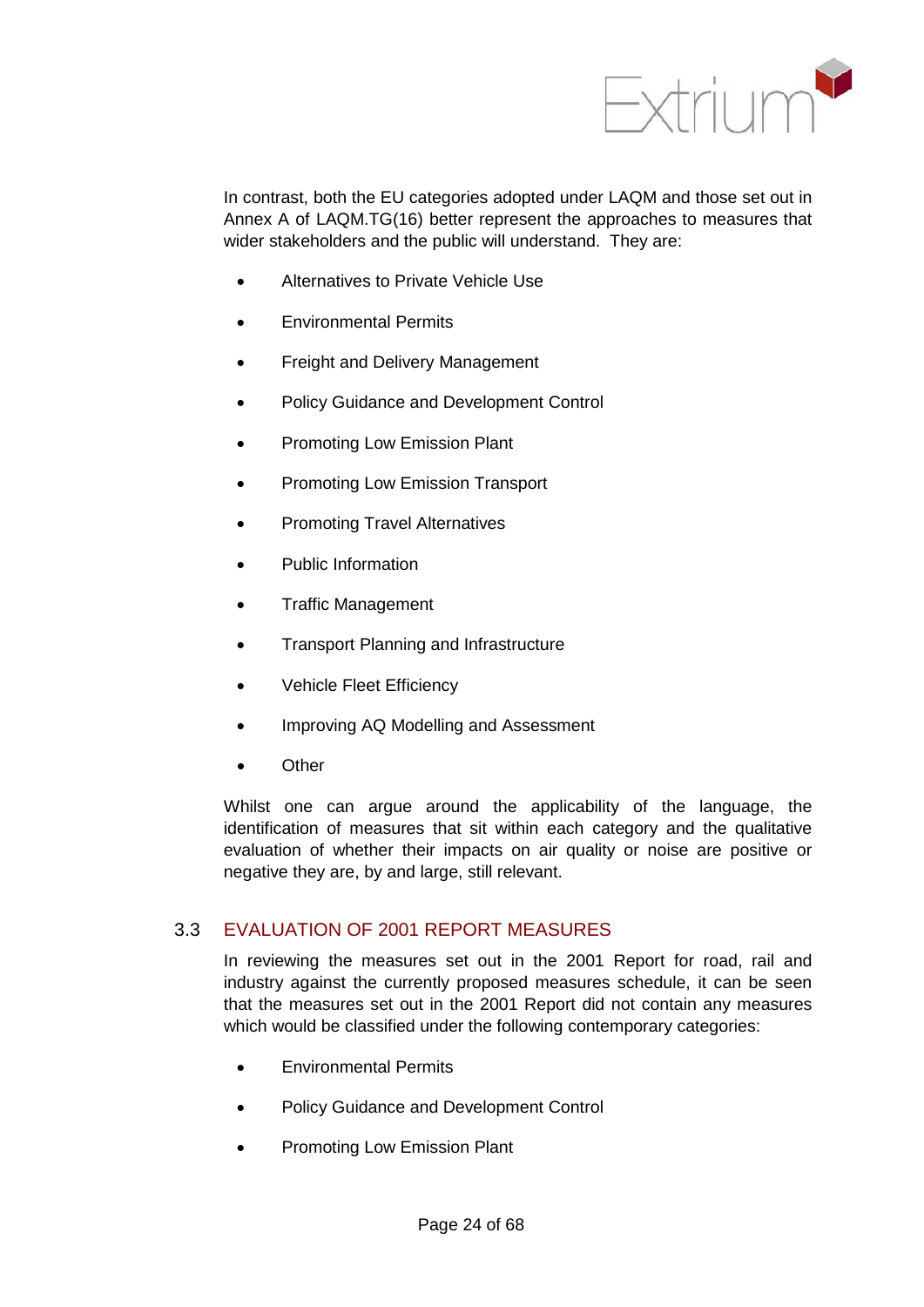In contrast, both the EU categories adopted under LAQM and those set out in Annex A of LAQM.TG(16) better represent the approaches to measures that wider stakeholders and the public will understand. They are:

- Alternatives to Private Vehicle Use
- Environmental Permits
- Freight and Delivery Management
- Policy Guidance and Development Control
- Promoting Low Emission Plant
- Promoting Low Emission Transport
- Promoting Travel Alternatives
- Public Information
- Traffic Management
- Transport Planning and Infrastructure
- Vehicle Fleet Efficiency
- Improving AQ Modelling and Assessment
- Other

Whilst one can argue around the applicability of the language, the identification of measures that sit within each category and the qualitative evaluation of whether their impacts on air quality or noise are positive or negative they are, by and large, still relevant.

## 3.3 EVALUATION OF 2001 REPORT MEASURES

In reviewing the measures set out in the 2001 Report for road, rail and industry against the currently proposed measures schedule, it can be seen that the measures set out in the 2001 Report did not contain any measures which would be classified under the following contemporary categories:

- Environmental Permits
- Policy Guidance and Development Control
- Promoting Low Emission Plant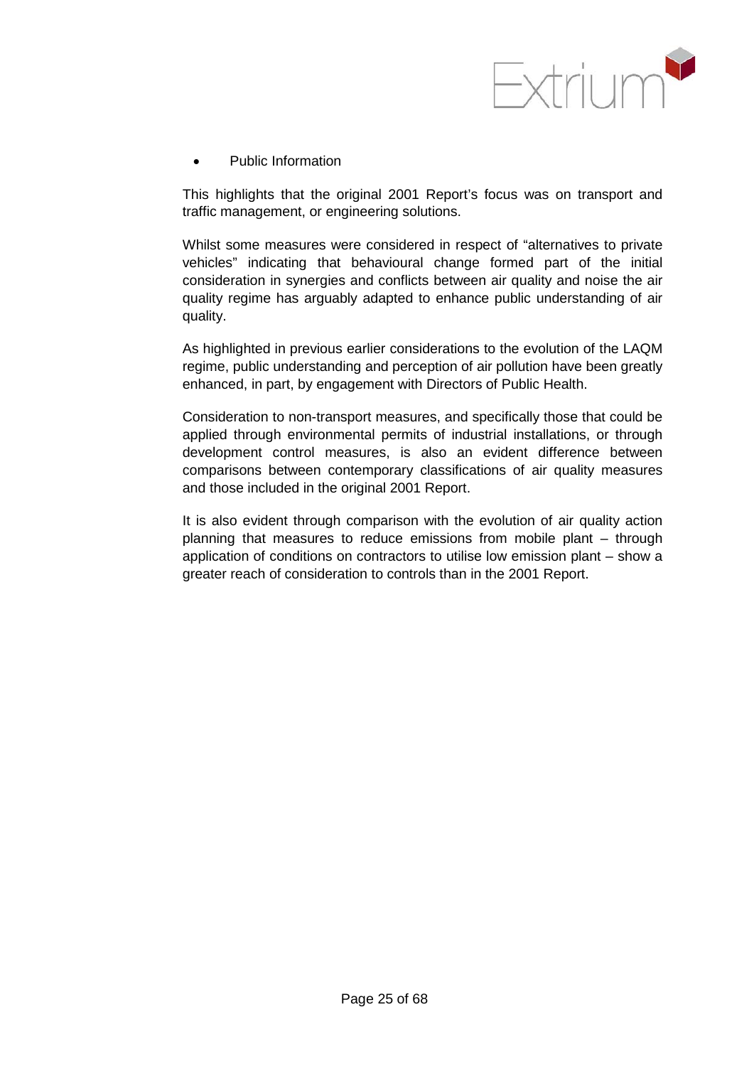- Public Information

This highlights that the original 2001 Report's focus was on transport and traffic management, or engineering solutions.

Whilst some measures were considered in respect of "alternatives to private vehicles" indicating that behavioural change formed part of the initial consideration in synergies and conflicts between air quality and noise the air quality regime has arguably adapted to enhance public understanding of air quality.

As highlighted in previous earlier considerations to the evolution of the LAQM regime, public understanding and perception of air pollution have been greatly enhanced, in part, by engagement with Directors of Public Health.

Consideration to non-transport measures, and specifically those that could be applied through environmental permits of industrial installations, or through development control measures, is also an evident difference between comparisons between contemporary classifications of air quality measures and those included in the original 2001 Report.

It is also evident through comparison with the evolution of air quality action planning that measures to reduce emissions from mobile plant – through application of conditions on contractors to utilise low emission plant – show a greater reach of consideration to controls than in the 2001 Report.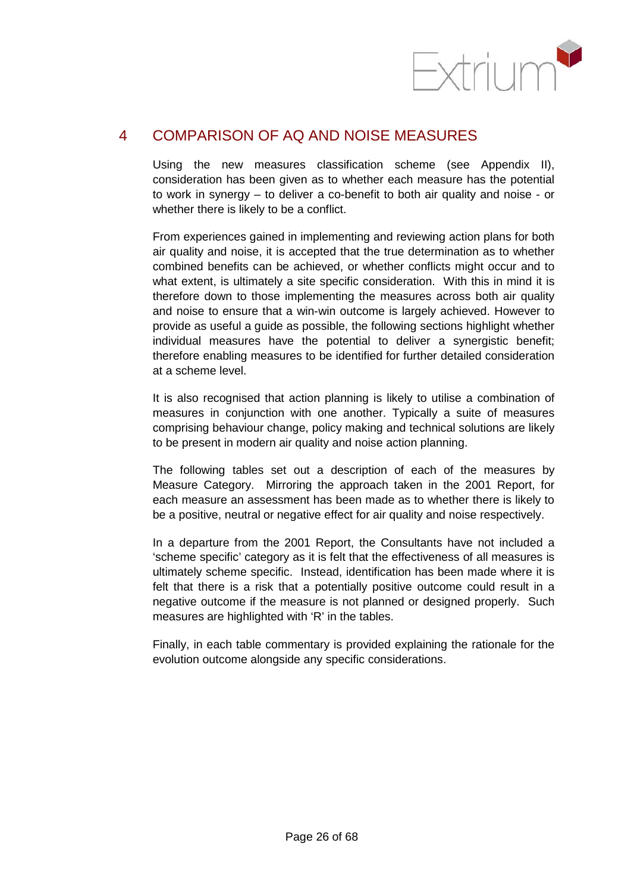# 4 COMPARISON OF AQ AND NOISE MEASURES

Using the new measures classification scheme (see Appendix II), consideration has been given as to whether each measure has the potential to work in synergy – to deliver a co-benefit to both air quality and noise - or whether there is likely to be a conflict.

From experiences gained in implementing and reviewing action plans for both air quality and noise, it is accepted that the true determination as to whether combined benefits can be achieved, or whether conflicts might occur and to what extent, is ultimately a site specific consideration. With this in mind it is therefore down to those implementing the measures across both air quality and noise to ensure that a win-win outcome is largely achieved. However to provide as useful a guide as possible, the following sections highlight whether individual measures have the potential to deliver a synergistic benefit; therefore enabling measures to be identified for further detailed consideration at a scheme level.

It is also recognised that action planning is likely to utilise a combination of measures in conjunction with one another. Typically a suite of measures comprising behaviour change, policy making and technical solutions are likely to be present in modern air quality and noise action planning.

The following tables set out a description of each of the measures by Measure Category. Mirroring the approach taken in the 2001 Report, for each measure an assessment has been made as to whether there is likely to be a positive, neutral or negative effect for air quality and noise respectively.

In a departure from the 2001 Report, the Consultants have not included a 'scheme specific' category as it is felt that the effectiveness of all measures is ultimately scheme specific. Instead, identification has been made where it is felt that there is a risk that a potentially positive outcome could result in a negative outcome if the measure is not planned or designed properly. Such measures are highlighted with 'R' in the tables.

Finally, in each table commentary is provided explaining the rationale for the evolution outcome alongside any specific considerations.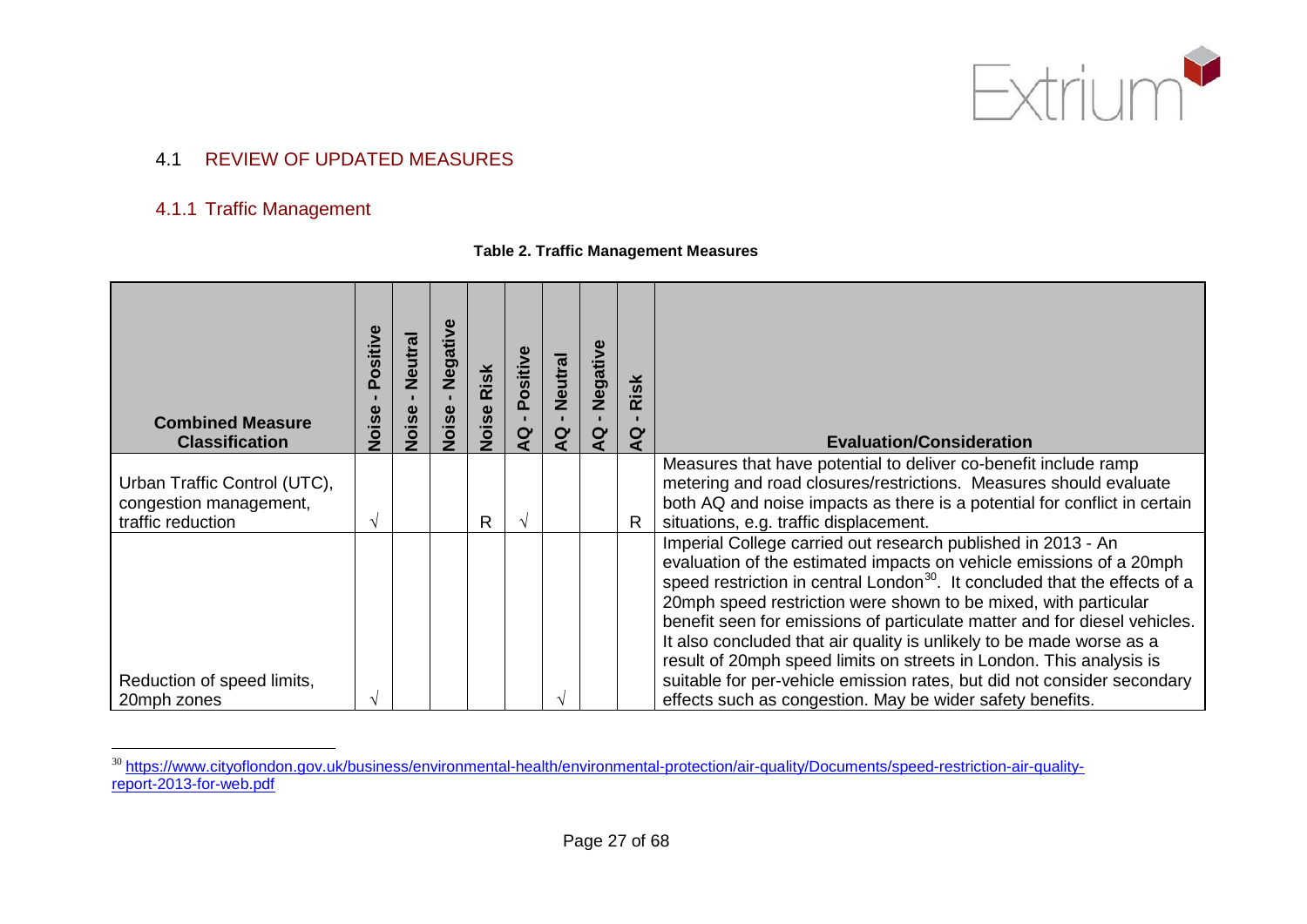## 4.1 REVIEW OF UPDATED MEASURES

### 4.1.1 Traffic Management

**Table 2. Traffic Management Measures**

| Combined Measure Classification | Noise - Positive | Noise - Neutral | Noise - Negative | Noise Risk | AQ - Positive | AQ - Neutral | AQ - Negative | AQ - Risk | Evaluation/Consideration |
|---|---|---|---|---|---|---|---|---|---|
| Urban Traffic Control (UTC), congestion management, traffic reduction | √ | | | R | √ | | | R | Measures that have potential to deliver co-benefit include ramp metering and road closures/restrictions. Measures should evaluate both AQ and noise impacts as there is a potential for conflict in certain situations, e.g. traffic displacement. |
| Reduction of speed limits, 20mph zones | √ | | | | | √ | | | Imperial College carried out research published in 2013 - An evaluation of the estimated impacts on vehicle emissions of a 20mph speed restriction in central London[30]. It concluded that the effects of a 20mph speed restriction were shown to be mixed, with particular benefit seen for emissions of particulate matter and for diesel vehicles. It also concluded that air quality is unlikely to be made worse as a result of 20mph speed limits on streets in London. This analysis is suitable for per-vehicle emission rates, but did not consider secondary effects such as congestion. May be wider safety benefits. |

[30] https://www.cityoflondon.gov.uk/business/environmental-health/environmental-protection/air-quality/Documents/speed-restriction-air-quality-report-2013-for-web.pdf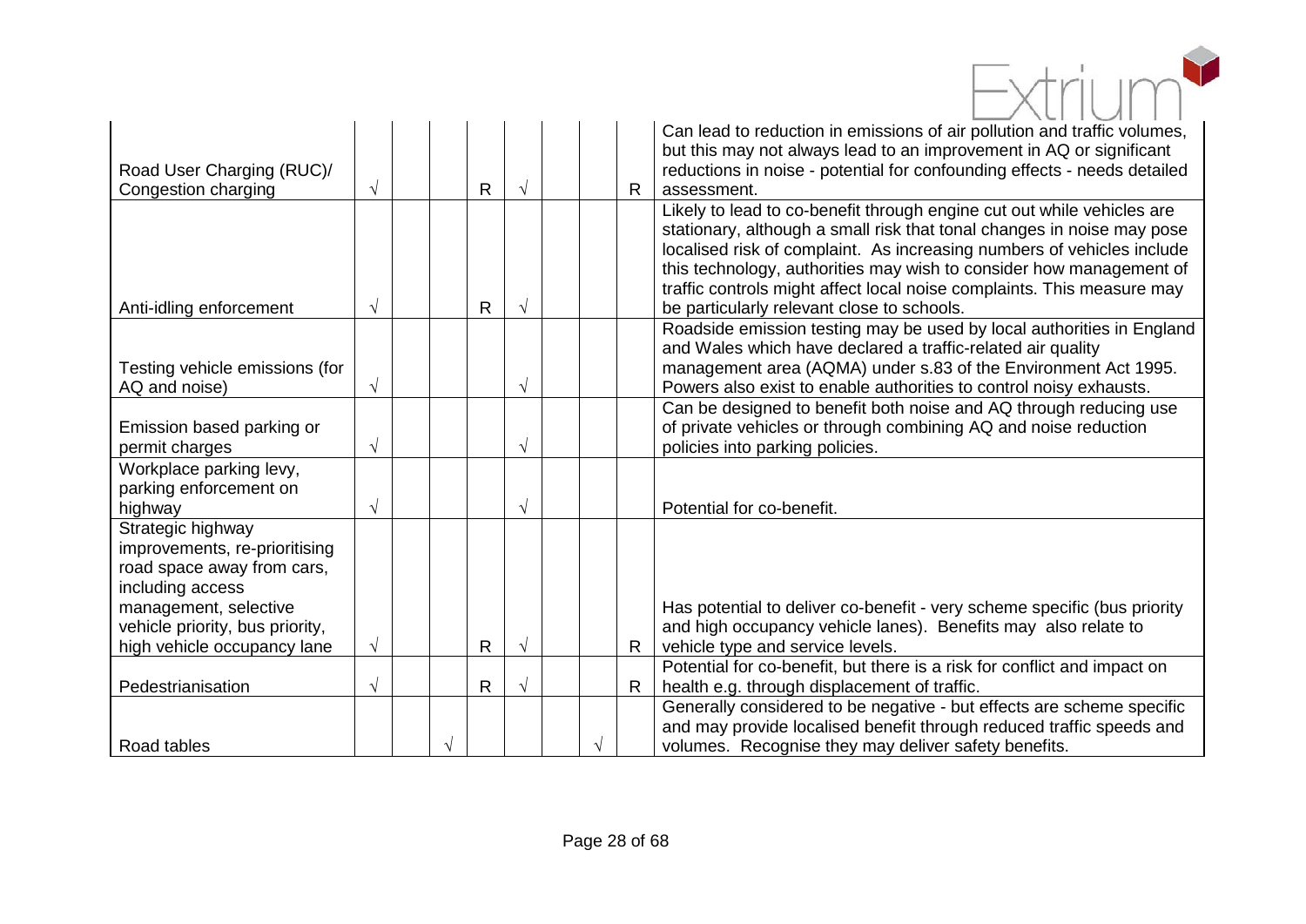| | | | | | | | | | |
|---|---|---|---|---|---|---|---|---|---|
| Road User Charging (RUC)/ Congestion charging | √ | | | R | √ | | | R | Can lead to reduction in emissions of air pollution and traffic volumes, but this may not always lead to an improvement in AQ or significant reductions in noise - potential for confounding effects - needs detailed assessment. |
| Anti-idling enforcement | √ | | | R | √ | | | | Likely to lead to co-benefit through engine cut out while vehicles are stationary, although a small risk that tonal changes in noise may pose localised risk of complaint. As increasing numbers of vehicles include this technology, authorities may wish to consider how management of traffic controls might affect local noise complaints. This measure may be particularly relevant close to schools. |
| Testing vehicle emissions (for AQ and noise) | √ | | | | √ | | | | Roadside emission testing may be used by local authorities in England and Wales which have declared a traffic-related air quality management area (AQMA) under s.83 of the Environment Act 1995. Powers also exist to enable authorities to control noisy exhausts. |
| Emission based parking or permit charges | √ | | | | √ | | | | Can be designed to benefit both noise and AQ through reducing use of private vehicles or through combining AQ and noise reduction policies into parking policies. |
| Workplace parking levy, parking enforcement on highway | √ | | | | √ | | | | Potential for co-benefit. |
| Strategic highway improvements, re-prioritising road space away from cars, including access management, selective vehicle priority, bus priority, high vehicle occupancy lane | √ | | | R | √ | | | R | Has potential to deliver co-benefit - very scheme specific (bus priority and high occupancy vehicle lanes). Benefits may also relate to vehicle type and service levels. |
| Pedestrianisation | √ | | | R | √ | | | R | Potential for co-benefit, but there is a risk for conflict and impact on health e.g. through displacement of traffic. |
| Road tables | | | √ | | | | √ | | Generally considered to be negative - but effects are scheme specific and may provide localised benefit through reduced traffic speeds and volumes. Recognise they may deliver safety benefits. |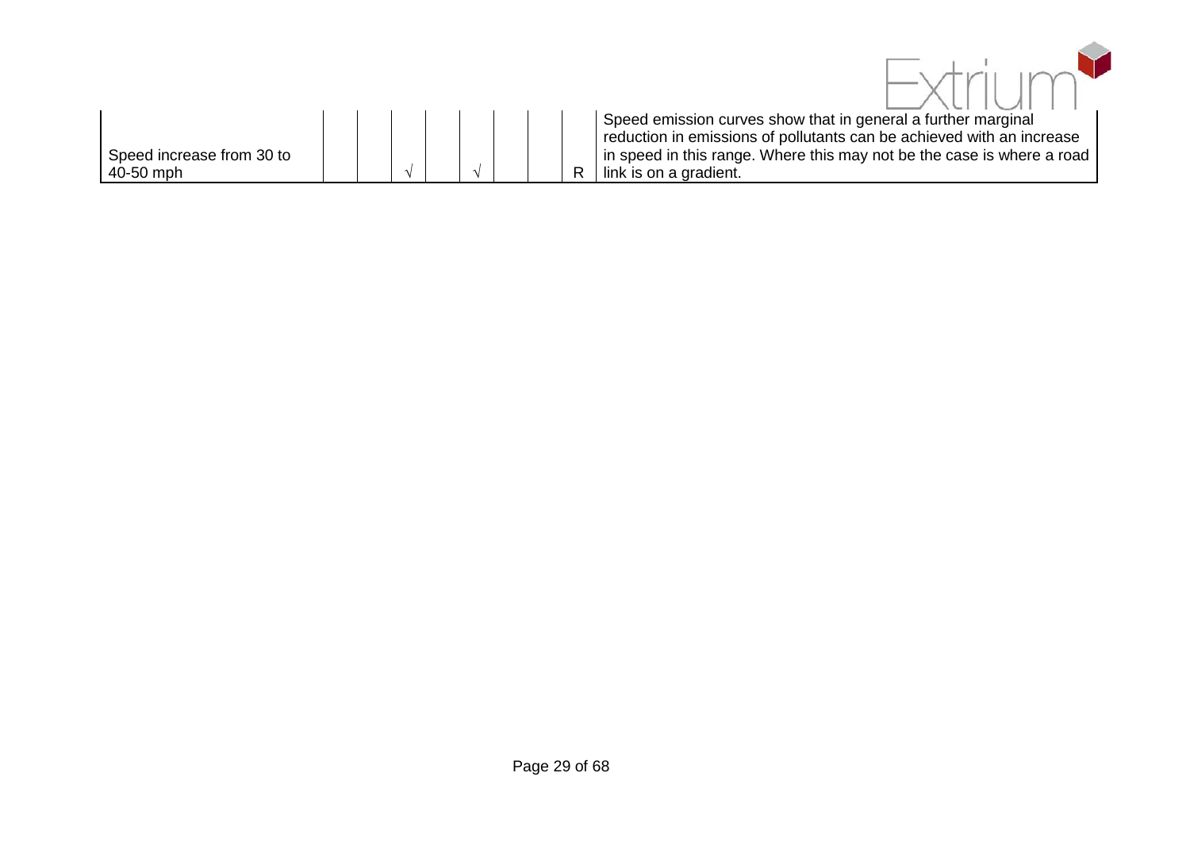| | | | | | | | | | |
|---|---|---|---|---|---|---|---|---|---|
| Speed increase from 30 to 40-50 mph | | | √ | | √ | | | R | Speed emission curves show that in general a further marginal reduction in emissions of pollutants can be achieved with an increase in speed in this range. Where this may not be the case is where a road link is on a gradient. |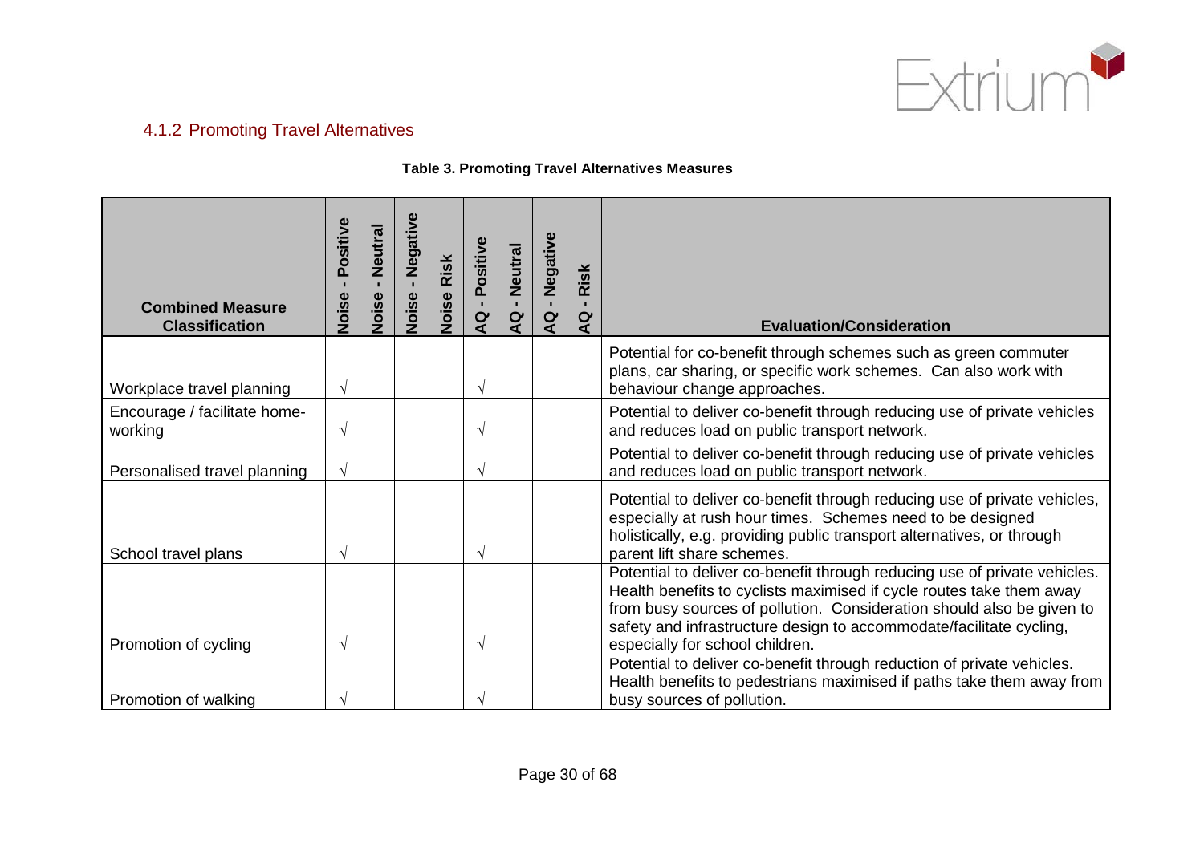### 4.1.2 Promoting Travel Alternatives

**Table 3. Promoting Travel Alternatives Measures**

| Combined Measure Classification | Noise - Positive | Noise - Neutral | Noise - Negative | Noise Risk | AQ - Positive | AQ - Neutral | AQ - Negative | AQ - Risk | Evaluation/Consideration |
|---|---|---|---|---|---|---|---|---|---|
| Workplace travel planning | √ | | | | √ | | | | Potential for co-benefit through schemes such as green commuter plans, car sharing, or specific work schemes. Can also work with behaviour change approaches. |
| Encourage / facilitate home-working | √ | | | | √ | | | | Potential to deliver co-benefit through reducing use of private vehicles and reduces load on public transport network. |
| Personalised travel planning | √ | | | | √ | | | | Potential to deliver co-benefit through reducing use of private vehicles and reduces load on public transport network. |
| School travel plans | √ | | | | √ | | | | Potential to deliver co-benefit through reducing use of private vehicles, especially at rush hour times. Schemes need to be designed holistically, e.g. providing public transport alternatives, or through parent lift share schemes. |
| Promotion of cycling | √ | | | | √ | | | | Potential to deliver co-benefit through reducing use of private vehicles. Health benefits to cyclists maximised if cycle routes take them away from busy sources of pollution. Consideration should also be given to safety and infrastructure design to accommodate/facilitate cycling, especially for school children. |
| Promotion of walking | √ | | | | √ | | | | Potential to deliver co-benefit through reduction of private vehicles. Health benefits to pedestrians maximised if paths take them away from busy sources of pollution. |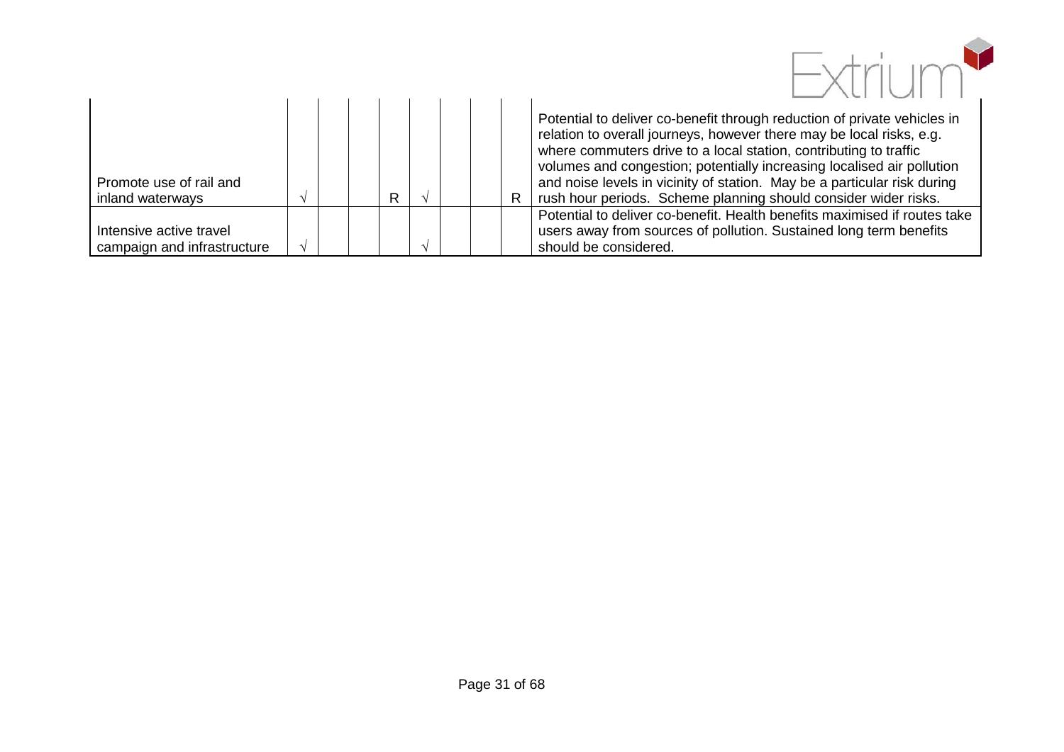| | | | | | | | | | |
|---|---|---|---|---|---|---|---|---|---|
| Promote use of rail and inland waterways | √ | | | R | √ | | | R | Potential to deliver co-benefit through reduction of private vehicles in relation to overall journeys, however there may be local risks, e.g. where commuters drive to a local station, contributing to traffic volumes and congestion; potentially increasing localised air pollution and noise levels in vicinity of station. May be a particular risk during rush hour periods. Scheme planning should consider wider risks. |
| Intensive active travel campaign and infrastructure | √ | | | | √ | | | | Potential to deliver co-benefit. Health benefits maximised if routes take users away from sources of pollution. Sustained long term benefits should be considered. |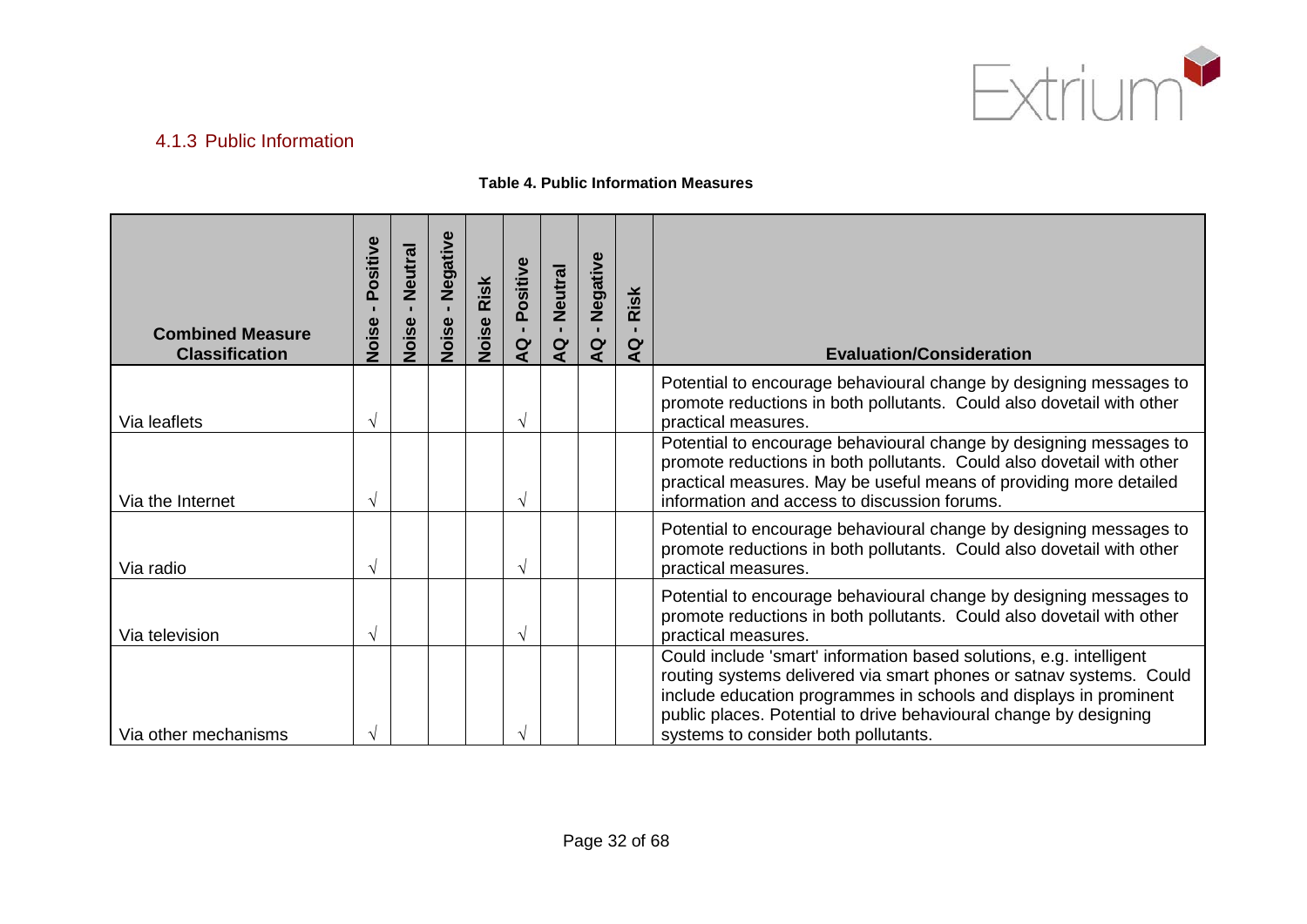### 4.1.3 Public Information

**Table 4. Public Information Measures**

| Combined Measure Classification | Noise - Positive | Noise - Neutral | Noise - Negative | Noise Risk | AQ - Positive | AQ - Neutral | AQ - Negative | AQ - Risk | Evaluation/Consideration |
|---|---|---|---|---|---|---|---|---|---|
| Via leaflets | √ | | | | √ | | | | Potential to encourage behavioural change by designing messages to promote reductions in both pollutants. Could also dovetail with other practical measures. |
| Via the Internet | √ | | | | √ | | | | Potential to encourage behavioural change by designing messages to promote reductions in both pollutants. Could also dovetail with other practical measures. May be useful means of providing more detailed information and access to discussion forums. |
| Via radio | √ | | | | √ | | | | Potential to encourage behavioural change by designing messages to promote reductions in both pollutants. Could also dovetail with other practical measures. |
| Via television | √ | | | | √ | | | | Potential to encourage behavioural change by designing messages to promote reductions in both pollutants. Could also dovetail with other practical measures. |
| Via other mechanisms | √ | | | | √ | | | | Could include 'smart' information based solutions, e.g. intelligent routing systems delivered via smart phones or satnav systems. Could include education programmes in schools and displays in prominent public places. Potential to drive behavioural change by designing systems to consider both pollutants. |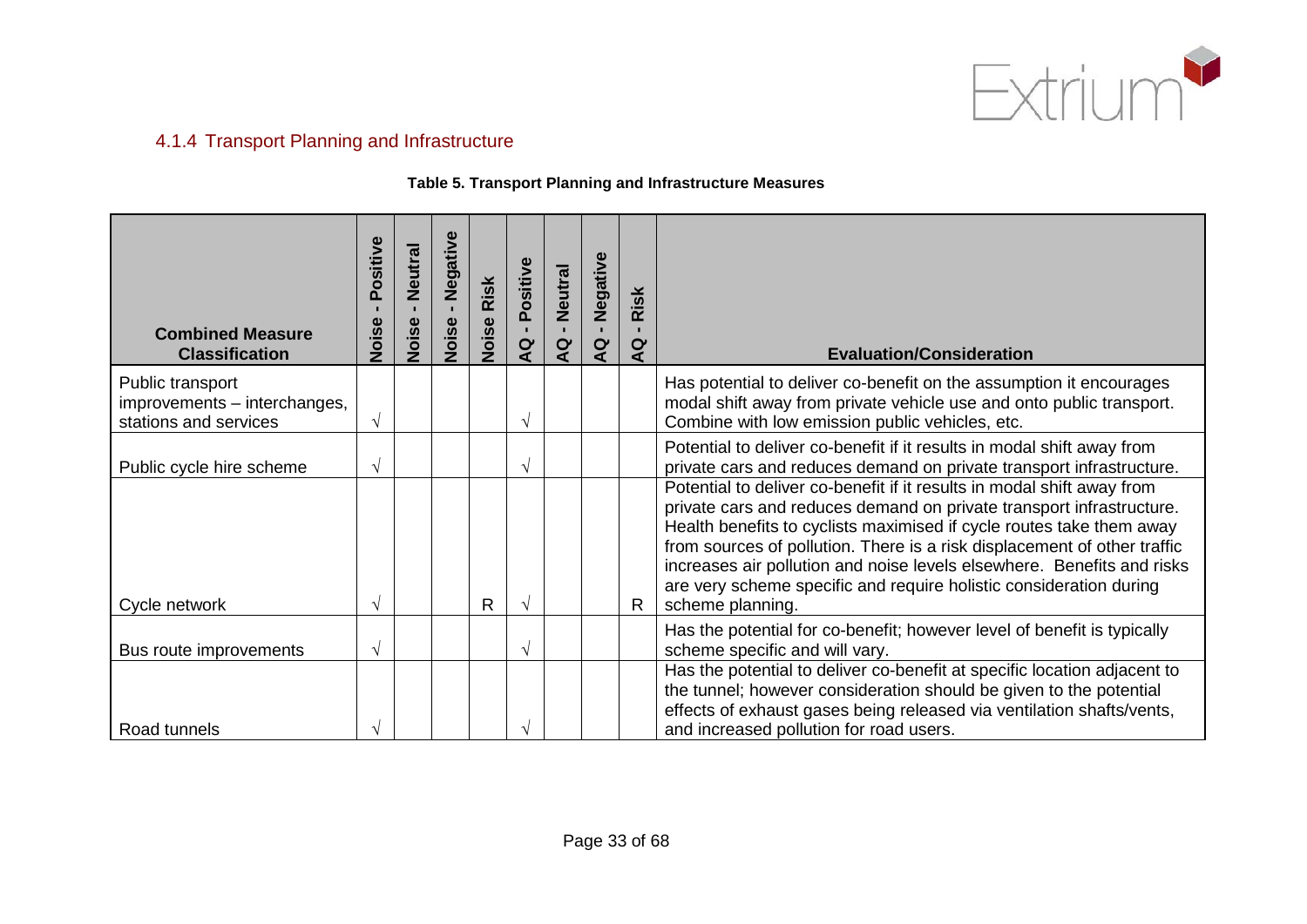### 4.1.4 Transport Planning and Infrastructure

**Table 5. Transport Planning and Infrastructure Measures**

| Combined Measure Classification | Noise - Positive | Noise - Neutral | Noise - Negative | Noise Risk | AQ - Positive | AQ - Neutral | AQ - Negative | AQ - Risk | Evaluation/Consideration |
|---|---|---|---|---|---|---|---|---|---|
| Public transport improvements – interchanges, stations and services | √ | | | | √ | | | | Has potential to deliver co-benefit on the assumption it encourages modal shift away from private vehicle use and onto public transport. Combine with low emission public vehicles, etc. |
| Public cycle hire scheme | √ | | | | √ | | | | Potential to deliver co-benefit if it results in modal shift away from private cars and reduces demand on private transport infrastructure. |
| Cycle network | √ | | | R | √ | | | R | Potential to deliver co-benefit if it results in modal shift away from private cars and reduces demand on private transport infrastructure. Health benefits to cyclists maximised if cycle routes take them away from sources of pollution. There is a risk displacement of other traffic increases air pollution and noise levels elsewhere. Benefits and risks are very scheme specific and require holistic consideration during scheme planning. |
| Bus route improvements | √ | | | | √ | | | | Has the potential for co-benefit; however level of benefit is typically scheme specific and will vary. |
| Road tunnels | √ | | | | √ | | | | Has the potential to deliver co-benefit at specific location adjacent to the tunnel; however consideration should be given to the potential effects of exhaust gases being released via ventilation shafts/vents, and increased pollution for road users. |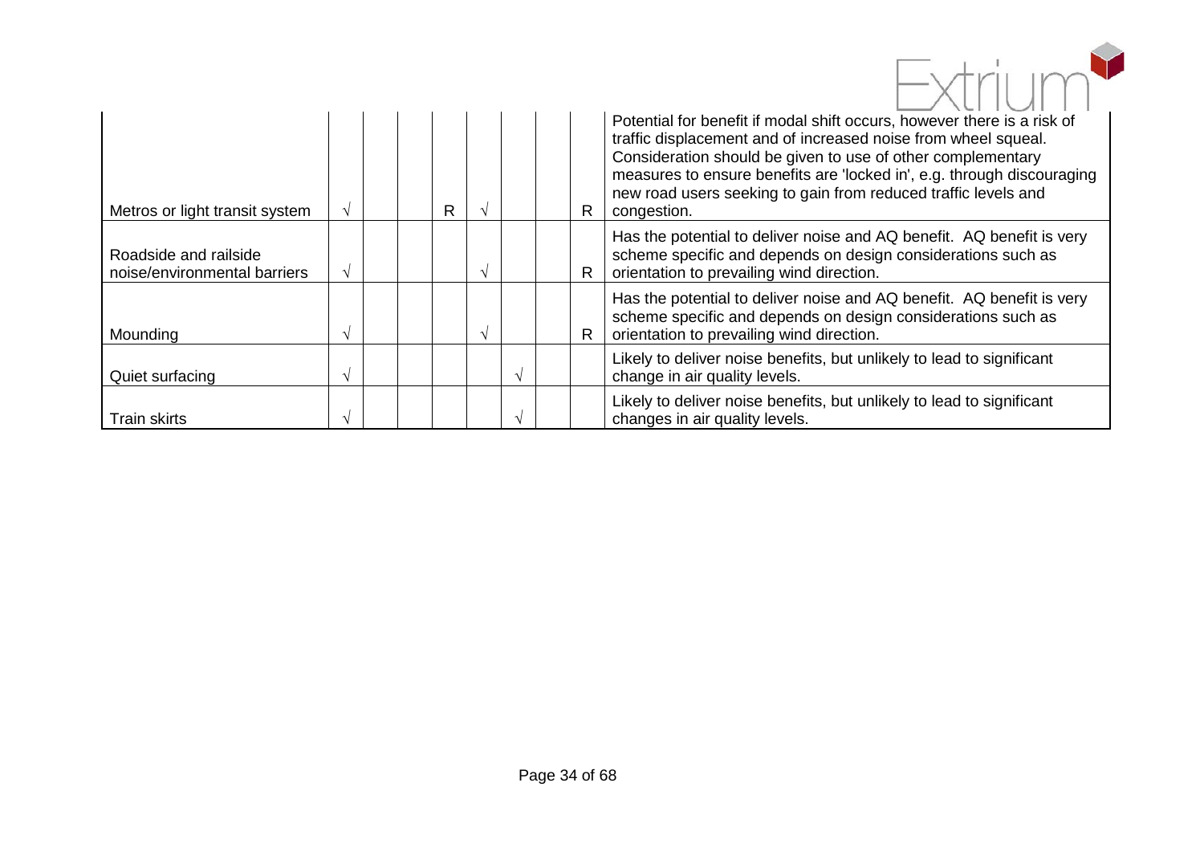| | | | | | | | | | |
|---|---|---|---|---|---|---|---|---|---|
| Metros or light transit system | √ | | | R | √ | | | R | Potential for benefit if modal shift occurs, however there is a risk of traffic displacement and of increased noise from wheel squeal. Consideration should be given to use of other complementary measures to ensure benefits are 'locked in', e.g. through discouraging new road users seeking to gain from reduced traffic levels and congestion. |
| Roadside and railside noise/environmental barriers | √ | | | | √ | | | R | Has the potential to deliver noise and AQ benefit. AQ benefit is very scheme specific and depends on design considerations such as orientation to prevailing wind direction. |
| Mounding | √ | | | | √ | | | R | Has the potential to deliver noise and AQ benefit. AQ benefit is very scheme specific and depends on design considerations such as orientation to prevailing wind direction. |
| Quiet surfacing | √ | | | | | √ | | | Likely to deliver noise benefits, but unlikely to lead to significant change in air quality levels. |
| Train skirts | √ | | | | | √ | | | Likely to deliver noise benefits, but unlikely to lead to significant changes in air quality levels. |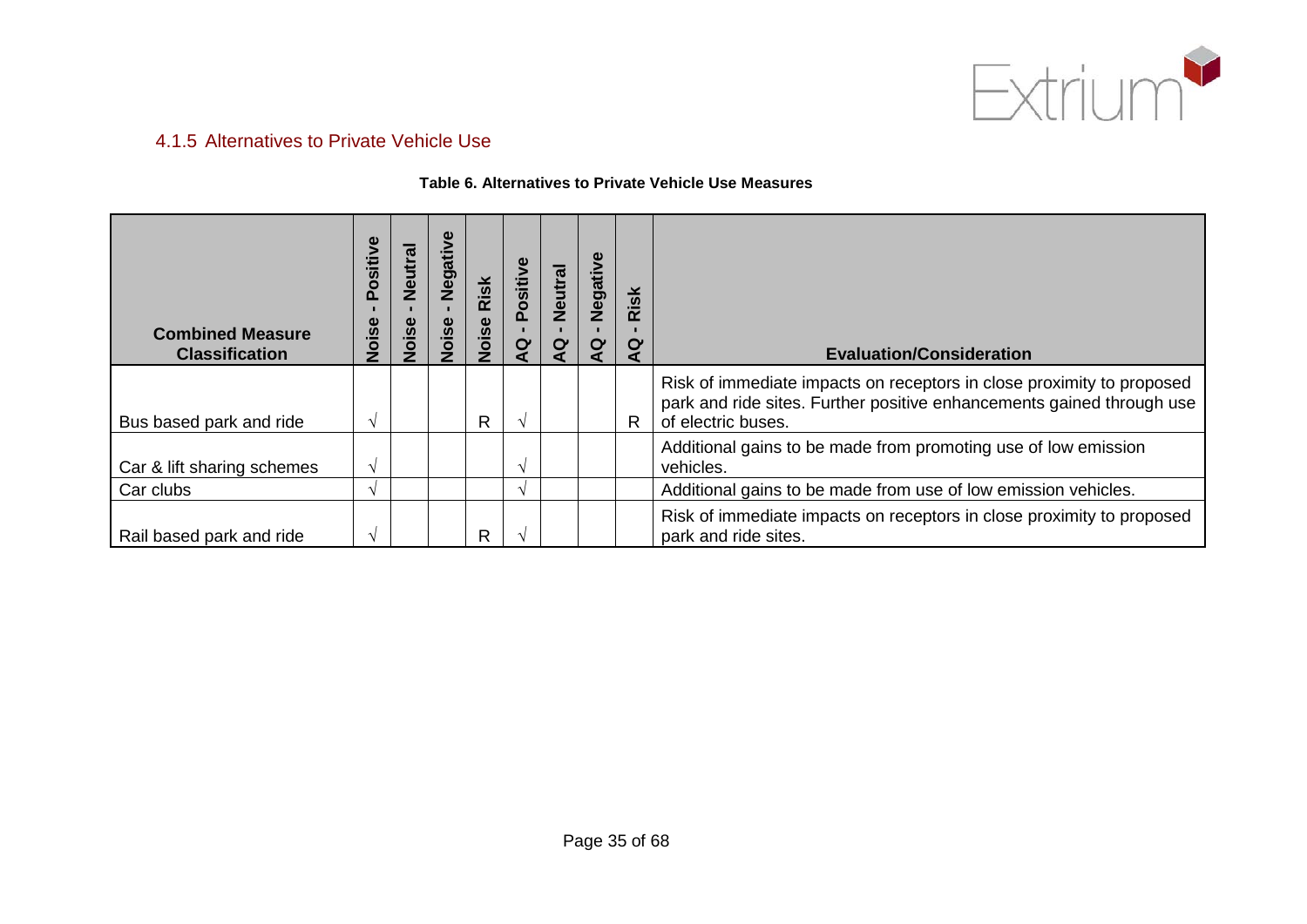### 4.1.5 Alternatives to Private Vehicle Use

**Table 6. Alternatives to Private Vehicle Use Measures**

| Combined Measure Classification | Noise - Positive | Noise - Neutral | Noise - Negative | Noise Risk | AQ - Positive | AQ - Neutral | AQ - Negative | AQ - Risk | Evaluation/Consideration |
|---|---|---|---|---|---|---|---|---|---|
| Bus based park and ride | √ | | | R | √ | | | R | Risk of immediate impacts on receptors in close proximity to proposed park and ride sites. Further positive enhancements gained through use of electric buses. |
| Car & lift sharing schemes | √ | | | | √ | | | | Additional gains to be made from promoting use of low emission vehicles. |
| Car clubs | √ | | | | √ | | | | Additional gains to be made from use of low emission vehicles. |
| Rail based park and ride | √ | | | R | √ | | | | Risk of immediate impacts on receptors in close proximity to proposed park and ride sites. |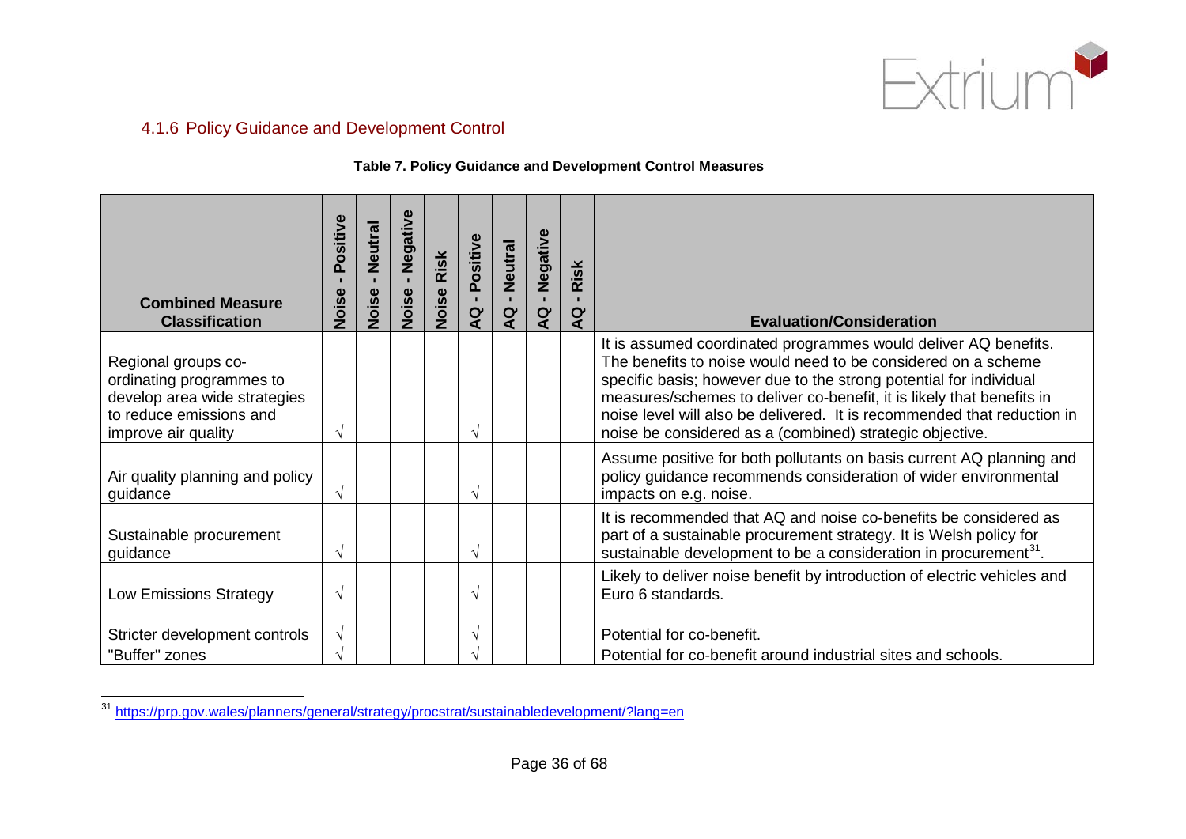### 4.1.6 Policy Guidance and Development Control

**Table 7. Policy Guidance and Development Control Measures**

| Combined Measure Classification | Noise - Positive | Noise - Neutral | Noise - Negative | Noise Risk | AQ - Positive | AQ - Neutral | AQ - Negative | AQ - Risk | Evaluation/Consideration |
|---|---|---|---|---|---|---|---|---|---|
| Regional groups co-ordinating programmes to develop area wide strategies to reduce emissions and improve air quality | √ | | | | √ | | | | It is assumed coordinated programmes would deliver AQ benefits. The benefits to noise would need to be considered on a scheme specific basis; however due to the strong potential for individual measures/schemes to deliver co-benefit, it is likely that benefits in noise level will also be delivered. It is recommended that reduction in noise be considered as a (combined) strategic objective. |
| Air quality planning and policy guidance | √ | | | | √ | | | | Assume positive for both pollutants on basis current AQ planning and policy guidance recommends consideration of wider environmental impacts on e.g. noise. |
| Sustainable procurement guidance | √ | | | | √ | | | | It is recommended that AQ and noise co-benefits be considered as part of a sustainable procurement strategy. It is Welsh policy for sustainable development to be a consideration in procurement[31]. |
| Low Emissions Strategy | √ | | | | √ | | | | Likely to deliver noise benefit by introduction of electric vehicles and Euro 6 standards. |
| Stricter development controls | √ | | | | √ | | | | Potential for co-benefit. |
| "Buffer" zones | √ | | | | √ | | | | Potential for co-benefit around industrial sites and schools. |

[31] https://prp.gov.wales/planners/general/strategy/procstrat/sustainabledevelopment/?lang=en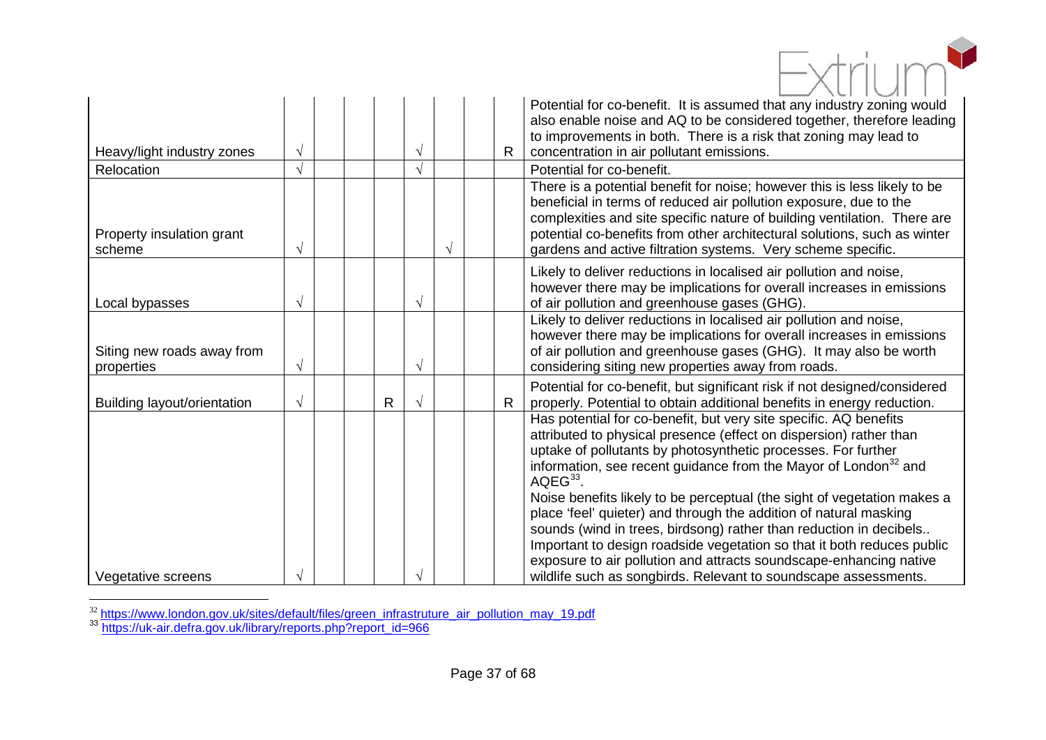| | | | | | | | | | |
|---|---|---|---|---|---|---|---|---|---|
| Heavy/light industry zones | √ | | | | √ | | | R | Potential for co-benefit. It is assumed that any industry zoning would also enable noise and AQ to be considered together, therefore leading to improvements in both. There is a risk that zoning may lead to concentration in air pollutant emissions. |
| Relocation | √ | | | | √ | | | | Potential for co-benefit. |
| Property insulation grant scheme | √ | | | | | √ | | | There is a potential benefit for noise; however this is less likely to be beneficial in terms of reduced air pollution exposure, due to the complexities and site specific nature of building ventilation. There are potential co-benefits from other architectural solutions, such as winter gardens and active filtration systems. Very scheme specific. |
| Local bypasses | √ | | | | √ | | | | Likely to deliver reductions in localised air pollution and noise, however there may be implications for overall increases in emissions of air pollution and greenhouse gases (GHG). |
| Siting new roads away from properties | √ | | | | √ | | | | Likely to deliver reductions in localised air pollution and noise, however there may be implications for overall increases in emissions of air pollution and greenhouse gases (GHG). It may also be worth considering siting new properties away from roads. |
| Building layout/orientation | √ | | | R | √ | | | R | Potential for co-benefit, but significant risk if not designed/considered properly. Potential to obtain additional benefits in energy reduction. |
| Vegetative screens | √ | | | | √ | | | | Has potential for co-benefit, but very site specific. AQ benefits attributed to physical presence (effect on dispersion) rather than uptake of pollutants by photosynthetic processes. For further information, see recent guidance from the Mayor of London[32] and AQEG[33].<br>Noise benefits likely to be perceptual (the sight of vegetation makes a place 'feel' quieter) and through the addition of natural masking sounds (wind in trees, birdsong) rather than reduction in decibels..<br>Important to design roadside vegetation so that it both reduces public exposure to air pollution and attracts soundscape-enhancing native wildlife such as songbirds. Relevant to soundscape assessments. |

[32] https://www.london.gov.uk/sites/default/files/green_infrastruture_air_pollution_may_19.pdf

[33] https://uk-air.defra.gov.uk/library/reports.php?report_id=966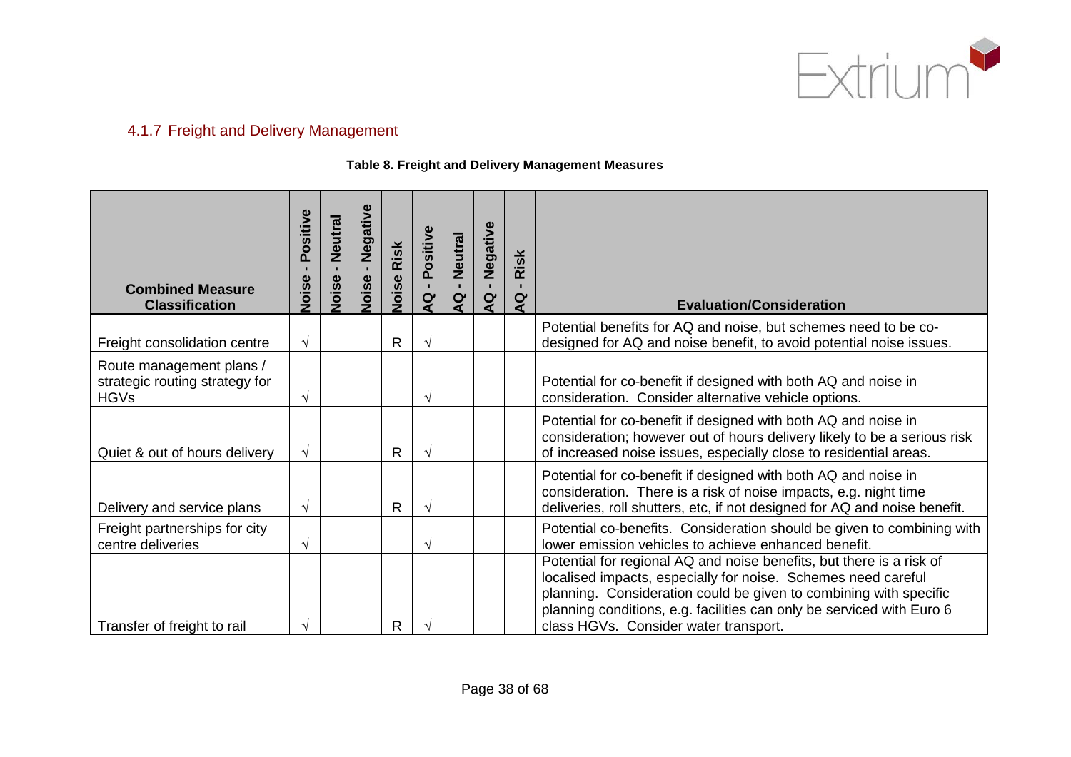### 4.1.7 Freight and Delivery Management

**Table 8. Freight and Delivery Management Measures**

| Combined Measure Classification | Noise - Positive | Noise - Neutral | Noise - Negative | Noise Risk | AQ - Positive | AQ - Neutral | AQ - Negative | AQ - Risk | Evaluation/Consideration |
|---|---|---|---|---|---|---|---|---|---|
| Freight consolidation centre | √ | | | R | √ | | | | Potential benefits for AQ and noise, but schemes need to be co-designed for AQ and noise benefit, to avoid potential noise issues. |
| Route management plans / strategic routing strategy for HGVs | √ | | | | √ | | | | Potential for co-benefit if designed with both AQ and noise in consideration. Consider alternative vehicle options. |
| Quiet & out of hours delivery | √ | | | R | √ | | | | Potential for co-benefit if designed with both AQ and noise in consideration; however out of hours delivery likely to be a serious risk of increased noise issues, especially close to residential areas. |
| Delivery and service plans | √ | | | R | √ | | | | Potential for co-benefit if designed with both AQ and noise in consideration. There is a risk of noise impacts, e.g. night time deliveries, roll shutters, etc, if not designed for AQ and noise benefit. |
| Freight partnerships for city centre deliveries | √ | | | | √ | | | | Potential co-benefits. Consideration should be given to combining with lower emission vehicles to achieve enhanced benefit. |
| Transfer of freight to rail | √ | | | R | √ | | | | Potential for regional AQ and noise benefits, but there is a risk of localised impacts, especially for noise. Schemes need careful planning. Consideration could be given to combining with specific planning conditions, e.g. facilities can only be serviced with Euro 6 class HGVs. Consider water transport. |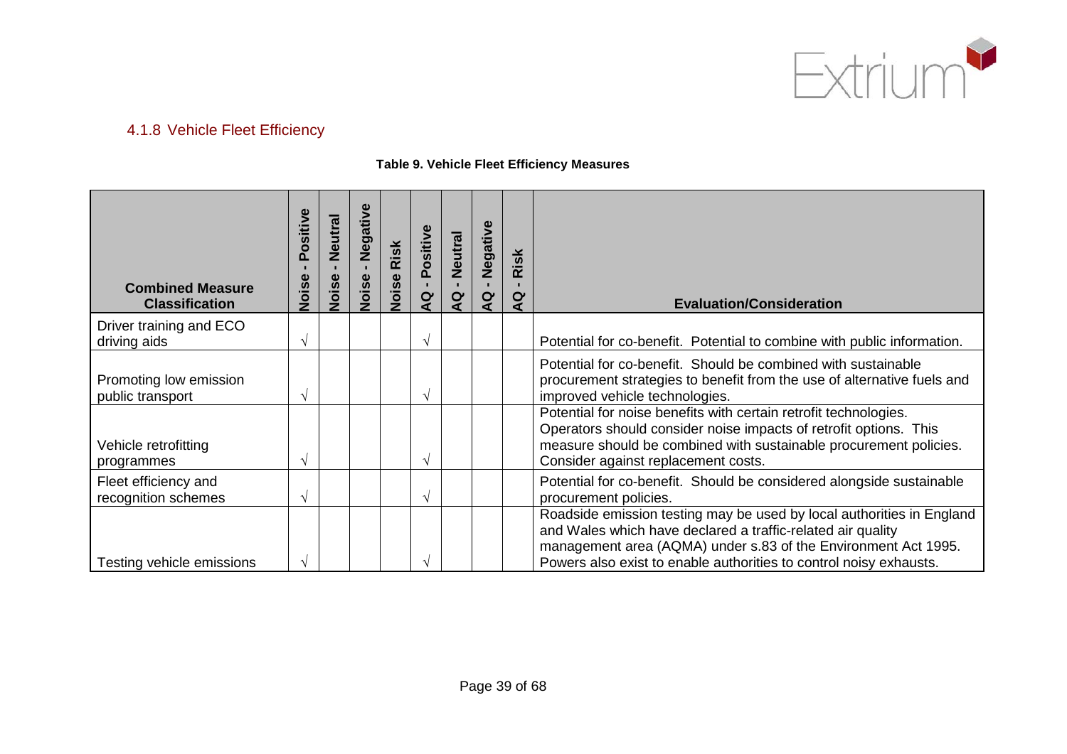### 4.1.8 Vehicle Fleet Efficiency

**Table 9. Vehicle Fleet Efficiency Measures**

| Combined Measure Classification | Noise - Positive | Noise - Neutral | Noise - Negative | Noise Risk | AQ - Positive | AQ - Neutral | AQ - Negative | AQ - Risk | Evaluation/Consideration |
|---|---|---|---|---|---|---|---|---|---|
| Driver training and ECO driving aids | √ | | | | √ | | | | Potential for co-benefit. Potential to combine with public information. |
| Promoting low emission public transport | √ | | | | √ | | | | Potential for co-benefit. Should be combined with sustainable procurement strategies to benefit from the use of alternative fuels and improved vehicle technologies. |
| Vehicle retrofitting programmes | √ | | | | √ | | | | Potential for noise benefits with certain retrofit technologies. Operators should consider noise impacts of retrofit options. This measure should be combined with sustainable procurement policies. Consider against replacement costs. |
| Fleet efficiency and recognition schemes | √ | | | | √ | | | | Potential for co-benefit. Should be considered alongside sustainable procurement policies. |
| Testing vehicle emissions | √ | | | | √ | | | | Roadside emission testing may be used by local authorities in England and Wales which have declared a traffic-related air quality management area (AQMA) under s.83 of the Environment Act 1995. Powers also exist to enable authorities to control noisy exhausts. |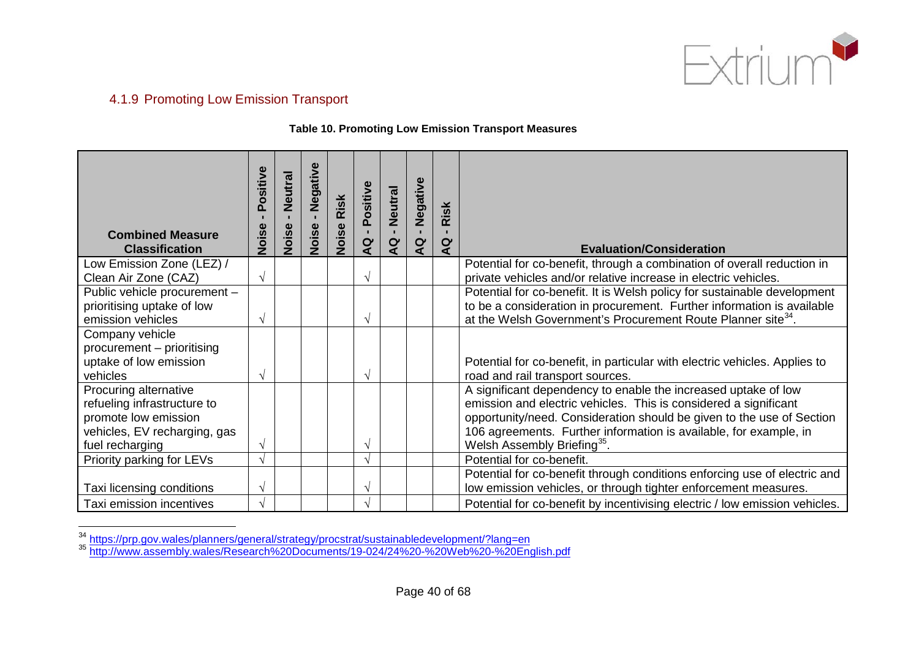### 4.1.9 Promoting Low Emission Transport

**Table 10. Promoting Low Emission Transport Measures**

| Combined Measure Classification | Noise - Positive | Noise - Neutral | Noise - Negative | Noise Risk | AQ - Positive | AQ - Neutral | AQ - Negative | AQ - Risk | Evaluation/Consideration |
|---|---|---|---|---|---|---|---|---|---|
| Low Emission Zone (LEZ) / Clean Air Zone (CAZ) | √ | | | | √ | | | | Potential for co-benefit, through a combination of overall reduction in private vehicles and/or relative increase in electric vehicles. |
| Public vehicle procurement – prioritising uptake of low emission vehicles | √ | | | | √ | | | | Potential for co-benefit. It is Welsh policy for sustainable development to be a consideration in procurement. Further information is available at the Welsh Government's Procurement Route Planner site[34]. |
| Company vehicle procurement – prioritising uptake of low emission vehicles | √ | | | | √ | | | | Potential for co-benefit, in particular with electric vehicles. Applies to road and rail transport sources. |
| Procuring alternative refueling infrastructure to promote low emission vehicles, EV recharging, gas fuel recharging | √ | | | | √ | | | | A significant dependency to enable the increased uptake of low emission and electric vehicles. This is considered a significant opportunity/need. Consideration should be given to the use of Section 106 agreements. Further information is available, for example, in Welsh Assembly Briefing[35]. |
| Priority parking for LEVs | √ | | | | √ | | | | Potential for co-benefit. |
| Taxi licensing conditions | √ | | | | √ | | | | Potential for co-benefit through conditions enforcing use of electric and low emission vehicles, or through tighter enforcement measures. |
| Taxi emission incentives | √ | | | | √ | | | | Potential for co-benefit by incentivising electric / low emission vehicles. |

[34] https://prp.gov.wales/planners/general/strategy/procstrat/sustainabledevelopment/?lang=en
[35] http://www.assembly.wales/Research%20Documents/19-024/24%20-%20Web%20-%20English.pdf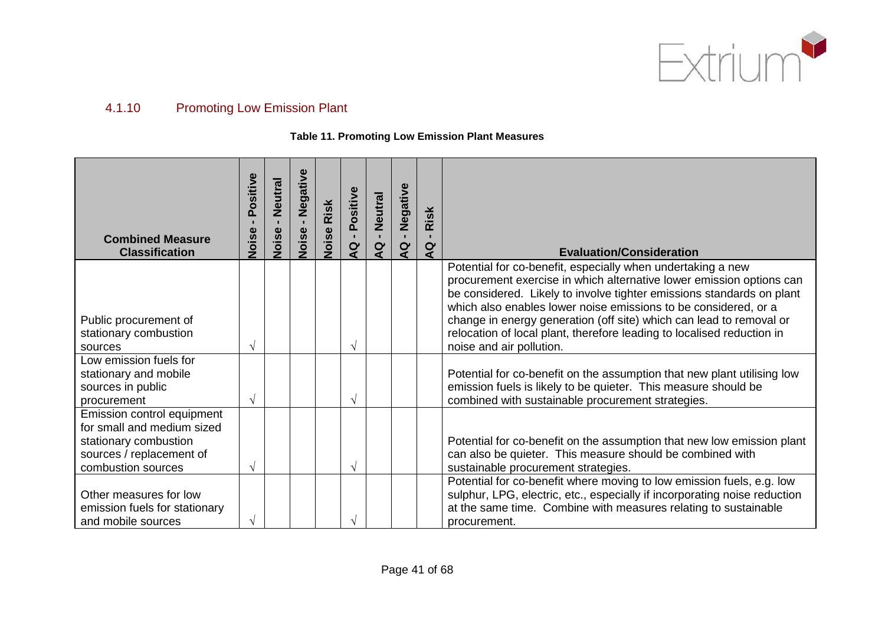### 4.1.10 Promoting Low Emission Plant

**Table 11. Promoting Low Emission Plant Measures**

| Combined Measure Classification | Noise - Positive | Noise - Neutral | Noise - Negative | Noise Risk | AQ - Positive | AQ - Neutral | AQ - Negative | AQ - Risk | Evaluation/Consideration |
|---|---|---|---|---|---|---|---|---|---|
| Public procurement of stationary combustion sources | √ | | | | √ | | | | Potential for co-benefit, especially when undertaking a new procurement exercise in which alternative lower emission options can be considered. Likely to involve tighter emissions standards on plant which also enables lower noise emissions to be considered, or a change in energy generation (off site) which can lead to removal or relocation of local plant, therefore leading to localised reduction in noise and air pollution. |
| Low emission fuels for stationary and mobile sources in public procurement | √ | | | | √ | | | | Potential for co-benefit on the assumption that new plant utilising low emission fuels is likely to be quieter. This measure should be combined with sustainable procurement strategies. |
| Emission control equipment for small and medium sized stationary combustion sources / replacement of combustion sources | √ | | | | √ | | | | Potential for co-benefit on the assumption that new low emission plant can also be quieter. This measure should be combined with sustainable procurement strategies. |
| Other measures for low emission fuels for stationary and mobile sources | √ | | | | √ | | | | Potential for co-benefit where moving to low emission fuels, e.g. low sulphur, LPG, electric, etc., especially if incorporating noise reduction at the same time. Combine with measures relating to sustainable procurement. |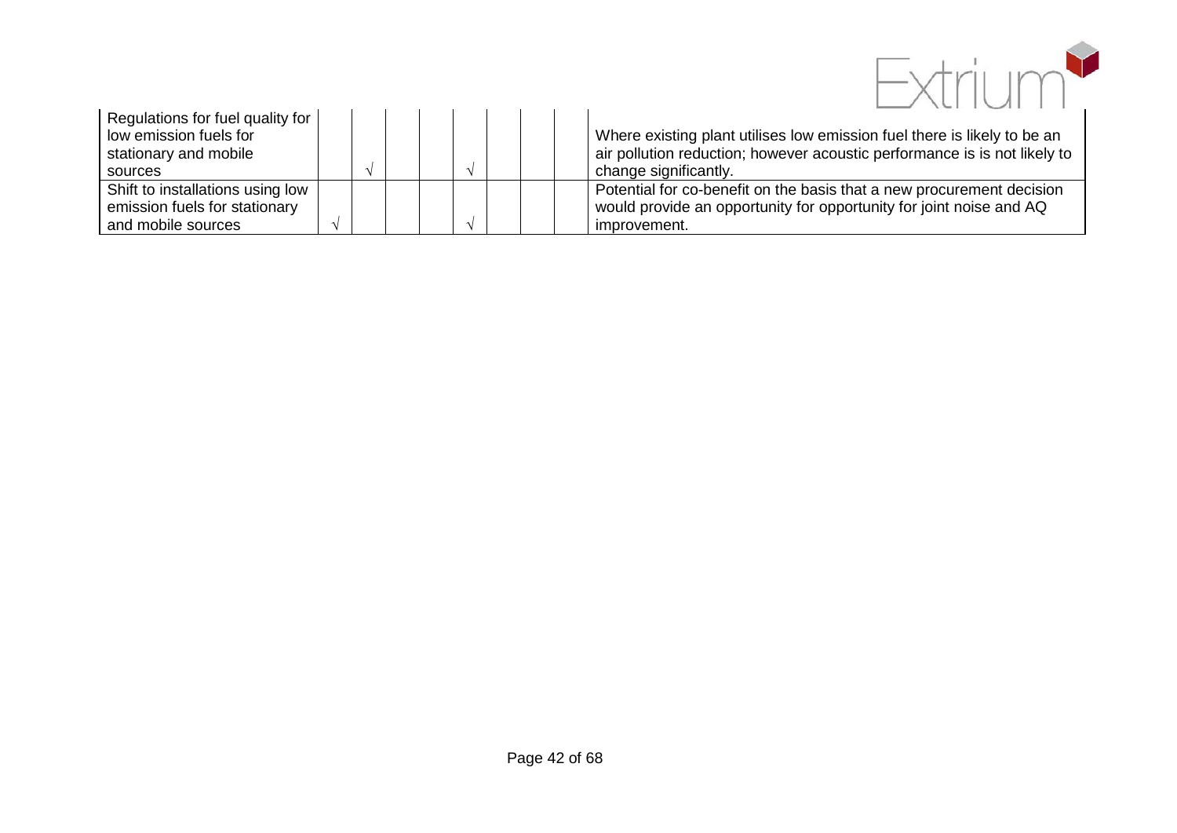| | | | | | | | | | |
|---|---|---|---|---|---|---|---|---|---|
| Regulations for fuel quality for low emission fuels for stationary and mobile sources | | √ | | | √ | | | | Where existing plant utilises low emission fuel there is likely to be an air pollution reduction; however acoustic performance is is not likely to change significantly. |
| Shift to installations using low emission fuels for stationary and mobile sources | √ | | | | √ | | | | Potential for co-benefit on the basis that a new procurement decision would provide an opportunity for opportunity for joint noise and AQ improvement. |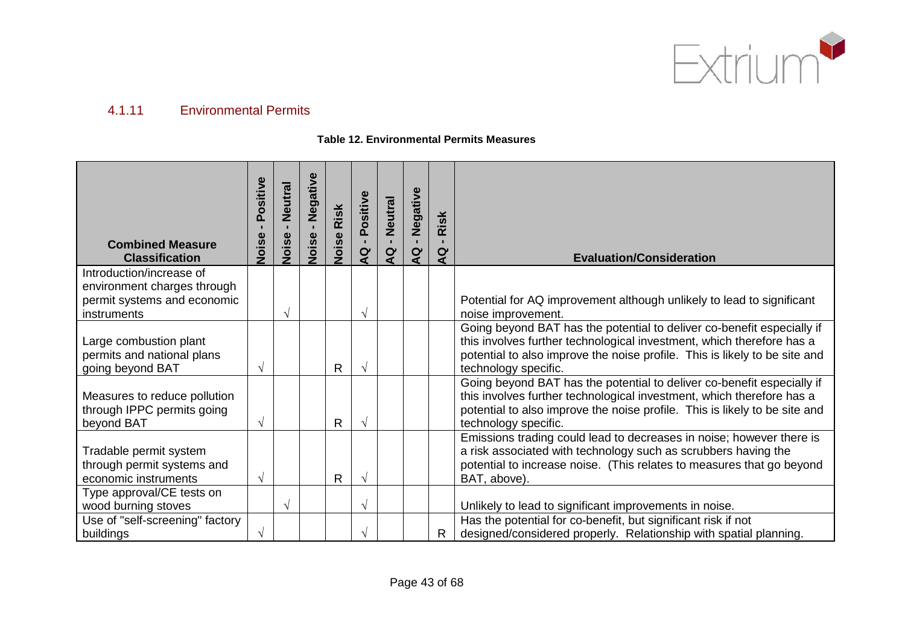### 4.1.11 Environmental Permits

**Table 12. Environmental Permits Measures**

| Combined Measure Classification | Noise - Positive | Noise - Neutral | Noise - Negative | Noise Risk | AQ - Positive | AQ - Neutral | AQ - Negative | AQ - Risk | Evaluation/Consideration |
|---|---|---|---|---|---|---|---|---|---|
| Introduction/increase of environment charges through permit systems and economic instruments | | √ | | | √ | | | | Potential for AQ improvement although unlikely to lead to significant noise improvement. |
| Large combustion plant permits and national plans going beyond BAT | √ | | | R | √ | | | | Going beyond BAT has the potential to deliver co-benefit especially if this involves further technological investment, which therefore has a potential to also improve the noise profile. This is likely to be site and technology specific. |
| Measures to reduce pollution through IPPC permits going beyond BAT | √ | | | R | √ | | | | Going beyond BAT has the potential to deliver co-benefit especially if this involves further technological investment, which therefore has a potential to also improve the noise profile. This is likely to be site and technology specific. |
| Tradable permit system through permit systems and economic instruments | √ | | | R | √ | | | | Emissions trading could lead to decreases in noise; however there is a risk associated with technology such as scrubbers having the potential to increase noise. (This relates to measures that go beyond BAT, above). |
| Type approval/CE tests on wood burning stoves | | √ | | | √ | | | | Unlikely to lead to significant improvements in noise. |
| Use of "self-screening" factory buildings | √ | | | | √ | | | R | Has the potential for co-benefit, but significant risk if not designed/considered properly. Relationship with spatial planning. |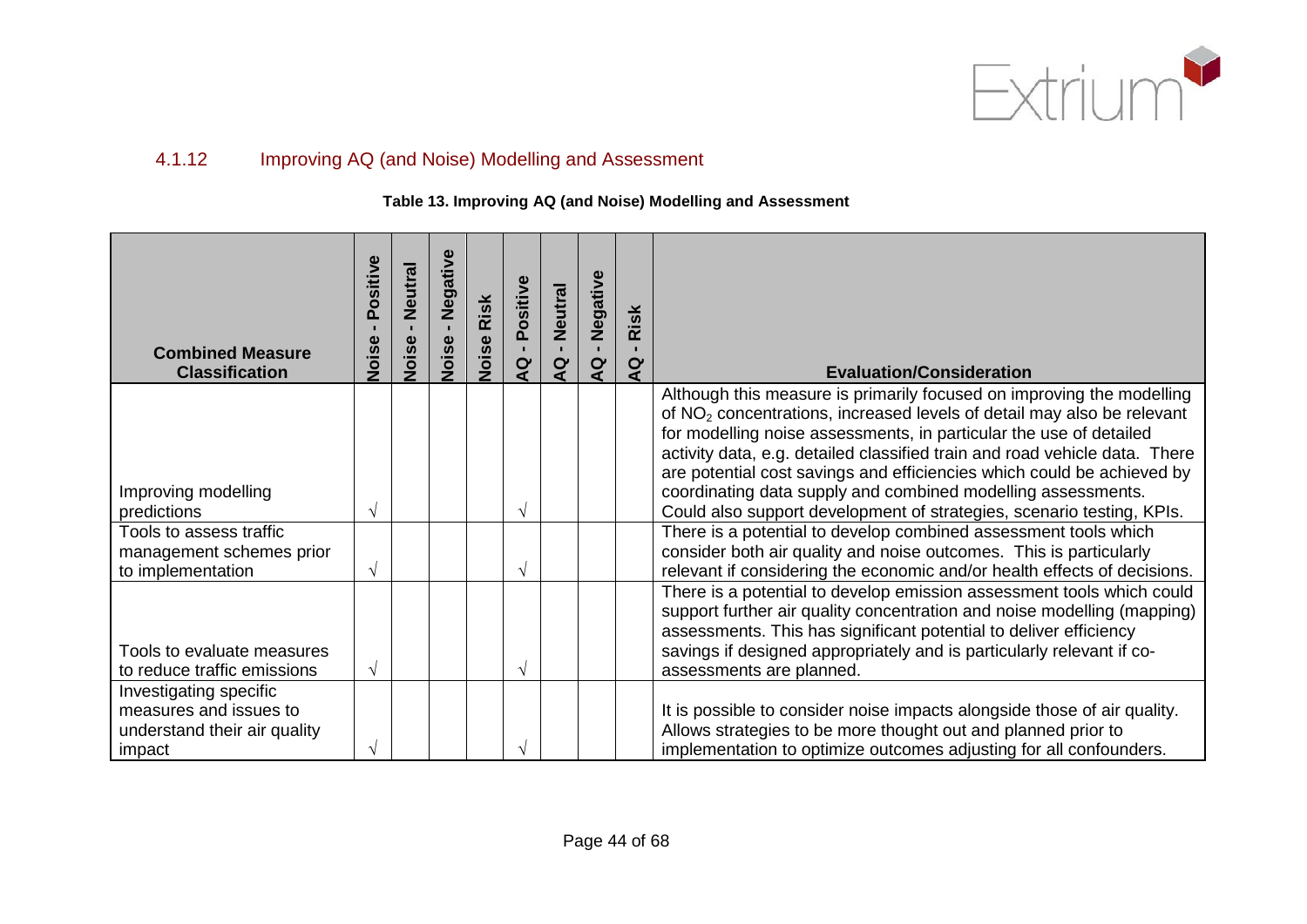### 4.1.12 Improving AQ (and Noise) Modelling and Assessment

**Table 13. Improving AQ (and Noise) Modelling and Assessment**

| Combined Measure Classification | Noise - Positive | Noise - Neutral | Noise - Negative | Noise Risk | AQ - Positive | AQ - Neutral | AQ - Negative | AQ - Risk | Evaluation/Consideration |
|---|---|---|---|---|---|---|---|---|---|
| Improving modelling predictions | √ | | | | √ | | | | Although this measure is primarily focused on improving the modelling of $NO_2$ concentrations, increased levels of detail may also be relevant for modelling noise assessments, in particular the use of detailed activity data, e.g. detailed classified train and road vehicle data. There are potential cost savings and efficiencies which could be achieved by coordinating data supply and combined modelling assessments. Could also support development of strategies, scenario testing, KPIs. |
| Tools to assess traffic management schemes prior to implementation | √ | | | | √ | | | | There is a potential to develop combined assessment tools which consider both air quality and noise outcomes. This is particularly relevant if considering the economic and/or health effects of decisions. |
| Tools to evaluate measures to reduce traffic emissions | √ | | | | √ | | | | There is a potential to develop emission assessment tools which could support further air quality concentration and noise modelling (mapping) assessments. This has significant potential to deliver efficiency savings if designed appropriately and is particularly relevant if co-assessments are planned. |
| Investigating specific measures and issues to understand their air quality impact | √ | | | | √ | | | | It is possible to consider noise impacts alongside those of air quality. Allows strategies to be more thought out and planned prior to implementation to optimize outcomes adjusting for all confounders. |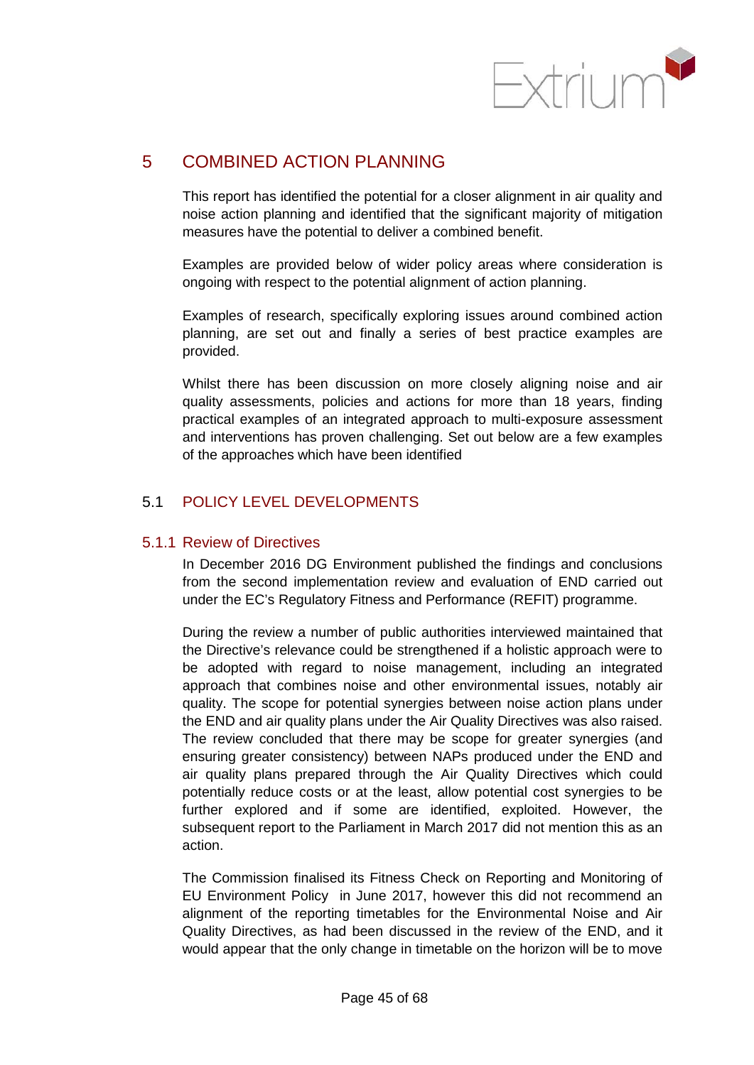# 5 COMBINED ACTION PLANNING

This report has identified the potential for a closer alignment in air quality and noise action planning and identified that the significant majority of mitigation measures have the potential to deliver a combined benefit.

Examples are provided below of wider policy areas where consideration is ongoing with respect to the potential alignment of action planning.

Examples of research, specifically exploring issues around combined action planning, are set out and finally a series of best practice examples are provided.

Whilst there has been discussion on more closely aligning noise and air quality assessments, policies and actions for more than 18 years, finding practical examples of an integrated approach to multi-exposure assessment and interventions has proven challenging. Set out below are a few examples of the approaches which have been identified

## 5.1 POLICY LEVEL DEVELOPMENTS

### 5.1.1 Review of Directives

In December 2016 DG Environment published the findings and conclusions from the second implementation review and evaluation of END carried out under the EC's Regulatory Fitness and Performance (REFIT) programme.

During the review a number of public authorities interviewed maintained that the Directive's relevance could be strengthened if a holistic approach were to be adopted with regard to noise management, including an integrated approach that combines noise and other environmental issues, notably air quality. The scope for potential synergies between noise action plans under the END and air quality plans under the Air Quality Directives was also raised. The review concluded that there may be scope for greater synergies (and ensuring greater consistency) between NAPs produced under the END and air quality plans prepared through the Air Quality Directives which could potentially reduce costs or at the least, allow potential cost synergies to be further explored and if some are identified, exploited. However, the subsequent report to the Parliament in March 2017 did not mention this as an action.

The Commission finalised its Fitness Check on Reporting and Monitoring of EU Environment Policy in June 2017, however this did not recommend an alignment of the reporting timetables for the Environmental Noise and Air Quality Directives, as had been discussed in the review of the END, and it would appear that the only change in timetable on the horizon will be to move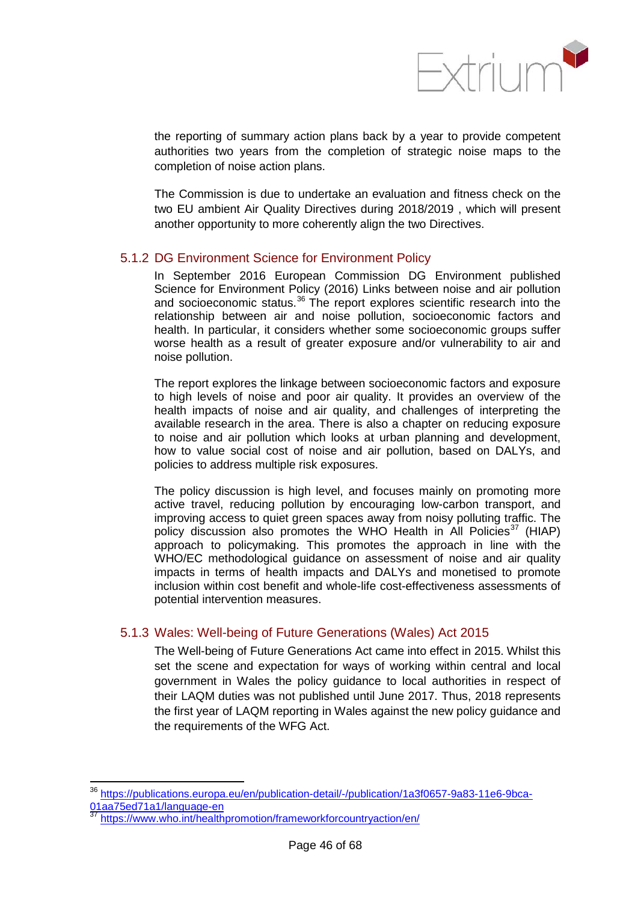the reporting of summary action plans back by a year to provide competent authorities two years from the completion of strategic noise maps to the completion of noise action plans.

The Commission is due to undertake an evaluation and fitness check on the two EU ambient Air Quality Directives during 2018/2019 , which will present another opportunity to more coherently align the two Directives.

### 5.1.2 DG Environment Science for Environment Policy

In September 2016 European Commission DG Environment published Science for Environment Policy (2016) Links between noise and air pollution and socioeconomic status.[36] The report explores scientific research into the relationship between air and noise pollution, socioeconomic factors and health. In particular, it considers whether some socioeconomic groups suffer worse health as a result of greater exposure and/or vulnerability to air and noise pollution.

The report explores the linkage between socioeconomic factors and exposure to high levels of noise and poor air quality. It provides an overview of the health impacts of noise and air quality, and challenges of interpreting the available research in the area. There is also a chapter on reducing exposure to noise and air pollution which looks at urban planning and development, how to value social cost of noise and air pollution, based on DALYs, and policies to address multiple risk exposures.

The policy discussion is high level, and focuses mainly on promoting more active travel, reducing pollution by encouraging low-carbon transport, and improving access to quiet green spaces away from noisy polluting traffic. The policy discussion also promotes the WHO Health in All Policies[37] (HIAP) approach to policymaking. This promotes the approach in line with the WHO/EC methodological guidance on assessment of noise and air quality impacts in terms of health impacts and DALYs and monetised to promote inclusion within cost benefit and whole-life cost-effectiveness assessments of potential intervention measures.

### 5.1.3 Wales: Well-being of Future Generations (Wales) Act 2015

The Well-being of Future Generations Act came into effect in 2015. Whilst this set the scene and expectation for ways of working within central and local government in Wales the policy guidance to local authorities in respect of their LAQM duties was not published until June 2017. Thus, 2018 represents the first year of LAQM reporting in Wales against the new policy guidance and the requirements of the WFG Act.

---

[36] https://publications.europa.eu/en/publication-detail/-/publication/1a3f0657-9a83-11e6-9bca-01aa75ed71a1/language-en

[37] https://www.who.int/healthpromotion/frameworkforcountryaction/en/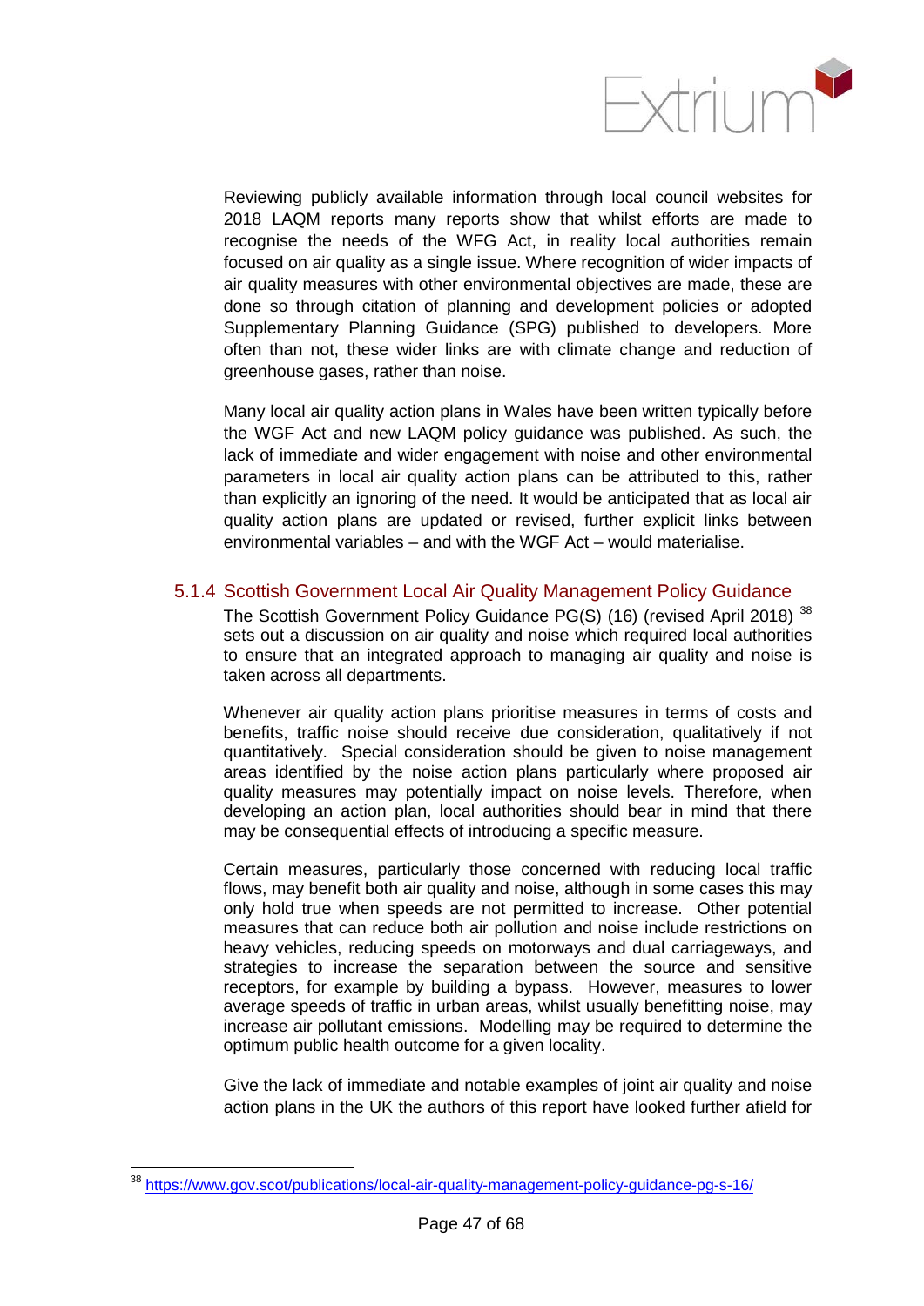Reviewing publicly available information through local council websites for 2018 LAQM reports many reports show that whilst efforts are made to recognise the needs of the WFG Act, in reality local authorities remain focused on air quality as a single issue. Where recognition of wider impacts of air quality measures with other environmental objectives are made, these are done so through citation of planning and development policies or adopted Supplementary Planning Guidance (SPG) published to developers. More often than not, these wider links are with climate change and reduction of greenhouse gases, rather than noise.

Many local air quality action plans in Wales have been written typically before the WGF Act and new LAQM policy guidance was published. As such, the lack of immediate and wider engagement with noise and other environmental parameters in local air quality action plans can be attributed to this, rather than explicitly an ignoring of the need. It would be anticipated that as local air quality action plans are updated or revised, further explicit links between environmental variables – and with the WGF Act – would materialise.

### 5.1.4 Scottish Government Local Air Quality Management Policy Guidance

The Scottish Government Policy Guidance PG(S) (16) (revised April 2018) [38] sets out a discussion on air quality and noise which required local authorities to ensure that an integrated approach to managing air quality and noise is taken across all departments.

Whenever air quality action plans prioritise measures in terms of costs and benefits, traffic noise should receive due consideration, qualitatively if not quantitatively. Special consideration should be given to noise management areas identified by the noise action plans particularly where proposed air quality measures may potentially impact on noise levels. Therefore, when developing an action plan, local authorities should bear in mind that there may be consequential effects of introducing a specific measure.

Certain measures, particularly those concerned with reducing local traffic flows, may benefit both air quality and noise, although in some cases this may only hold true when speeds are not permitted to increase. Other potential measures that can reduce both air pollution and noise include restrictions on heavy vehicles, reducing speeds on motorways and dual carriageways, and strategies to increase the separation between the source and sensitive receptors, for example by building a bypass. However, measures to lower average speeds of traffic in urban areas, whilst usually benefitting noise, may increase air pollutant emissions. Modelling may be required to determine the optimum public health outcome for a given locality.

Give the lack of immediate and notable examples of joint air quality and noise action plans in the UK the authors of this report have looked further afield for

[38] https://www.gov.scot/publications/local-air-quality-management-policy-guidance-pg-s-16/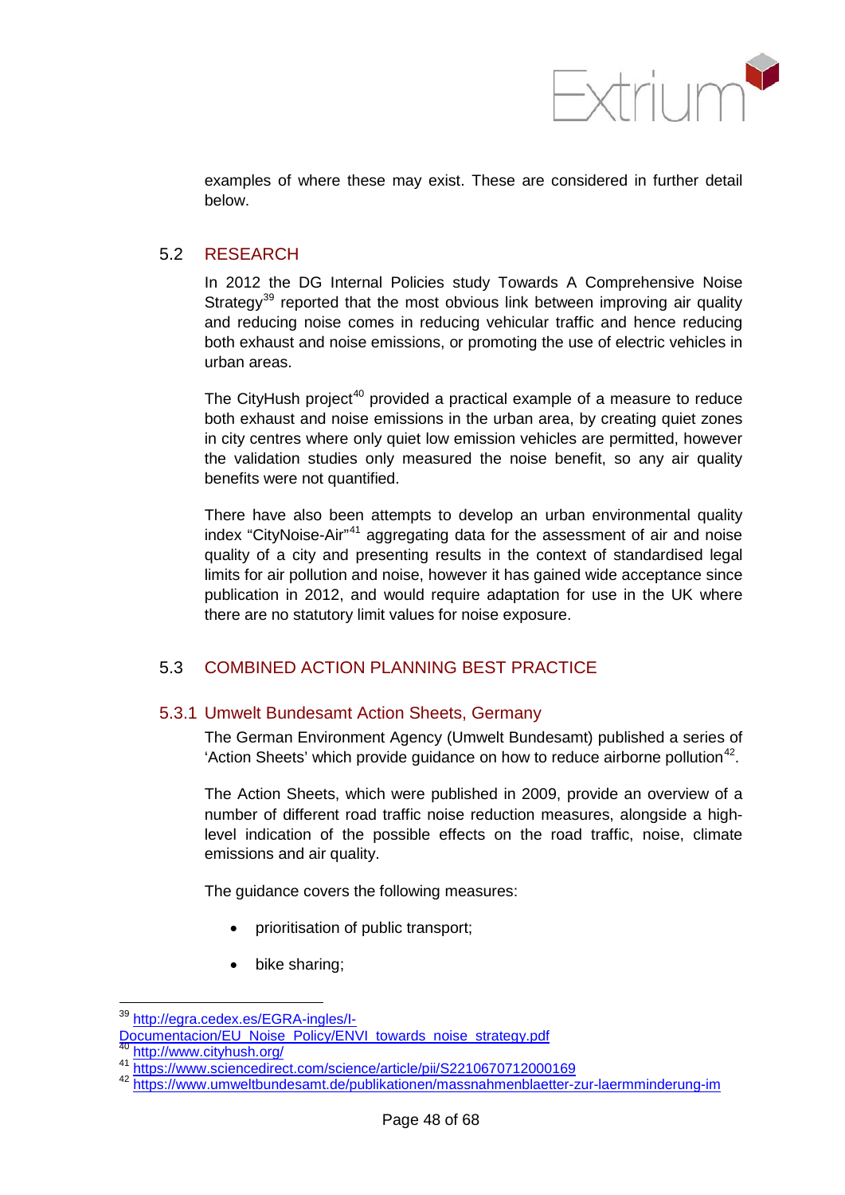examples of where these may exist. These are considered in further detail below.

## 5.2 RESEARCH

In 2012 the DG Internal Policies study Towards A Comprehensive Noise Strategy[39] reported that the most obvious link between improving air quality and reducing noise comes in reducing vehicular traffic and hence reducing both exhaust and noise emissions, or promoting the use of electric vehicles in urban areas.

The CityHush project[40] provided a practical example of a measure to reduce both exhaust and noise emissions in the urban area, by creating quiet zones in city centres where only quiet low emission vehicles are permitted, however the validation studies only measured the noise benefit, so any air quality benefits were not quantified.

There have also been attempts to develop an urban environmental quality index "CityNoise-Air"[41] aggregating data for the assessment of air and noise quality of a city and presenting results in the context of standardised legal limits for air pollution and noise, however it has gained wide acceptance since publication in 2012, and would require adaptation for use in the UK where there are no statutory limit values for noise exposure.

## 5.3 COMBINED ACTION PLANNING BEST PRACTICE

### 5.3.1 Umwelt Bundesamt Action Sheets, Germany

The German Environment Agency (Umwelt Bundesamt) published a series of 'Action Sheets' which provide guidance on how to reduce airborne pollution[42].

The Action Sheets, which were published in 2009, provide an overview of a number of different road traffic noise reduction measures, alongside a high-level indication of the possible effects on the road traffic, noise, climate emissions and air quality.

The guidance covers the following measures:

- prioritisation of public transport;
- bike sharing;

---

[39] http://egra.cedex.es/EGRA-ingles/I-Documentacion/EU_Noise_Policy/ENVI_towards_noise_strategy.pdf

[40] http://www.cityhush.org/

[41] https://www.sciencedirect.com/science/article/pii/S2210670712000169

[42] https://www.umweltbundesamt.de/publikationen/massnahmenblaetter-zur-laermminderung-im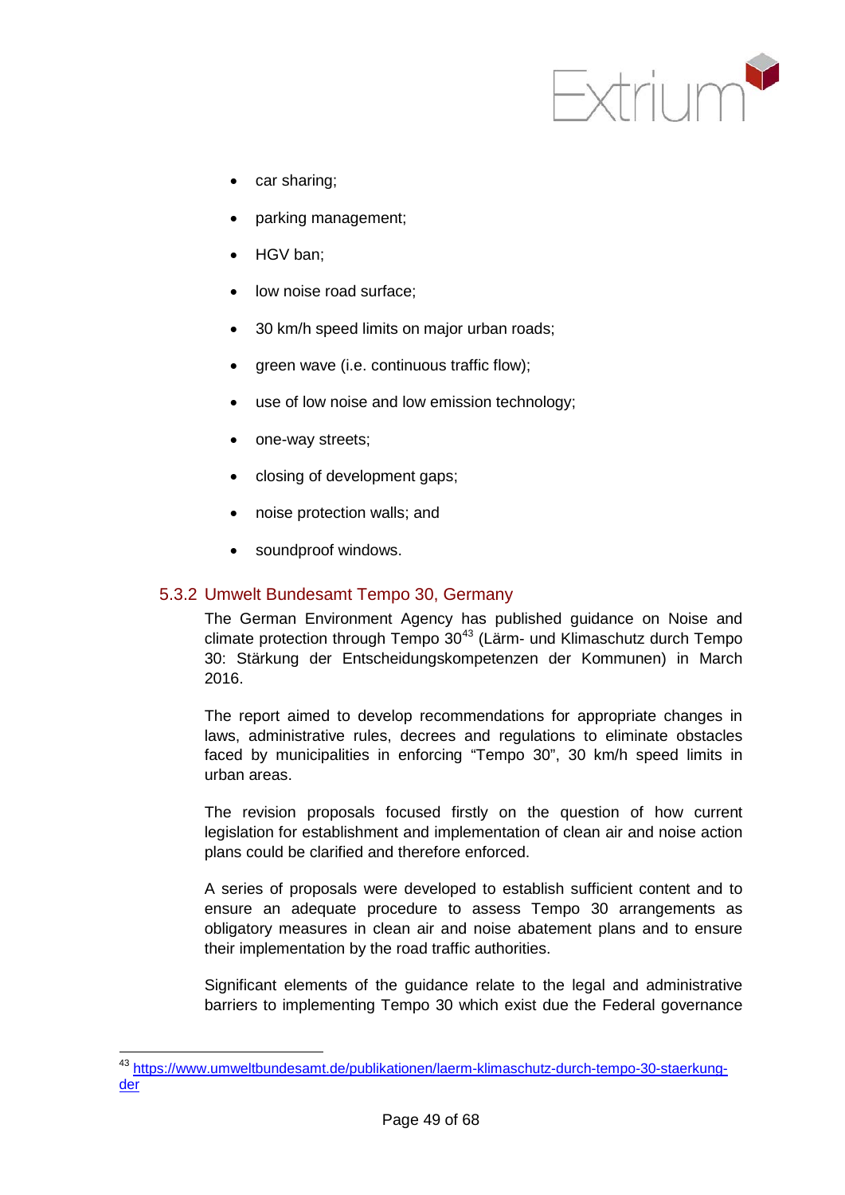- car sharing;
- parking management;
- HGV ban;
- low noise road surface;
- 30 km/h speed limits on major urban roads;
- green wave (i.e. continuous traffic flow);
- use of low noise and low emission technology;
- one-way streets;
- closing of development gaps;
- noise protection walls; and
- soundproof windows.

### 5.3.2 Umwelt Bundesamt Tempo 30, Germany

The German Environment Agency has published guidance on Noise and climate protection through Tempo 30[43] (Lärm- und Klimaschutz durch Tempo 30: Stärkung der Entscheidungskompetenzen der Kommunen) in March 2016.

The report aimed to develop recommendations for appropriate changes in laws, administrative rules, decrees and regulations to eliminate obstacles faced by municipalities in enforcing "Tempo 30", 30 km/h speed limits in urban areas.

The revision proposals focused firstly on the question of how current legislation for establishment and implementation of clean air and noise action plans could be clarified and therefore enforced.

A series of proposals were developed to establish sufficient content and to ensure an adequate procedure to assess Tempo 30 arrangements as obligatory measures in clean air and noise abatement plans and to ensure their implementation by the road traffic authorities.

Significant elements of the guidance relate to the legal and administrative barriers to implementing Tempo 30 which exist due the Federal governance

---

[43] https://www.umweltbundesamt.de/publikationen/laerm-klimaschutz-durch-tempo-30-staerkung-der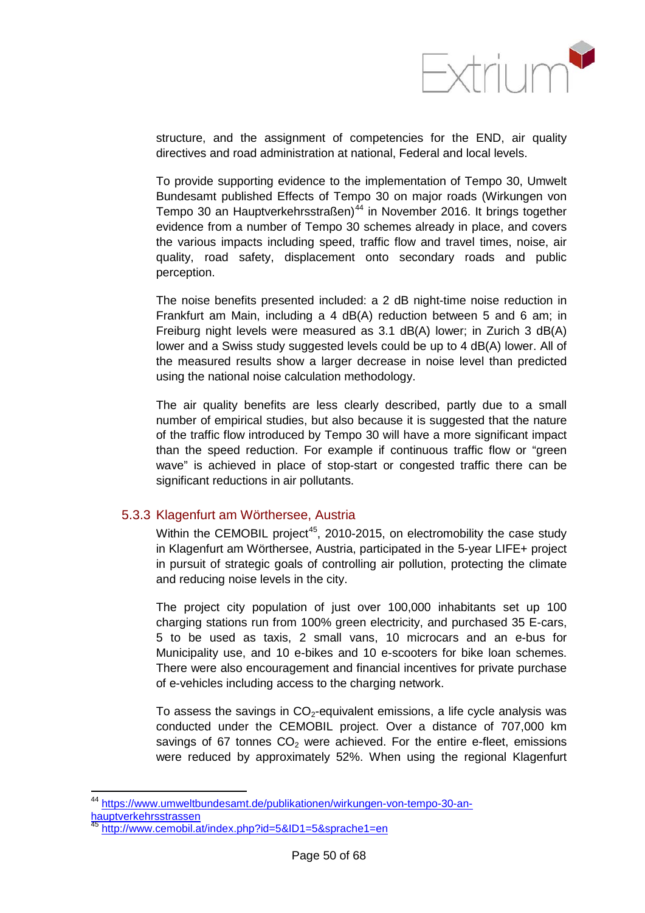structure, and the assignment of competencies for the END, air quality directives and road administration at national, Federal and local levels.

To provide supporting evidence to the implementation of Tempo 30, Umwelt Bundesamt published Effects of Tempo 30 on major roads (Wirkungen von Tempo 30 an Hauptverkehrsstraßen)[44] in November 2016. It brings together evidence from a number of Tempo 30 schemes already in place, and covers the various impacts including speed, traffic flow and travel times, noise, air quality, road safety, displacement onto secondary roads and public perception.

The noise benefits presented included: a 2 dB night-time noise reduction in Frankfurt am Main, including a 4 dB(A) reduction between 5 and 6 am; in Freiburg night levels were measured as 3.1 dB(A) lower; in Zurich 3 dB(A) lower and a Swiss study suggested levels could be up to 4 dB(A) lower. All of the measured results show a larger decrease in noise level than predicted using the national noise calculation methodology.

The air quality benefits are less clearly described, partly due to a small number of empirical studies, but also because it is suggested that the nature of the traffic flow introduced by Tempo 30 will have a more significant impact than the speed reduction. For example if continuous traffic flow or "green wave" is achieved in place of stop-start or congested traffic there can be significant reductions in air pollutants.

### 5.3.3 Klagenfurt am Wörthersee, Austria

Within the CEMOBIL project[45], 2010-2015, on electromobility the case study in Klagenfurt am Wörthersee, Austria, participated in the 5-year LIFE+ project in pursuit of strategic goals of controlling air pollution, protecting the climate and reducing noise levels in the city.

The project city population of just over 100,000 inhabitants set up 100 charging stations run from 100% green electricity, and purchased 35 E-cars, 5 to be used as taxis, 2 small vans, 10 microcars and an e-bus for Municipality use, and 10 e-bikes and 10 e-scooters for bike loan schemes. There were also encouragement and financial incentives for private purchase of e-vehicles including access to the charging network.

To assess the savings in $CO_2$-equivalent emissions, a life cycle analysis was conducted under the CEMOBIL project. Over a distance of 707,000 km savings of 67 tonnes $CO_2$ were achieved. For the entire e-fleet, emissions were reduced by approximately 52%. When using the regional Klagenfurt

---

[44] https://www.umweltbundesamt.de/publikationen/wirkungen-von-tempo-30-an-hauptverkehrsstrassen

[45] http://www.cemobil.at/index.php?id=5&ID1=5&sprache1=en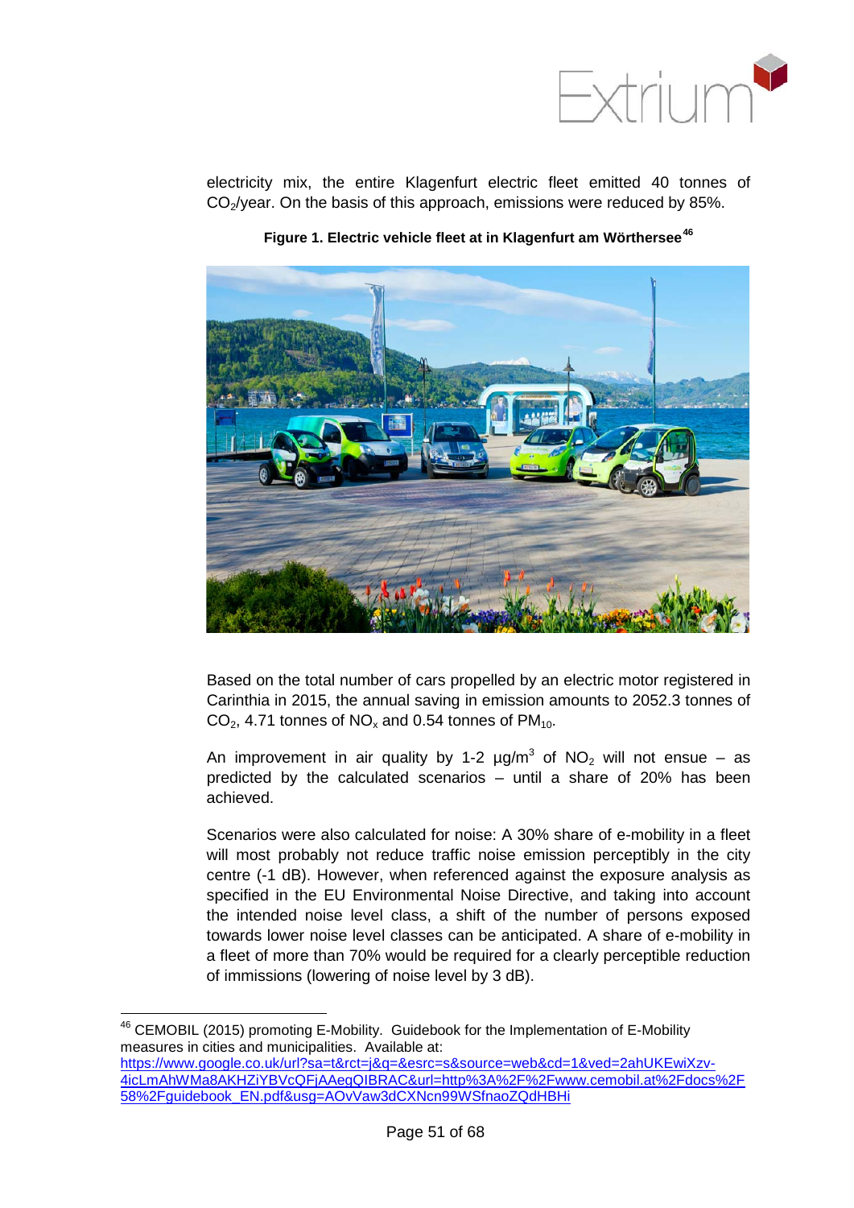electricity mix, the entire Klagenfurt electric fleet emitted 40 tonnes of $CO_2$/year. On the basis of this approach, emissions were reduced by 85%.

**Figure 1. Electric vehicle fleet at in Klagenfurt am Wörthersee**[46]

Based on the total number of cars propelled by an electric motor registered in Carinthia in 2015, the annual saving in emission amounts to 2052.3 tonnes of $CO_2$, 4.71 tonnes of $NO_x$ and 0.54 tonnes of $PM_{10}$.

An improvement in air quality by 1-2 µg/$m^3$ of $NO_2$ will not ensue – as predicted by the calculated scenarios – until a share of 20% has been achieved.

Scenarios were also calculated for noise: A 30% share of e-mobility in a fleet will most probably not reduce traffic noise emission perceptibly in the city centre (-1 dB). However, when referenced against the exposure analysis as specified in the EU Environmental Noise Directive, and taking into account the intended noise level class, a shift of the number of persons exposed towards lower noise level classes can be anticipated. A share of e-mobility in a fleet of more than 70% would be required for a clearly perceptible reduction of immissions (lowering of noise level by 3 dB).

---

[46] CEMOBIL (2015) promoting E-Mobility. Guidebook for the Implementation of E-Mobility measures in cities and municipalities. Available at: https://www.google.co.uk/url?sa=t&rct=j&q=&esrc=s&source=web&cd=1&ved=2ahUKEwiXzv-4icLmAhWMa8AKHZiYBVcQFjAAegQIBRAC&url=http%3A%2F%2Fwww.cemobil.at%2Fdocs%2F58%2Fguidebook_EN.pdf&usg=AOvVaw3dCXNcn99WSfnaoZQdHBHi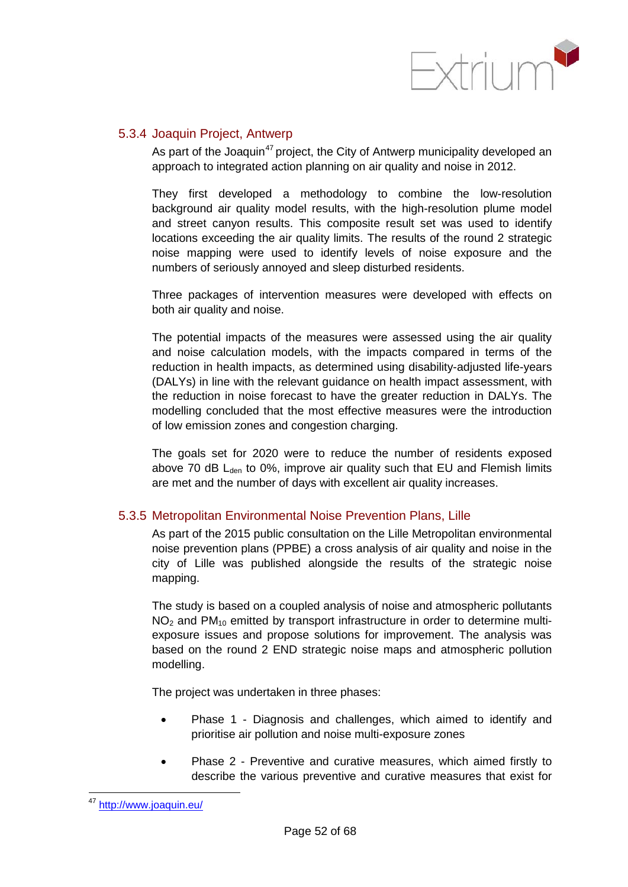### 5.3.4 Joaquin Project, Antwerp

As part of the Joaquin[47] project, the City of Antwerp municipality developed an approach to integrated action planning on air quality and noise in 2012.

They first developed a methodology to combine the low-resolution background air quality model results, with the high-resolution plume model and street canyon results. This composite result set was used to identify locations exceeding the air quality limits. The results of the round 2 strategic noise mapping were used to identify levels of noise exposure and the numbers of seriously annoyed and sleep disturbed residents.

Three packages of intervention measures were developed with effects on both air quality and noise.

The potential impacts of the measures were assessed using the air quality and noise calculation models, with the impacts compared in terms of the reduction in health impacts, as determined using disability-adjusted life-years (DALYs) in line with the relevant guidance on health impact assessment, with the reduction in noise forecast to have the greater reduction in DALYs. The modelling concluded that the most effective measures were the introduction of low emission zones and congestion charging.

The goals set for 2020 were to reduce the number of residents exposed above 70 dB $L_{den}$ to 0%, improve air quality such that EU and Flemish limits are met and the number of days with excellent air quality increases.

### 5.3.5 Metropolitan Environmental Noise Prevention Plans, Lille

As part of the 2015 public consultation on the Lille Metropolitan environmental noise prevention plans (PPBE) a cross analysis of air quality and noise in the city of Lille was published alongside the results of the strategic noise mapping.

The study is based on a coupled analysis of noise and atmospheric pollutants $NO_2$ and $PM_{10}$ emitted by transport infrastructure in order to determine multi-exposure issues and propose solutions for improvement. The analysis was based on the round 2 END strategic noise maps and atmospheric pollution modelling.

The project was undertaken in three phases:

- Phase 1 - Diagnosis and challenges, which aimed to identify and prioritise air pollution and noise multi-exposure zones
- Phase 2 - Preventive and curative measures, which aimed firstly to describe the various preventive and curative measures that exist for

[47] http://www.joaquin.eu/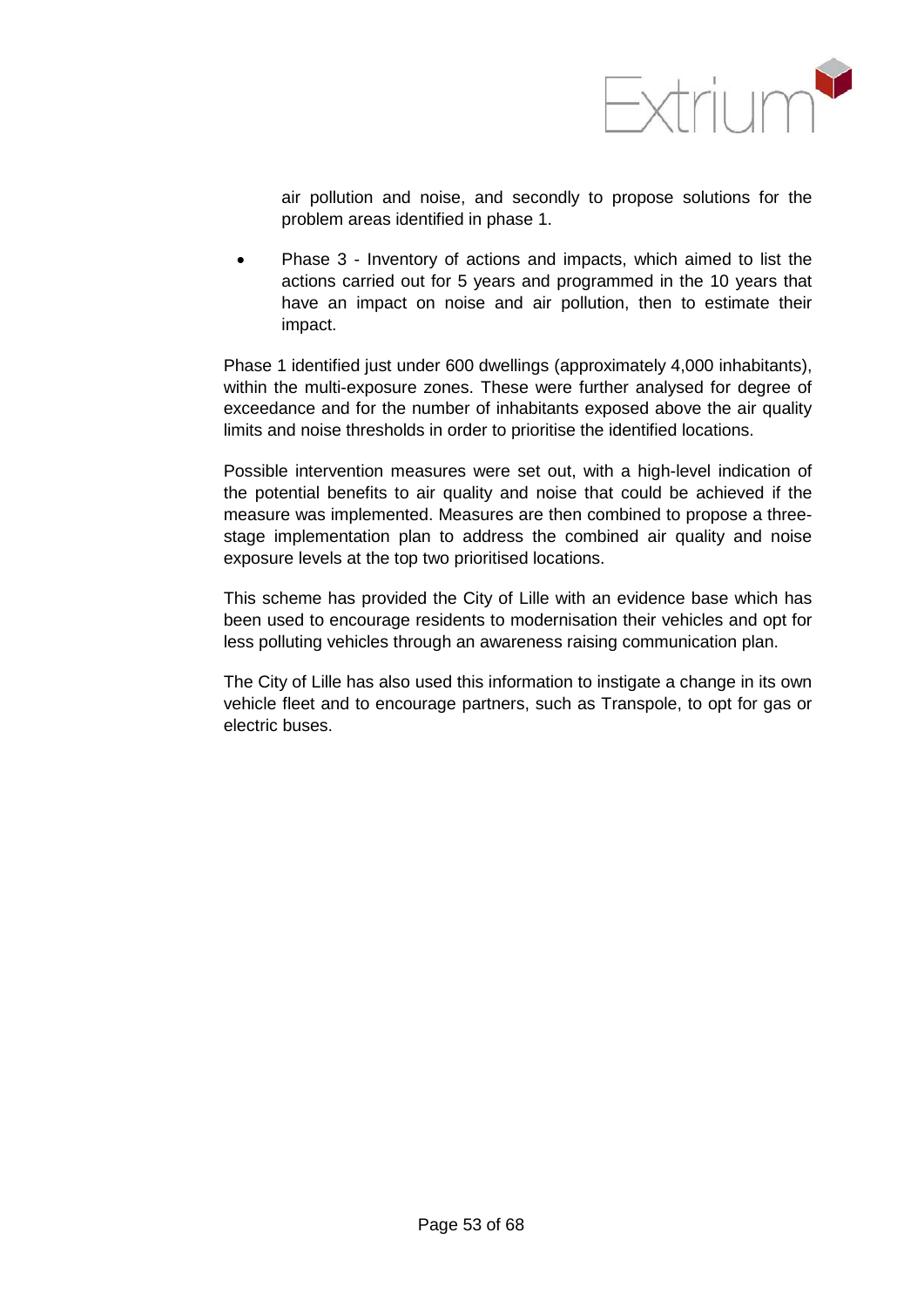air pollution and noise, and secondly to propose solutions for the problem areas identified in phase 1.

- Phase 3 - Inventory of actions and impacts, which aimed to list the actions carried out for 5 years and programmed in the 10 years that have an impact on noise and air pollution, then to estimate their impact.

Phase 1 identified just under 600 dwellings (approximately 4,000 inhabitants), within the multi-exposure zones. These were further analysed for degree of exceedance and for the number of inhabitants exposed above the air quality limits and noise thresholds in order to prioritise the identified locations.

Possible intervention measures were set out, with a high-level indication of the potential benefits to air quality and noise that could be achieved if the measure was implemented. Measures are then combined to propose a three-stage implementation plan to address the combined air quality and noise exposure levels at the top two prioritised locations.

This scheme has provided the City of Lille with an evidence base which has been used to encourage residents to modernisation their vehicles and opt for less polluting vehicles through an awareness raising communication plan.

The City of Lille has also used this information to instigate a change in its own vehicle fleet and to encourage partners, such as Transpole, to opt for gas or electric buses.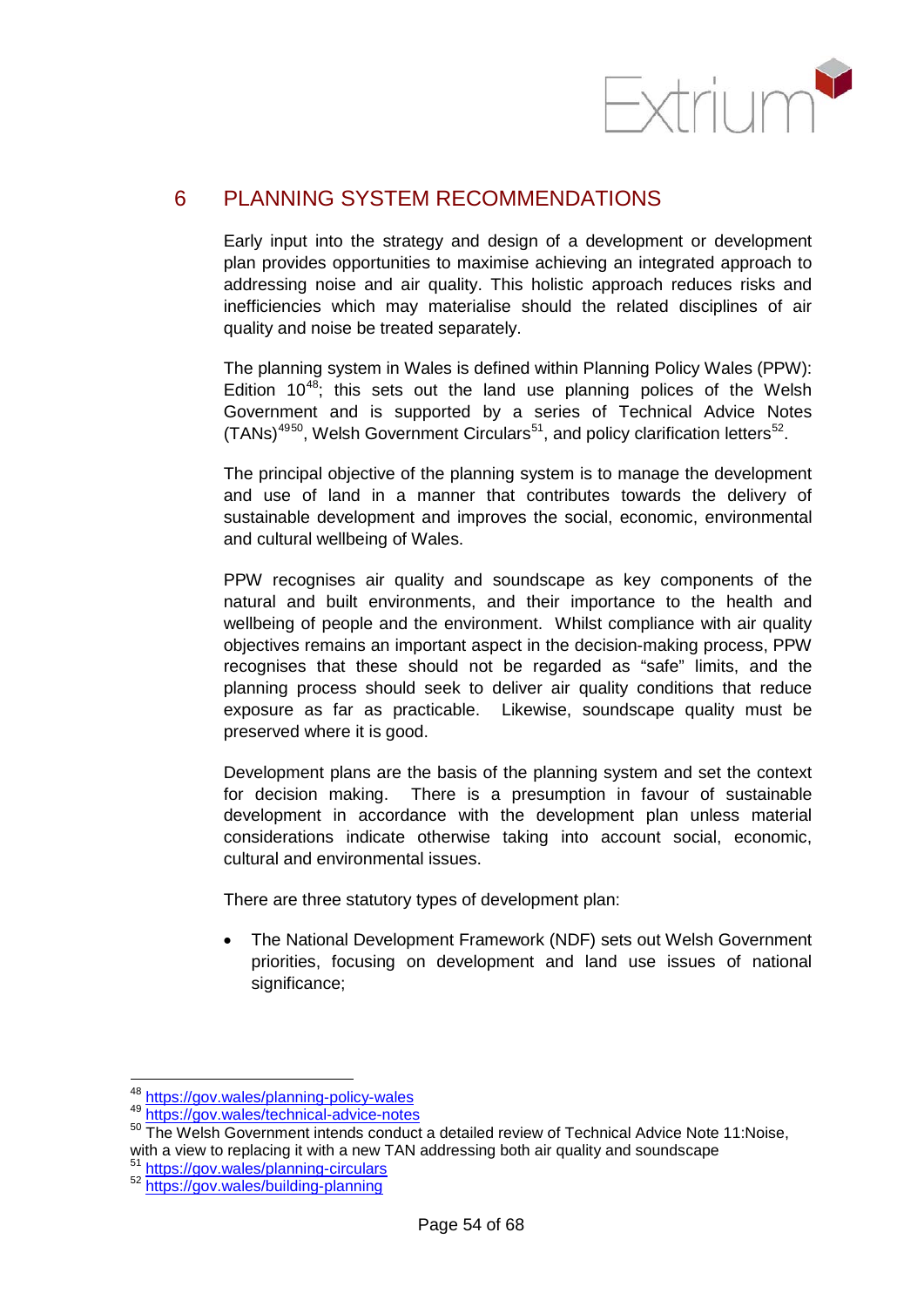# 6 PLANNING SYSTEM RECOMMENDATIONS

Early input into the strategy and design of a development or development plan provides opportunities to maximise achieving an integrated approach to addressing noise and air quality. This holistic approach reduces risks and inefficiencies which may materialise should the related disciplines of air quality and noise be treated separately.

The planning system in Wales is defined within Planning Policy Wales (PPW): Edition 10[48]; this sets out the land use planning polices of the Welsh Government and is supported by a series of Technical Advice Notes (TANs)[49][50], Welsh Government Circulars[51], and policy clarification letters[52].

The principal objective of the planning system is to manage the development and use of land in a manner that contributes towards the delivery of sustainable development and improves the social, economic, environmental and cultural wellbeing of Wales.

PPW recognises air quality and soundscape as key components of the natural and built environments, and their importance to the health and wellbeing of people and the environment. Whilst compliance with air quality objectives remains an important aspect in the decision-making process, PPW recognises that these should not be regarded as "safe" limits, and the planning process should seek to deliver air quality conditions that reduce exposure as far as practicable. Likewise, soundscape quality must be preserved where it is good.

Development plans are the basis of the planning system and set the context for decision making. There is a presumption in favour of sustainable development in accordance with the development plan unless material considerations indicate otherwise taking into account social, economic, cultural and environmental issues.

There are three statutory types of development plan:

- The National Development Framework (NDF) sets out Welsh Government priorities, focusing on development and land use issues of national significance;

---

[48] https://gov.wales/planning-policy-wales

[49] https://gov.wales/technical-advice-notes

[50] The Welsh Government intends conduct a detailed review of Technical Advice Note 11:Noise, with a view to replacing it with a new TAN addressing both air quality and soundscape

[51] https://gov.wales/planning-circulars

[52] https://gov.wales/building-planning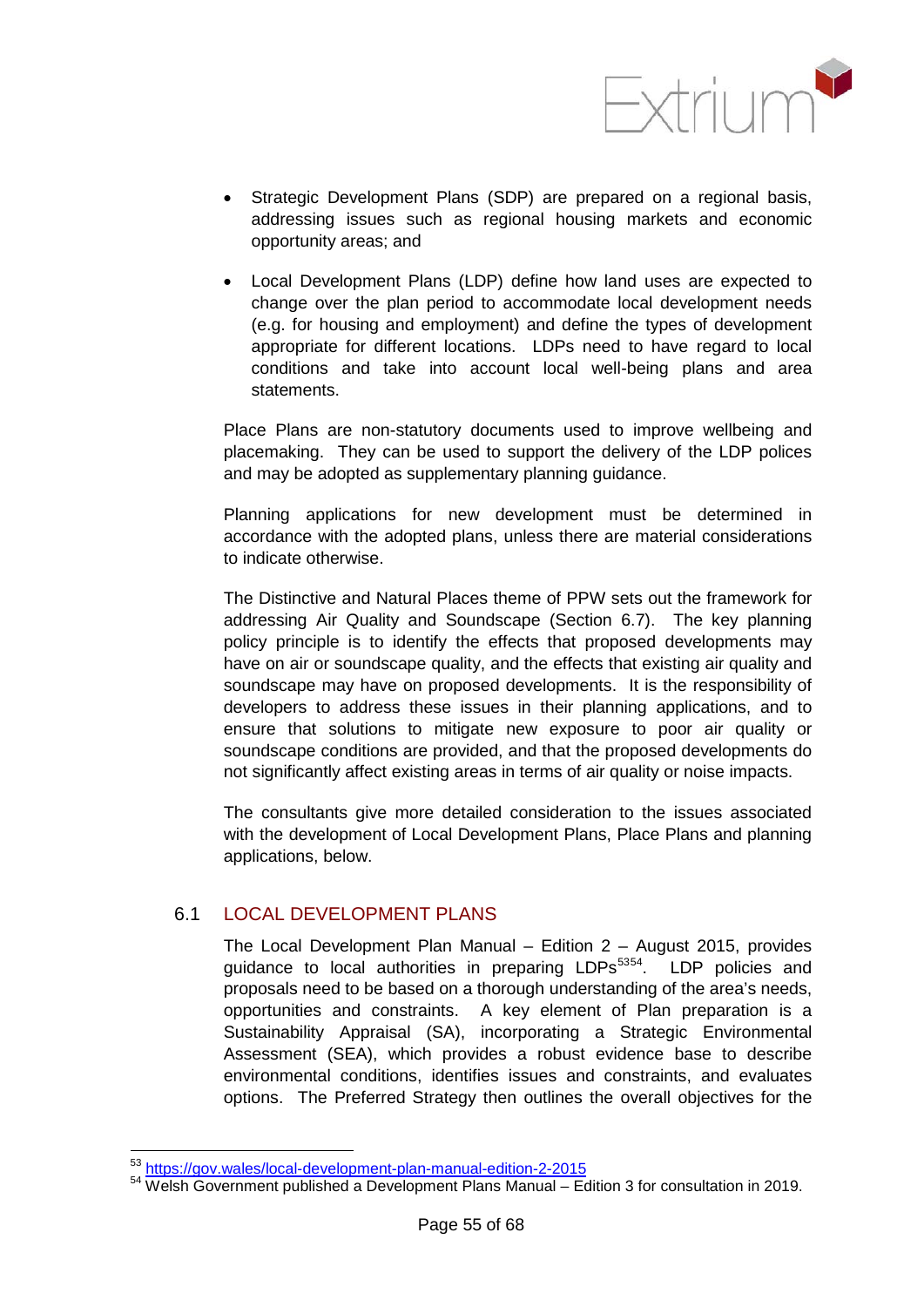- Strategic Development Plans (SDP) are prepared on a regional basis, addressing issues such as regional housing markets and economic opportunity areas; and
- Local Development Plans (LDP) define how land uses are expected to change over the plan period to accommodate local development needs (e.g. for housing and employment) and define the types of development appropriate for different locations. LDPs need to have regard to local conditions and take into account local well-being plans and area statements.

Place Plans are non-statutory documents used to improve wellbeing and placemaking. They can be used to support the delivery of the LDP polices and may be adopted as supplementary planning guidance.

Planning applications for new development must be determined in accordance with the adopted plans, unless there are material considerations to indicate otherwise.

The Distinctive and Natural Places theme of PPW sets out the framework for addressing Air Quality and Soundscape (Section 6.7). The key planning policy principle is to identify the effects that proposed developments may have on air or soundscape quality, and the effects that existing air quality and soundscape may have on proposed developments. It is the responsibility of developers to address these issues in their planning applications, and to ensure that solutions to mitigate new exposure to poor air quality or soundscape conditions are provided, and that the proposed developments do not significantly affect existing areas in terms of air quality or noise impacts.

The consultants give more detailed consideration to the issues associated with the development of Local Development Plans, Place Plans and planning applications, below.

## 6.1 LOCAL DEVELOPMENT PLANS

The Local Development Plan Manual – Edition 2 – August 2015, provides guidance to local authorities in preparing LDPs[53][54]. LDP policies and proposals need to be based on a thorough understanding of the area's needs, opportunities and constraints. A key element of Plan preparation is a Sustainability Appraisal (SA), incorporating a Strategic Environmental Assessment (SEA), which provides a robust evidence base to describe environmental conditions, identifies issues and constraints, and evaluates options. The Preferred Strategy then outlines the overall objectives for the

---

[53] https://gov.wales/local-development-plan-manual-edition-2-2015

[54] Welsh Government published a Development Plans Manual – Edition 3 for consultation in 2019.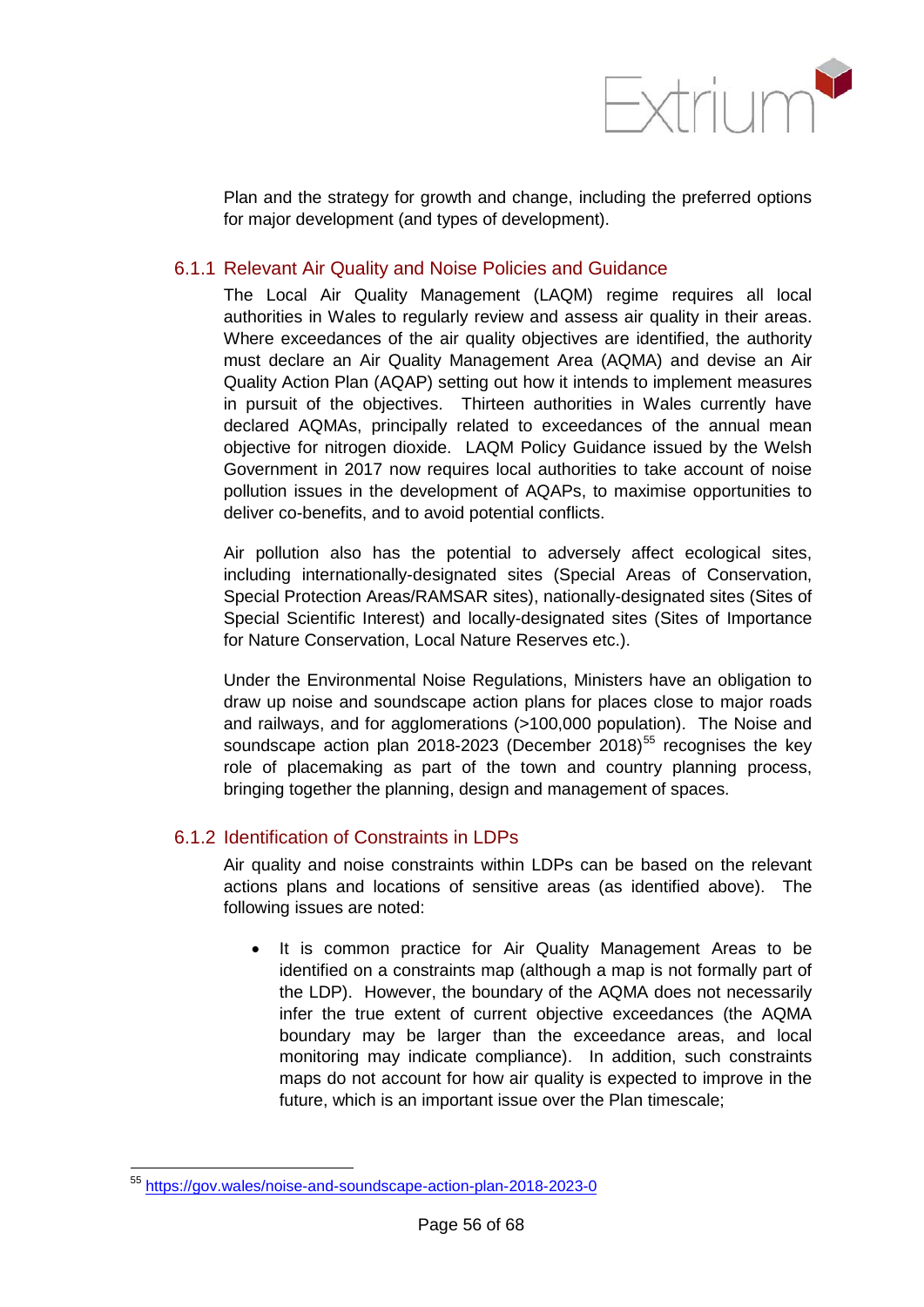Plan and the strategy for growth and change, including the preferred options for major development (and types of development).

### 6.1.1 Relevant Air Quality and Noise Policies and Guidance

The Local Air Quality Management (LAQM) regime requires all local authorities in Wales to regularly review and assess air quality in their areas. Where exceedances of the air quality objectives are identified, the authority must declare an Air Quality Management Area (AQMA) and devise an Air Quality Action Plan (AQAP) setting out how it intends to implement measures in pursuit of the objectives. Thirteen authorities in Wales currently have declared AQMAs, principally related to exceedances of the annual mean objective for nitrogen dioxide. LAQM Policy Guidance issued by the Welsh Government in 2017 now requires local authorities to take account of noise pollution issues in the development of AQAPs, to maximise opportunities to deliver co-benefits, and to avoid potential conflicts.

Air pollution also has the potential to adversely affect ecological sites, including internationally-designated sites (Special Areas of Conservation, Special Protection Areas/RAMSAR sites), nationally-designated sites (Sites of Special Scientific Interest) and locally-designated sites (Sites of Importance for Nature Conservation, Local Nature Reserves etc.).

Under the Environmental Noise Regulations, Ministers have an obligation to draw up noise and soundscape action plans for places close to major roads and railways, and for agglomerations (>100,000 population). The Noise and soundscape action plan 2018-2023 (December 2018)[55] recognises the key role of placemaking as part of the town and country planning process, bringing together the planning, design and management of spaces.

### 6.1.2 Identification of Constraints in LDPs

Air quality and noise constraints within LDPs can be based on the relevant actions plans and locations of sensitive areas (as identified above). The following issues are noted:

- It is common practice for Air Quality Management Areas to be identified on a constraints map (although a map is not formally part of the LDP). However, the boundary of the AQMA does not necessarily infer the true extent of current objective exceedances (the AQMA boundary may be larger than the exceedance areas, and local monitoring may indicate compliance). In addition, such constraints maps do not account for how air quality is expected to improve in the future, which is an important issue over the Plan timescale;

---

[55] https://gov.wales/noise-and-soundscape-action-plan-2018-2023-0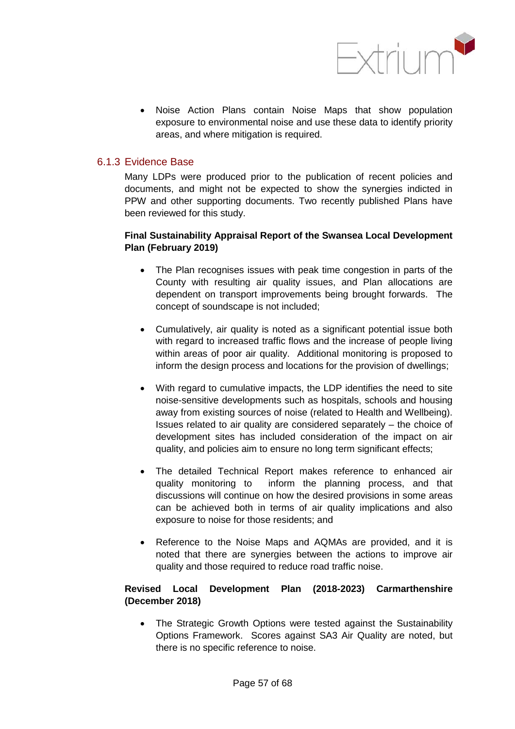- Noise Action Plans contain Noise Maps that show population exposure to environmental noise and use these data to identify priority areas, and where mitigation is required.

### 6.1.3 Evidence Base

Many LDPs were produced prior to the publication of recent policies and documents, and might not be expected to show the synergies indicted in PPW and other supporting documents. Two recently published Plans have been reviewed for this study.

**Final Sustainability Appraisal Report of the Swansea Local Development Plan (February 2019)**

- The Plan recognises issues with peak time congestion in parts of the County with resulting air quality issues, and Plan allocations are dependent on transport improvements being brought forwards. The concept of soundscape is not included;

- Cumulatively, air quality is noted as a significant potential issue both with regard to increased traffic flows and the increase of people living within areas of poor air quality. Additional monitoring is proposed to inform the design process and locations for the provision of dwellings;

- With regard to cumulative impacts, the LDP identifies the need to site noise-sensitive developments such as hospitals, schools and housing away from existing sources of noise (related to Health and Wellbeing). Issues related to air quality are considered separately – the choice of development sites has included consideration of the impact on air quality, and policies aim to ensure no long term significant effects;

- The detailed Technical Report makes reference to enhanced air quality monitoring to inform the planning process, and that discussions will continue on how the desired provisions in some areas can be achieved both in terms of air quality implications and also exposure to noise for those residents; and

- Reference to the Noise Maps and AQMAs are provided, and it is noted that there are synergies between the actions to improve air quality and those required to reduce road traffic noise.

**Revised Local Development Plan (2018-2023) Carmarthenshire (December 2018)**

- The Strategic Growth Options were tested against the Sustainability Options Framework. Scores against SA3 Air Quality are noted, but there is no specific reference to noise.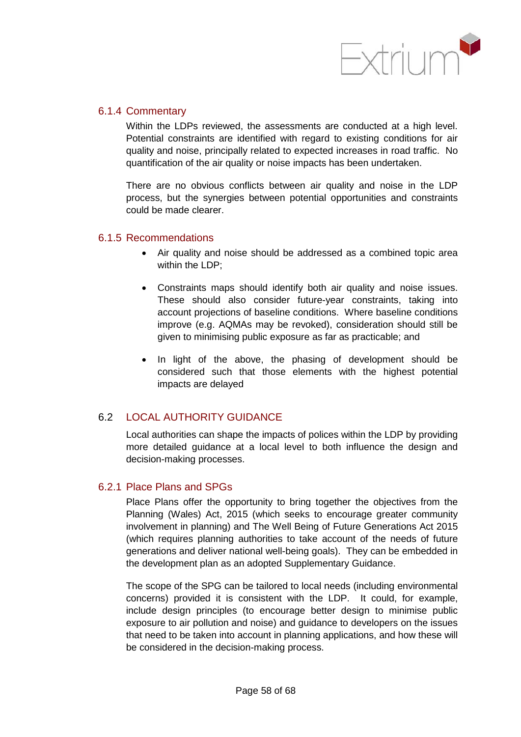### 6.1.4 Commentary

Within the LDPs reviewed, the assessments are conducted at a high level. Potential constraints are identified with regard to existing conditions for air quality and noise, principally related to expected increases in road traffic. No quantification of the air quality or noise impacts has been undertaken.

There are no obvious conflicts between air quality and noise in the LDP process, but the synergies between potential opportunities and constraints could be made clearer.

### 6.1.5 Recommendations

- Air quality and noise should be addressed as a combined topic area within the LDP;
- Constraints maps should identify both air quality and noise issues. These should also consider future-year constraints, taking into account projections of baseline conditions. Where baseline conditions improve (e.g. AQMAs may be revoked), consideration should still be given to minimising public exposure as far as practicable; and
- In light of the above, the phasing of development should be considered such that those elements with the highest potential impacts are delayed

## 6.2 LOCAL AUTHORITY GUIDANCE

Local authorities can shape the impacts of polices within the LDP by providing more detailed guidance at a local level to both influence the design and decision-making processes.

### 6.2.1 Place Plans and SPGs

Place Plans offer the opportunity to bring together the objectives from the Planning (Wales) Act, 2015 (which seeks to encourage greater community involvement in planning) and The Well Being of Future Generations Act 2015 (which requires planning authorities to take account of the needs of future generations and deliver national well-being goals). They can be embedded in the development plan as an adopted Supplementary Guidance.

The scope of the SPG can be tailored to local needs (including environmental concerns) provided it is consistent with the LDP. It could, for example, include design principles (to encourage better design to minimise public exposure to air pollution and noise) and guidance to developers on the issues that need to be taken into account in planning applications, and how these will be considered in the decision-making process.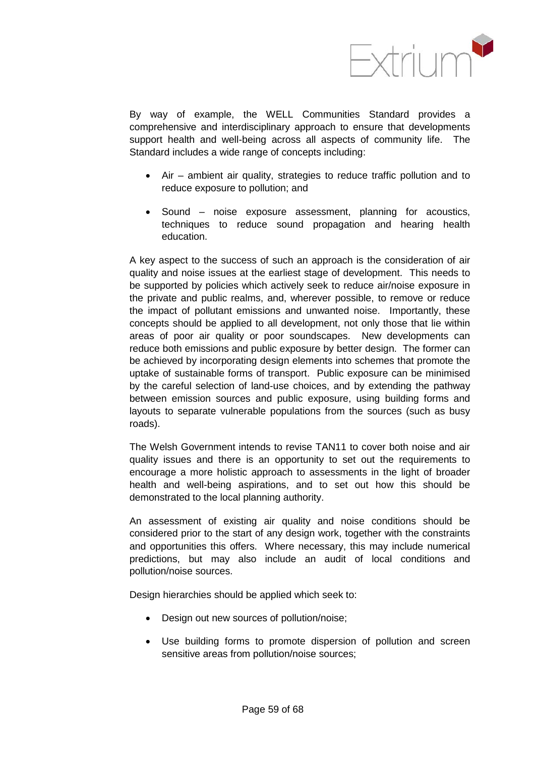By way of example, the WELL Communities Standard provides a comprehensive and interdisciplinary approach to ensure that developments support health and well-being across all aspects of community life. The Standard includes a wide range of concepts including:

- Air – ambient air quality, strategies to reduce traffic pollution and to reduce exposure to pollution; and
- Sound – noise exposure assessment, planning for acoustics, techniques to reduce sound propagation and hearing health education.

A key aspect to the success of such an approach is the consideration of air quality and noise issues at the earliest stage of development. This needs to be supported by policies which actively seek to reduce air/noise exposure in the private and public realms, and, wherever possible, to remove or reduce the impact of pollutant emissions and unwanted noise. Importantly, these concepts should be applied to all development, not only those that lie within areas of poor air quality or poor soundscapes. New developments can reduce both emissions and public exposure by better design. The former can be achieved by incorporating design elements into schemes that promote the uptake of sustainable forms of transport. Public exposure can be minimised by the careful selection of land-use choices, and by extending the pathway between emission sources and public exposure, using building forms and layouts to separate vulnerable populations from the sources (such as busy roads).

The Welsh Government intends to revise TAN11 to cover both noise and air quality issues and there is an opportunity to set out the requirements to encourage a more holistic approach to assessments in the light of broader health and well-being aspirations, and to set out how this should be demonstrated to the local planning authority.

An assessment of existing air quality and noise conditions should be considered prior to the start of any design work, together with the constraints and opportunities this offers. Where necessary, this may include numerical predictions, but may also include an audit of local conditions and pollution/noise sources.

Design hierarchies should be applied which seek to:

- Design out new sources of pollution/noise;
- Use building forms to promote dispersion of pollution and screen sensitive areas from pollution/noise sources;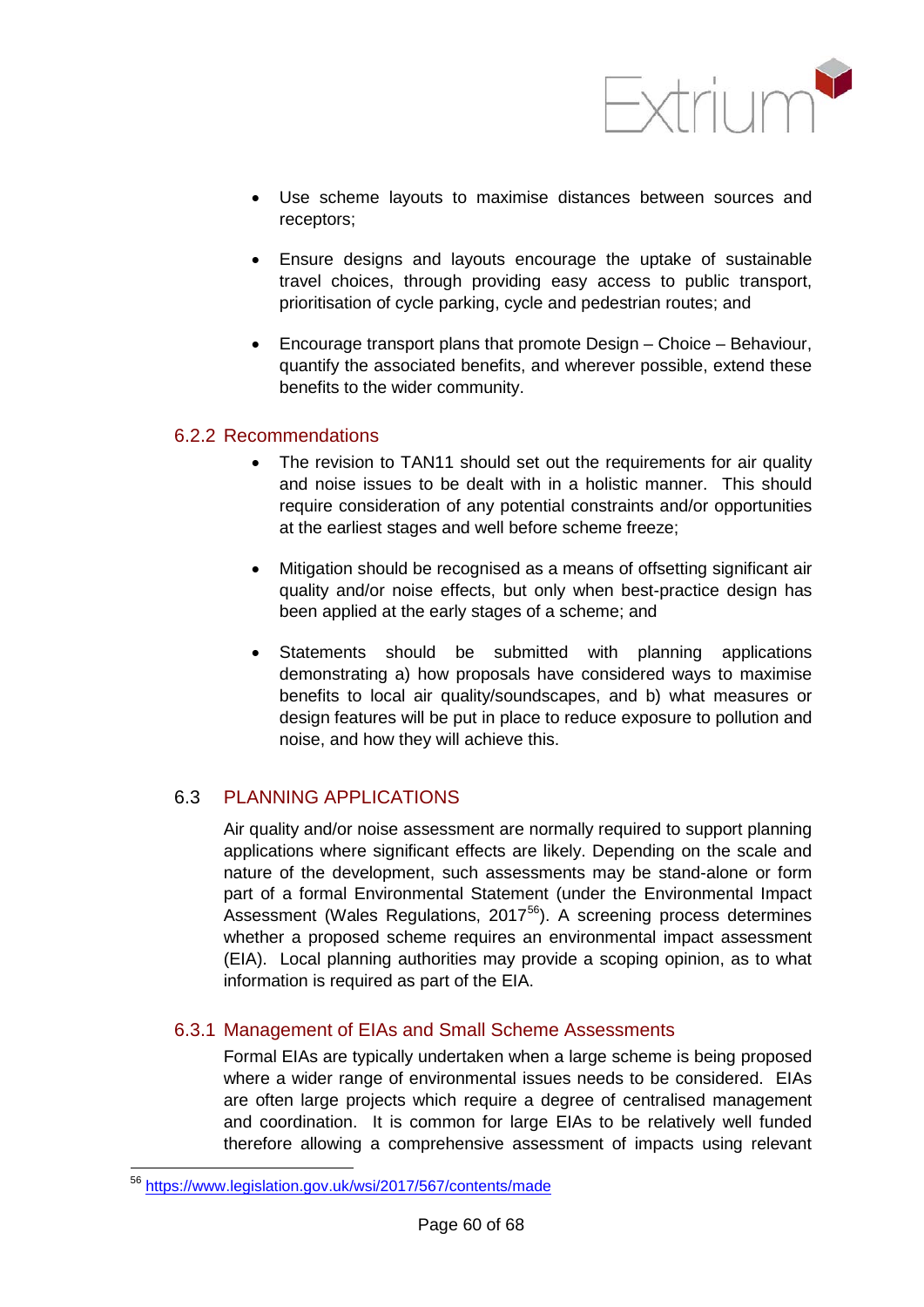- Use scheme layouts to maximise distances between sources and receptors;
- Ensure designs and layouts encourage the uptake of sustainable travel choices, through providing easy access to public transport, prioritisation of cycle parking, cycle and pedestrian routes; and
- Encourage transport plans that promote Design – Choice – Behaviour, quantify the associated benefits, and wherever possible, extend these benefits to the wider community.

### 6.2.2 Recommendations

- The revision to TAN11 should set out the requirements for air quality and noise issues to be dealt with in a holistic manner. This should require consideration of any potential constraints and/or opportunities at the earliest stages and well before scheme freeze;
- Mitigation should be recognised as a means of offsetting significant air quality and/or noise effects, but only when best-practice design has been applied at the early stages of a scheme; and
- Statements should be submitted with planning applications demonstrating a) how proposals have considered ways to maximise benefits to local air quality/soundscapes, and b) what measures or design features will be put in place to reduce exposure to pollution and noise, and how they will achieve this.

## 6.3 PLANNING APPLICATIONS

Air quality and/or noise assessment are normally required to support planning applications where significant effects are likely. Depending on the scale and nature of the development, such assessments may be stand-alone or form part of a formal Environmental Statement (under the Environmental Impact Assessment (Wales Regulations, 2017[56]). A screening process determines whether a proposed scheme requires an environmental impact assessment (EIA). Local planning authorities may provide a scoping opinion, as to what information is required as part of the EIA.

### 6.3.1 Management of EIAs and Small Scheme Assessments

Formal EIAs are typically undertaken when a large scheme is being proposed where a wider range of environmental issues needs to be considered. EIAs are often large projects which require a degree of centralised management and coordination. It is common for large EIAs to be relatively well funded therefore allowing a comprehensive assessment of impacts using relevant

[56] https://www.legislation.gov.uk/wsi/2017/567/contents/made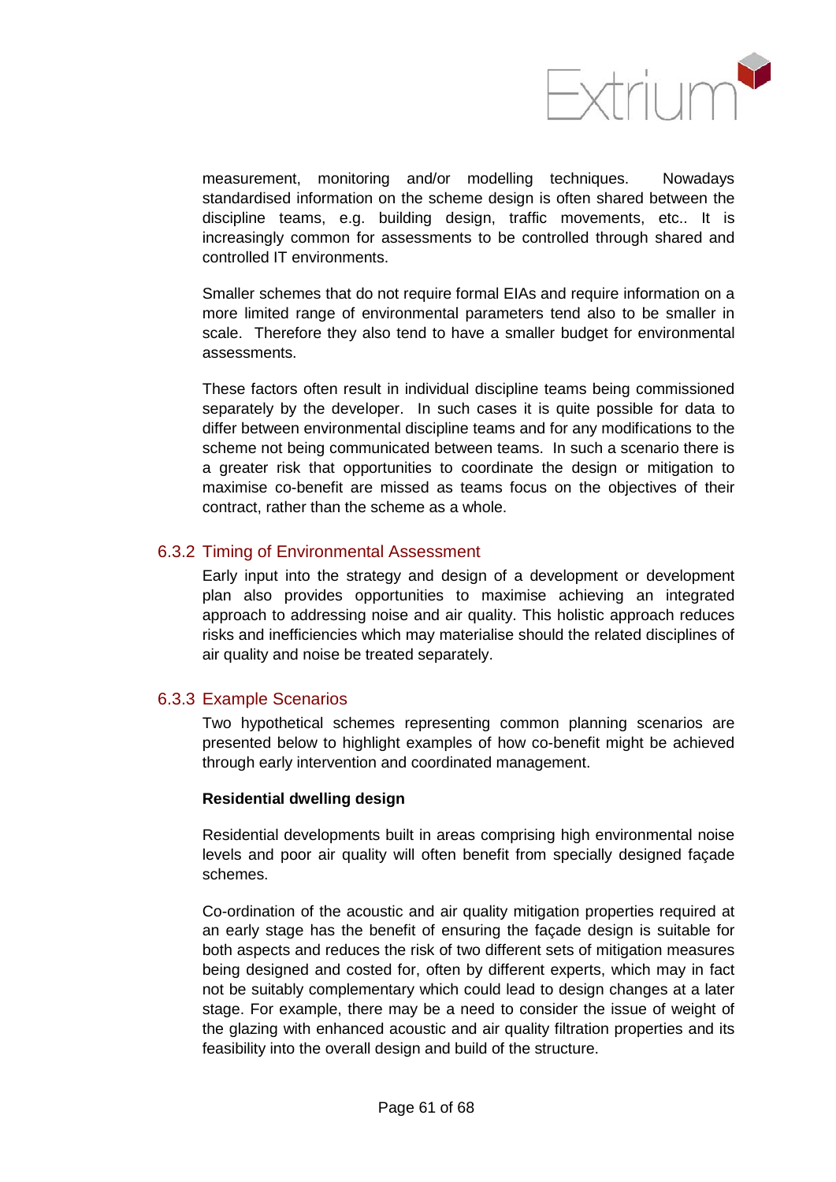measurement, monitoring and/or modelling techniques. Nowadays standardised information on the scheme design is often shared between the discipline teams, e.g. building design, traffic movements, etc.. It is increasingly common for assessments to be controlled through shared and controlled IT environments.

Smaller schemes that do not require formal EIAs and require information on a more limited range of environmental parameters tend also to be smaller in scale. Therefore they also tend to have a smaller budget for environmental assessments.

These factors often result in individual discipline teams being commissioned separately by the developer. In such cases it is quite possible for data to differ between environmental discipline teams and for any modifications to the scheme not being communicated between teams. In such a scenario there is a greater risk that opportunities to coordinate the design or mitigation to maximise co-benefit are missed as teams focus on the objectives of their contract, rather than the scheme as a whole.

### 6.3.2 Timing of Environmental Assessment

Early input into the strategy and design of a development or development plan also provides opportunities to maximise achieving an integrated approach to addressing noise and air quality. This holistic approach reduces risks and inefficiencies which may materialise should the related disciplines of air quality and noise be treated separately.

### 6.3.3 Example Scenarios

Two hypothetical schemes representing common planning scenarios are presented below to highlight examples of how co-benefit might be achieved through early intervention and coordinated management.

**Residential dwelling design**

Residential developments built in areas comprising high environmental noise levels and poor air quality will often benefit from specially designed façade schemes.

Co-ordination of the acoustic and air quality mitigation properties required at an early stage has the benefit of ensuring the façade design is suitable for both aspects and reduces the risk of two different sets of mitigation measures being designed and costed for, often by different experts, which may in fact not be suitably complementary which could lead to design changes at a later stage. For example, there may be a need to consider the issue of weight of the glazing with enhanced acoustic and air quality filtration properties and its feasibility into the overall design and build of the structure.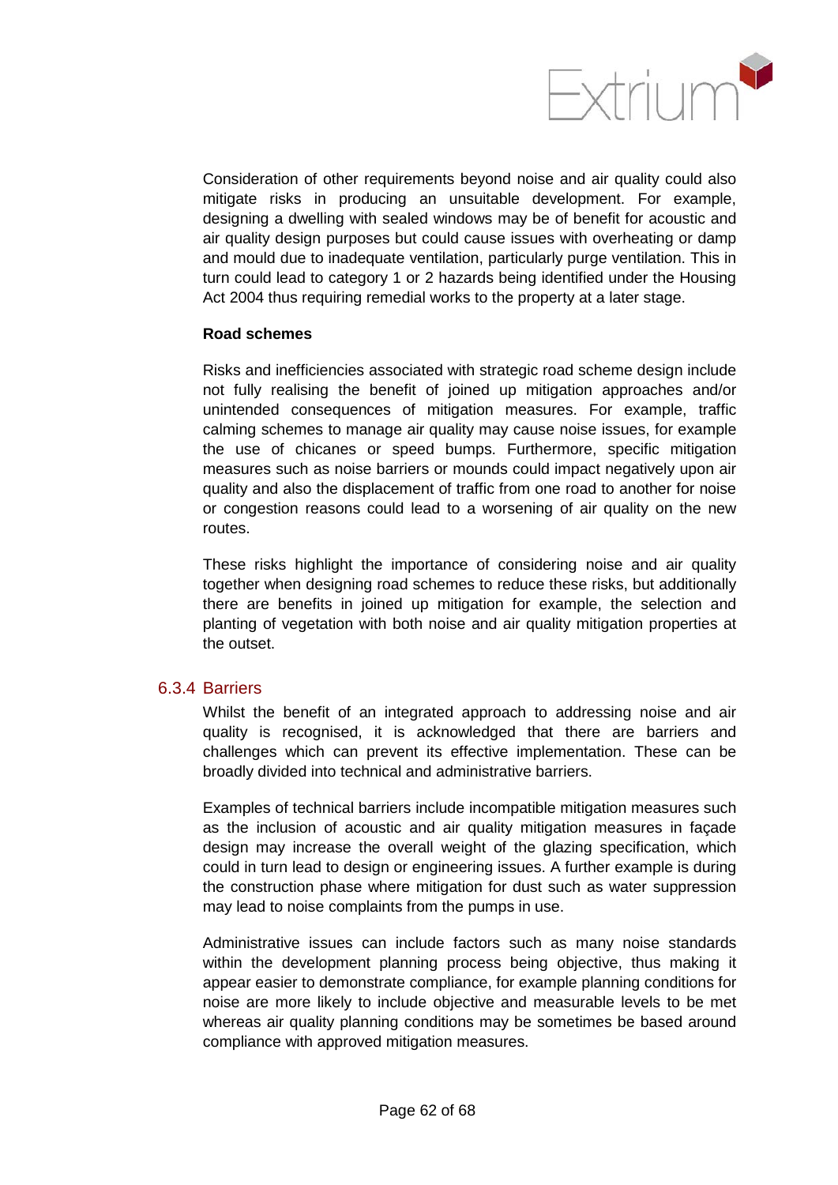Consideration of other requirements beyond noise and air quality could also mitigate risks in producing an unsuitable development. For example, designing a dwelling with sealed windows may be of benefit for acoustic and air quality design purposes but could cause issues with overheating or damp and mould due to inadequate ventilation, particularly purge ventilation. This in turn could lead to category 1 or 2 hazards being identified under the Housing Act 2004 thus requiring remedial works to the property at a later stage.

**Road schemes**

Risks and inefficiencies associated with strategic road scheme design include not fully realising the benefit of joined up mitigation approaches and/or unintended consequences of mitigation measures. For example, traffic calming schemes to manage air quality may cause noise issues, for example the use of chicanes or speed bumps. Furthermore, specific mitigation measures such as noise barriers or mounds could impact negatively upon air quality and also the displacement of traffic from one road to another for noise or congestion reasons could lead to a worsening of air quality on the new routes.

These risks highlight the importance of considering noise and air quality together when designing road schemes to reduce these risks, but additionally there are benefits in joined up mitigation for example, the selection and planting of vegetation with both noise and air quality mitigation properties at the outset.

### 6.3.4 Barriers

Whilst the benefit of an integrated approach to addressing noise and air quality is recognised, it is acknowledged that there are barriers and challenges which can prevent its effective implementation. These can be broadly divided into technical and administrative barriers.

Examples of technical barriers include incompatible mitigation measures such as the inclusion of acoustic and air quality mitigation measures in façade design may increase the overall weight of the glazing specification, which could in turn lead to design or engineering issues. A further example is during the construction phase where mitigation for dust such as water suppression may lead to noise complaints from the pumps in use.

Administrative issues can include factors such as many noise standards within the development planning process being objective, thus making it appear easier to demonstrate compliance, for example planning conditions for noise are more likely to include objective and measurable levels to be met whereas air quality planning conditions may be sometimes be based around compliance with approved mitigation measures.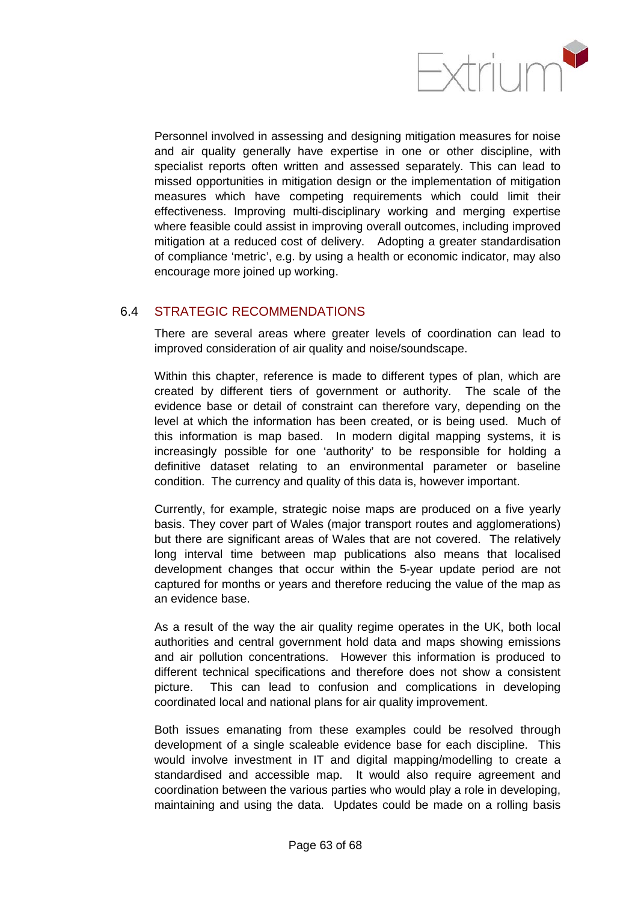Personnel involved in assessing and designing mitigation measures for noise and air quality generally have expertise in one or other discipline, with specialist reports often written and assessed separately. This can lead to missed opportunities in mitigation design or the implementation of mitigation measures which have competing requirements which could limit their effectiveness. Improving multi-disciplinary working and merging expertise where feasible could assist in improving overall outcomes, including improved mitigation at a reduced cost of delivery. Adopting a greater standardisation of compliance 'metric', e.g. by using a health or economic indicator, may also encourage more joined up working.

## 6.4 STRATEGIC RECOMMENDATIONS

There are several areas where greater levels of coordination can lead to improved consideration of air quality and noise/soundscape.

Within this chapter, reference is made to different types of plan, which are created by different tiers of government or authority. The scale of the evidence base or detail of constraint can therefore vary, depending on the level at which the information has been created, or is being used. Much of this information is map based. In modern digital mapping systems, it is increasingly possible for one 'authority' to be responsible for holding a definitive dataset relating to an environmental parameter or baseline condition. The currency and quality of this data is, however important.

Currently, for example, strategic noise maps are produced on a five yearly basis. They cover part of Wales (major transport routes and agglomerations) but there are significant areas of Wales that are not covered. The relatively long interval time between map publications also means that localised development changes that occur within the 5-year update period are not captured for months or years and therefore reducing the value of the map as an evidence base.

As a result of the way the air quality regime operates in the UK, both local authorities and central government hold data and maps showing emissions and air pollution concentrations. However this information is produced to different technical specifications and therefore does not show a consistent picture. This can lead to confusion and complications in developing coordinated local and national plans for air quality improvement.

Both issues emanating from these examples could be resolved through development of a single scaleable evidence base for each discipline. This would involve investment in IT and digital mapping/modelling to create a standardised and accessible map. It would also require agreement and coordination between the various parties who would play a role in developing, maintaining and using the data. Updates could be made on a rolling basis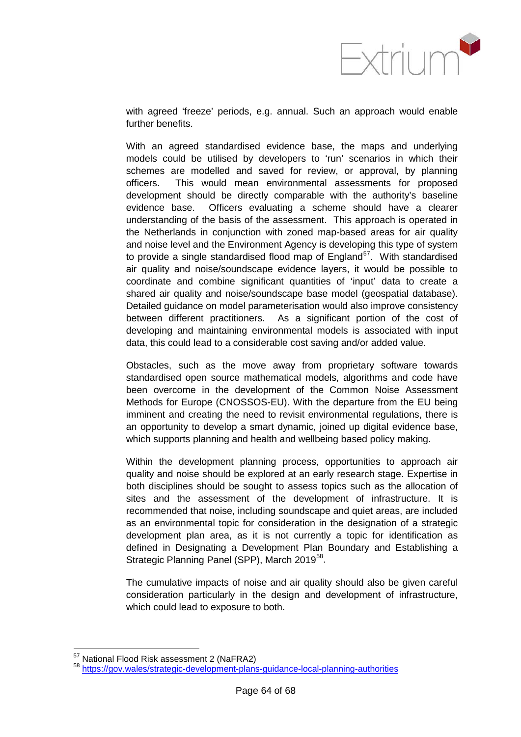with agreed 'freeze' periods, e.g. annual. Such an approach would enable further benefits.

With an agreed standardised evidence base, the maps and underlying models could be utilised by developers to 'run' scenarios in which their schemes are modelled and saved for review, or approval, by planning officers. This would mean environmental assessments for proposed development should be directly comparable with the authority's baseline evidence base. Officers evaluating a scheme should have a clearer understanding of the basis of the assessment. This approach is operated in the Netherlands in conjunction with zoned map-based areas for air quality and noise level and the Environment Agency is developing this type of system to provide a single standardised flood map of England[57]. With standardised air quality and noise/soundscape evidence layers, it would be possible to coordinate and combine significant quantities of 'input' data to create a shared air quality and noise/soundscape base model (geospatial database). Detailed guidance on model parameterisation would also improve consistency between different practitioners. As a significant portion of the cost of developing and maintaining environmental models is associated with input data, this could lead to a considerable cost saving and/or added value.

Obstacles, such as the move away from proprietary software towards standardised open source mathematical models, algorithms and code have been overcome in the development of the Common Noise Assessment Methods for Europe (CNOSSOS-EU). With the departure from the EU being imminent and creating the need to revisit environmental regulations, there is an opportunity to develop a smart dynamic, joined up digital evidence base, which supports planning and health and wellbeing based policy making.

Within the development planning process, opportunities to approach air quality and noise should be explored at an early research stage. Expertise in both disciplines should be sought to assess topics such as the allocation of sites and the assessment of the development of infrastructure. It is recommended that noise, including soundscape and quiet areas, are included as an environmental topic for consideration in the designation of a strategic development plan area, as it is not currently a topic for identification as defined in Designating a Development Plan Boundary and Establishing a Strategic Planning Panel (SPP), March 2019[58].

The cumulative impacts of noise and air quality should also be given careful consideration particularly in the design and development of infrastructure, which could lead to exposure to both.

---

[57] National Flood Risk assessment 2 (NaFRA2)

[58] https://gov.wales/strategic-development-plans-guidance-local-planning-authorities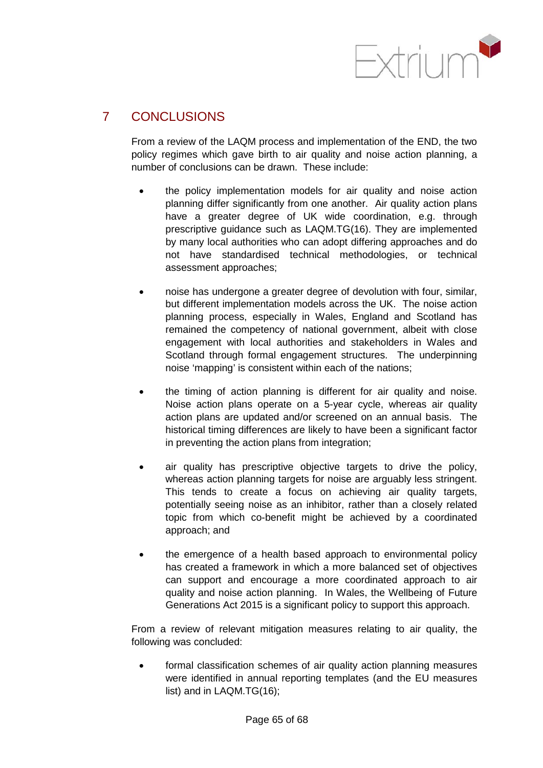# 7 CONCLUSIONS

From a review of the LAQM process and implementation of the END, the two policy regimes which gave birth to air quality and noise action planning, a number of conclusions can be drawn. These include:

- the policy implementation models for air quality and noise action planning differ significantly from one another. Air quality action plans have a greater degree of UK wide coordination, e.g. through prescriptive guidance such as LAQM.TG(16). They are implemented by many local authorities who can adopt differing approaches and do not have standardised technical methodologies, or technical assessment approaches;

- noise has undergone a greater degree of devolution with four, similar, but different implementation models across the UK. The noise action planning process, especially in Wales, England and Scotland has remained the competency of national government, albeit with close engagement with local authorities and stakeholders in Wales and Scotland through formal engagement structures. The underpinning noise 'mapping' is consistent within each of the nations;

- the timing of action planning is different for air quality and noise. Noise action plans operate on a 5-year cycle, whereas air quality action plans are updated and/or screened on an annual basis. The historical timing differences are likely to have been a significant factor in preventing the action plans from integration;

- air quality has prescriptive objective targets to drive the policy, whereas action planning targets for noise are arguably less stringent. This tends to create a focus on achieving air quality targets, potentially seeing noise as an inhibitor, rather than a closely related topic from which co-benefit might be achieved by a coordinated approach; and

- the emergence of a health based approach to environmental policy has created a framework in which a more balanced set of objectives can support and encourage a more coordinated approach to air quality and noise action planning. In Wales, the Wellbeing of Future Generations Act 2015 is a significant policy to support this approach.

From a review of relevant mitigation measures relating to air quality, the following was concluded:

- formal classification schemes of air quality action planning measures were identified in annual reporting templates (and the EU measures list) and in LAQM.TG(16);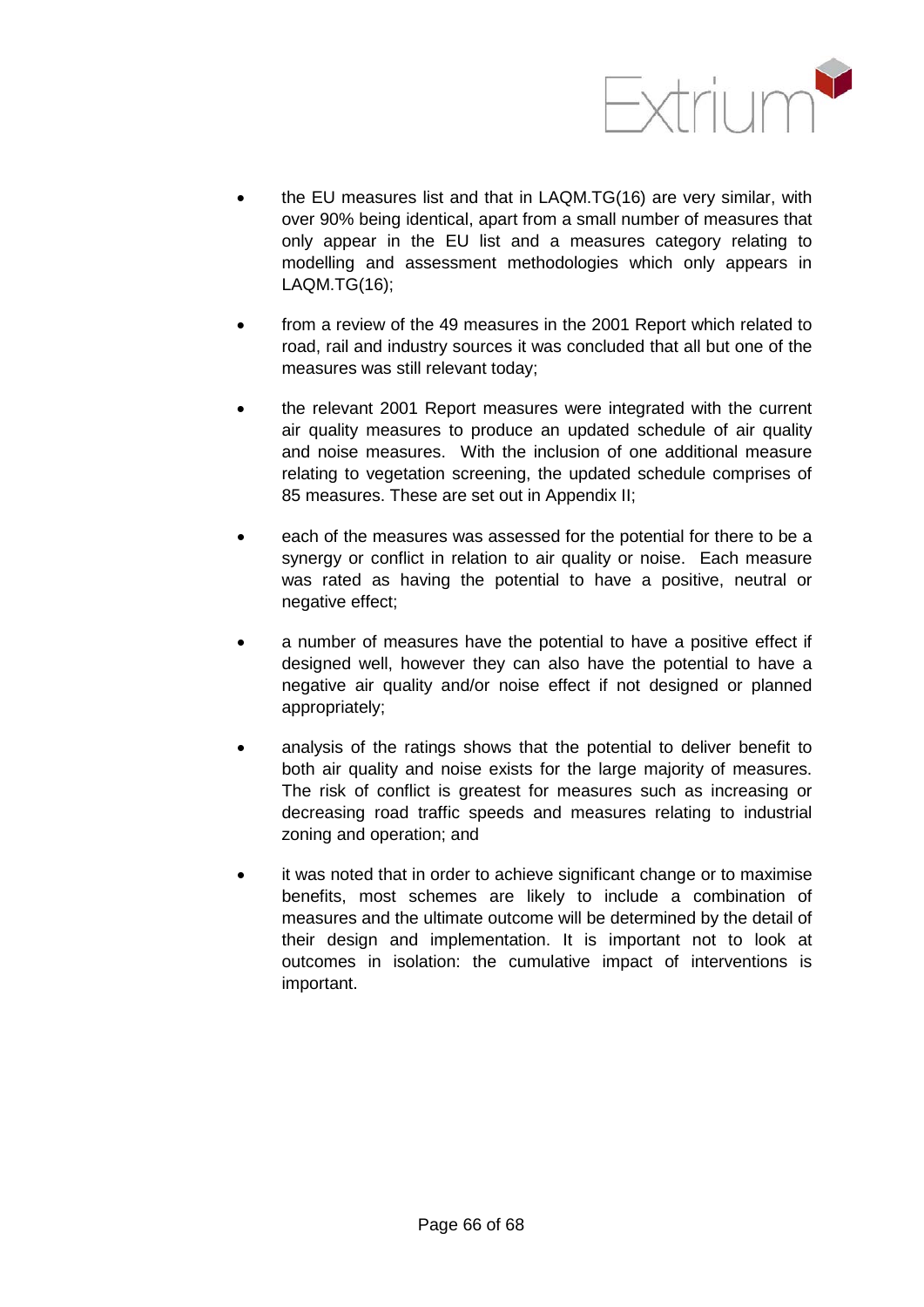- the EU measures list and that in LAQM.TG(16) are very similar, with over 90% being identical, apart from a small number of measures that only appear in the EU list and a measures category relating to modelling and assessment methodologies which only appears in LAQM.TG(16);

- from a review of the 49 measures in the 2001 Report which related to road, rail and industry sources it was concluded that all but one of the measures was still relevant today;

- the relevant 2001 Report measures were integrated with the current air quality measures to produce an updated schedule of air quality and noise measures. With the inclusion of one additional measure relating to vegetation screening, the updated schedule comprises of 85 measures. These are set out in Appendix II;

- each of the measures was assessed for the potential for there to be a synergy or conflict in relation to air quality or noise. Each measure was rated as having the potential to have a positive, neutral or negative effect;

- a number of measures have the potential to have a positive effect if designed well, however they can also have the potential to have a negative air quality and/or noise effect if not designed or planned appropriately;

- analysis of the ratings shows that the potential to deliver benefit to both air quality and noise exists for the large majority of measures. The risk of conflict is greatest for measures such as increasing or decreasing road traffic speeds and measures relating to industrial zoning and operation; and

- it was noted that in order to achieve significant change or to maximise benefits, most schemes are likely to include a combination of measures and the ultimate outcome will be determined by the detail of their design and implementation. It is important not to look at outcomes in isolation: the cumulative impact of interventions is important.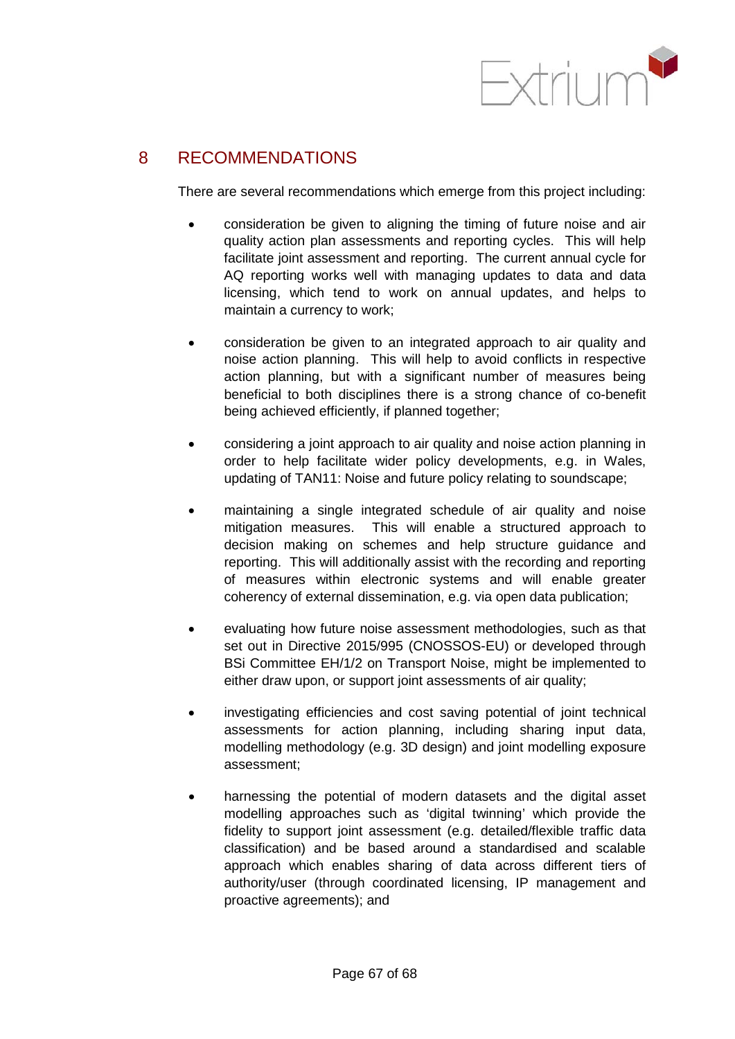# 8 RECOMMENDATIONS

There are several recommendations which emerge from this project including:

- consideration be given to aligning the timing of future noise and air quality action plan assessments and reporting cycles. This will help facilitate joint assessment and reporting. The current annual cycle for AQ reporting works well with managing updates to data and data licensing, which tend to work on annual updates, and helps to maintain a currency to work;

- consideration be given to an integrated approach to air quality and noise action planning. This will help to avoid conflicts in respective action planning, but with a significant number of measures being beneficial to both disciplines there is a strong chance of co-benefit being achieved efficiently, if planned together;

- considering a joint approach to air quality and noise action planning in order to help facilitate wider policy developments, e.g. in Wales, updating of TAN11: Noise and future policy relating to soundscape;

- maintaining a single integrated schedule of air quality and noise mitigation measures. This will enable a structured approach to decision making on schemes and help structure guidance and reporting. This will additionally assist with the recording and reporting of measures within electronic systems and will enable greater coherency of external dissemination, e.g. via open data publication;

- evaluating how future noise assessment methodologies, such as that set out in Directive 2015/995 (CNOSSOS-EU) or developed through BSi Committee EH/1/2 on Transport Noise, might be implemented to either draw upon, or support joint assessments of air quality;

- investigating efficiencies and cost saving potential of joint technical assessments for action planning, including sharing input data, modelling methodology (e.g. 3D design) and joint modelling exposure assessment;

- harnessing the potential of modern datasets and the digital asset modelling approaches such as 'digital twinning' which provide the fidelity to support joint assessment (e.g. detailed/flexible traffic data classification) and be based around a standardised and scalable approach which enables sharing of data across different tiers of authority/user (through coordinated licensing, IP management and proactive agreements); and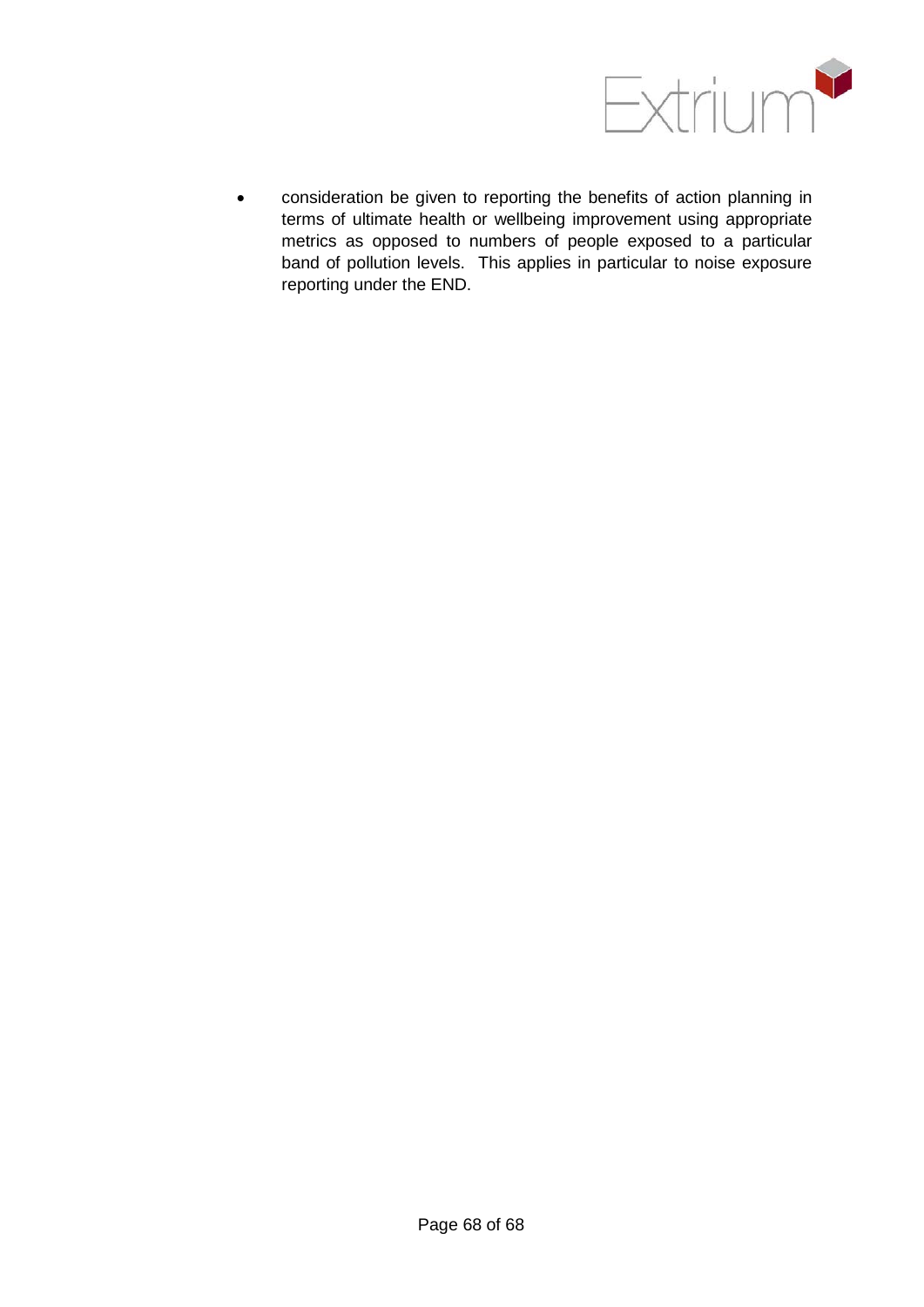- consideration be given to reporting the benefits of action planning in terms of ultimate health or wellbeing improvement using appropriate metrics as opposed to numbers of people exposed to a particular band of pollution levels. This applies in particular to noise exposure reporting under the END.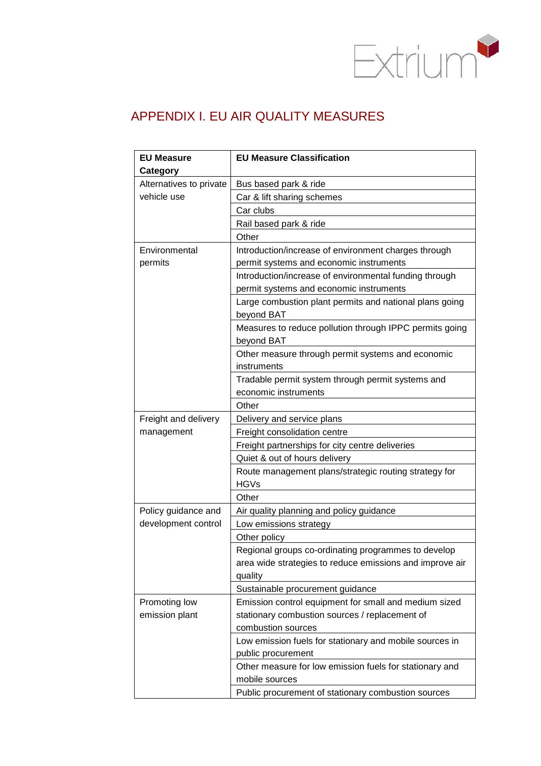# APPENDIX I. EU AIR QUALITY MEASURES

| EU Measure Category | EU Measure Classification |
|---|---|
| Alternatives to private vehicle use | Bus based park & ride |
| | Car & lift sharing schemes |
| | Car clubs |
| | Rail based park & ride |
| | Other |
| Environmental permits | Introduction/increase of environment charges through permit systems and economic instruments |
| | Introduction/increase of environmental funding through permit systems and economic instruments |
| | Large combustion plant permits and national plans going beyond BAT |
| | Measures to reduce pollution through IPPC permits going beyond BAT |
| | Other measure through permit systems and economic instruments |
| | Tradable permit system through permit systems and economic instruments |
| | Other |
| Freight and delivery management | Delivery and service plans |
| | Freight consolidation centre |
| | Freight partnerships for city centre deliveries |
| | Quiet & out of hours delivery |
| | Route management plans/strategic routing strategy for HGVs |
| | Other |
| Policy guidance and development control | Air quality planning and policy guidance |
| | Low emissions strategy |
| | Other policy |
| | Regional groups co-ordinating programmes to develop area wide strategies to reduce emissions and improve air quality |
| | Sustainable procurement guidance |
| Promoting low emission plant | Emission control equipment for small and medium sized stationary combustion sources / replacement of combustion sources |
| | Low emission fuels for stationary and mobile sources in public procurement |
| | Other measure for low emission fuels for stationary and mobile sources |
| | Public procurement of stationary combustion sources |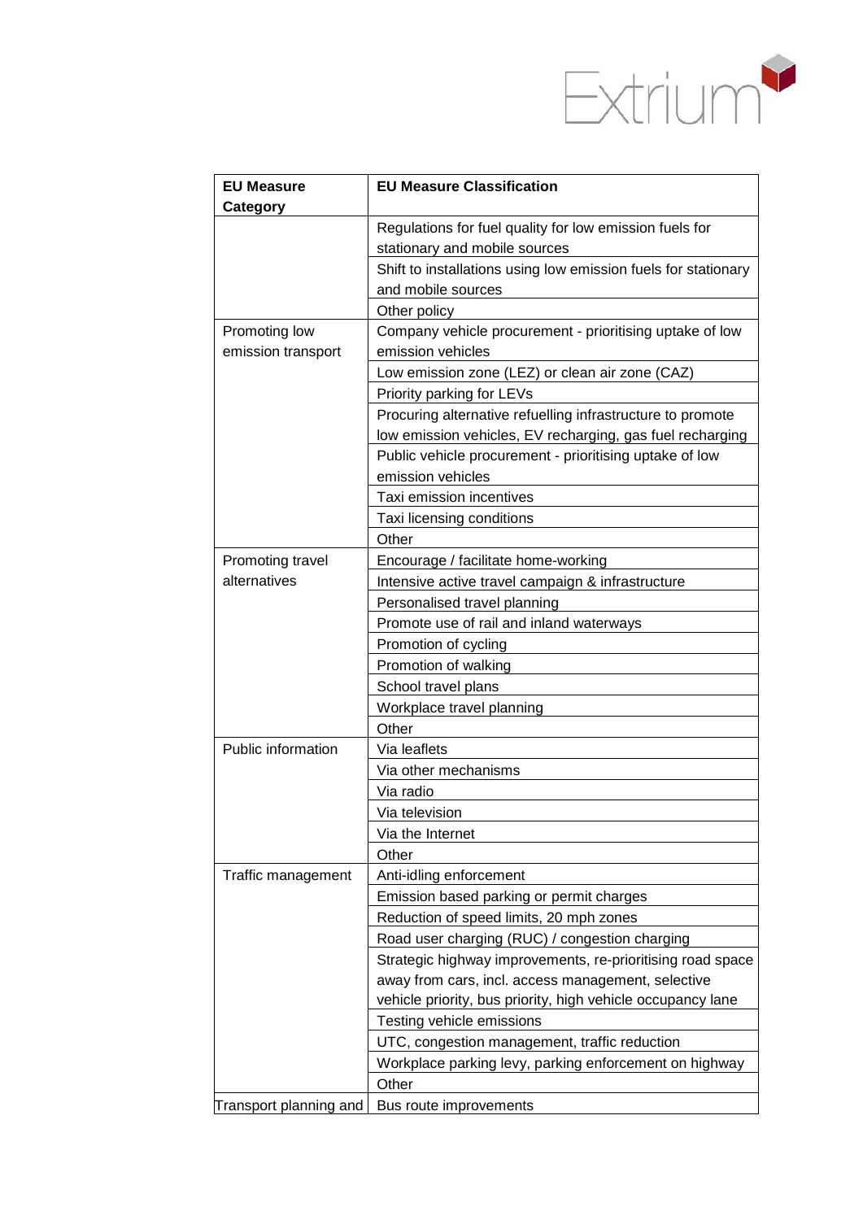| EU Measure Category | EU Measure Classification |
| --- | --- |
| | Regulations for fuel quality for low emission fuels for stationary and mobile sources |
| | Shift to installations using low emission fuels for stationary and mobile sources |
| | Other policy |
| Promoting low emission transport | Company vehicle procurement - prioritising uptake of low emission vehicles |
| | Low emission zone (LEZ) or clean air zone (CAZ) |
| | Priority parking for LEVs |
| | Procuring alternative refuelling infrastructure to promote low emission vehicles, EV recharging, gas fuel recharging |
| | Public vehicle procurement - prioritising uptake of low emission vehicles |
| | Taxi emission incentives |
| | Taxi licensing conditions |
| | Other |
| Promoting travel alternatives | Encourage / facilitate home-working |
| | Intensive active travel campaign & infrastructure |
| | Personalised travel planning |
| | Promote use of rail and inland waterways |
| | Promotion of cycling |
| | Promotion of walking |
| | School travel plans |
| | Workplace travel planning |
| | Other |
| Public information | Via leaflets |
| | Via other mechanisms |
| | Via radio |
| | Via television |
| | Via the Internet |
| | Other |
| Traffic management | Anti-idling enforcement |
| | Emission based parking or permit charges |
| | Reduction of speed limits, 20 mph zones |
| | Road user charging (RUC) / congestion charging |
| | Strategic highway improvements, re-prioritising road space away from cars, incl. access management, selective vehicle priority, bus priority, high vehicle occupancy lane |
| | Testing vehicle emissions |
| | UTC, congestion management, traffic reduction |
| | Workplace parking levy, parking enforcement on highway |
| | Other |
| Transport planning and | Bus route improvements |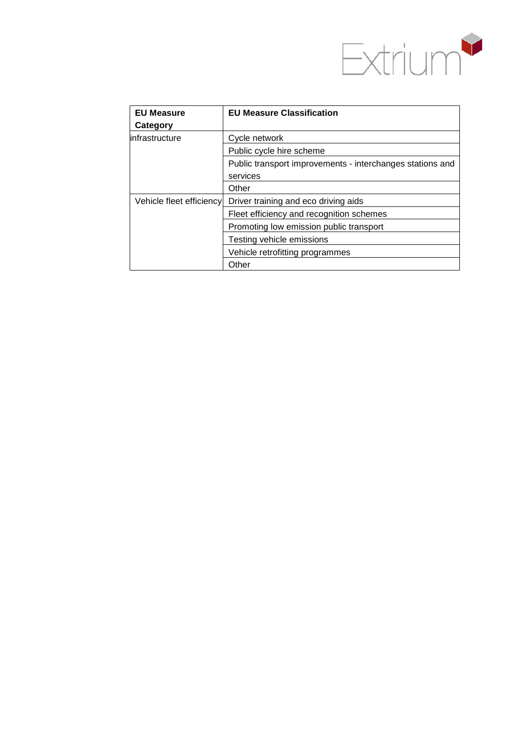| EU Measure Category | EU Measure Classification |
|---|---|
| infrastructure | Cycle network |
| | Public cycle hire scheme |
| | Public transport improvements - interchanges stations and services |
| | Other |
| Vehicle fleet efficiency | Driver training and eco driving aids |
| | Fleet efficiency and recognition schemes |
| | Promoting low emission public transport |
| | Testing vehicle emissions |
| | Vehicle retrofitting programmes |
| | Other |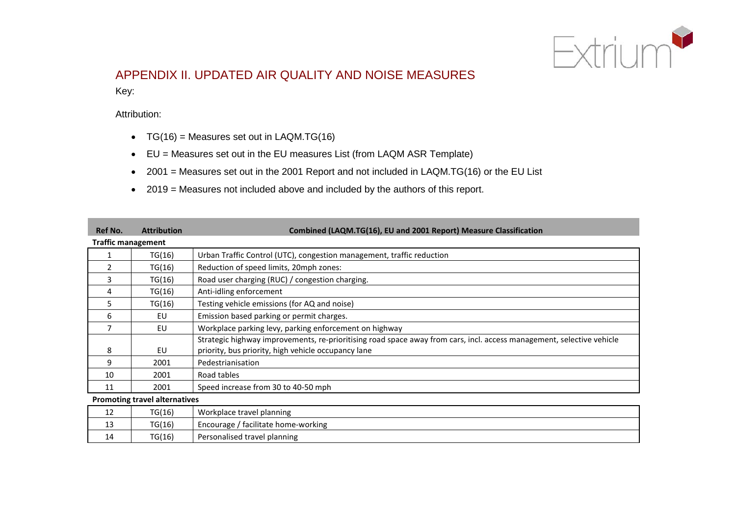## APPENDIX II. UPDATED AIR QUALITY AND NOISE MEASURES

Key:

Attribution:

- TG(16) = Measures set out in LAQM.TG(16)
- EU = Measures set out in the EU measures List (from LAQM ASR Template)
- 2001 = Measures set out in the 2001 Report and not included in LAQM.TG(16) or the EU List
- 2019 = Measures not included above and included by the authors of this report.

| Ref No. | Attribution | Combined (LAQM.TG(16), EU and 2001 Report) Measure Classification |
|---|---|---|
| **Traffic management** | | |
| 1 | TG(16) | Urban Traffic Control (UTC), congestion management, traffic reduction |
| 2 | TG(16) | Reduction of speed limits, 20mph zones: |
| 3 | TG(16) | Road user charging (RUC) / congestion charging. |
| 4 | TG(16) | Anti-idling enforcement |
| 5 | TG(16) | Testing vehicle emissions (for AQ and noise) |
| 6 | EU | Emission based parking or permit charges. |
| 7 | EU | Workplace parking levy, parking enforcement on highway |
| 8 | EU | Strategic highway improvements, re-prioritising road space away from cars, incl. access management, selective vehicle priority, bus priority, high vehicle occupancy lane |
| 9 | 2001 | Pedestrianisation |
| 10 | 2001 | Road tables |
| 11 | 2001 | Speed increase from 30 to 40-50 mph |
| **Promoting travel alternatives** | | |
| 12 | TG(16) | Workplace travel planning |
| 13 | TG(16) | Encourage / facilitate home-working |
| 14 | TG(16) | Personalised travel planning |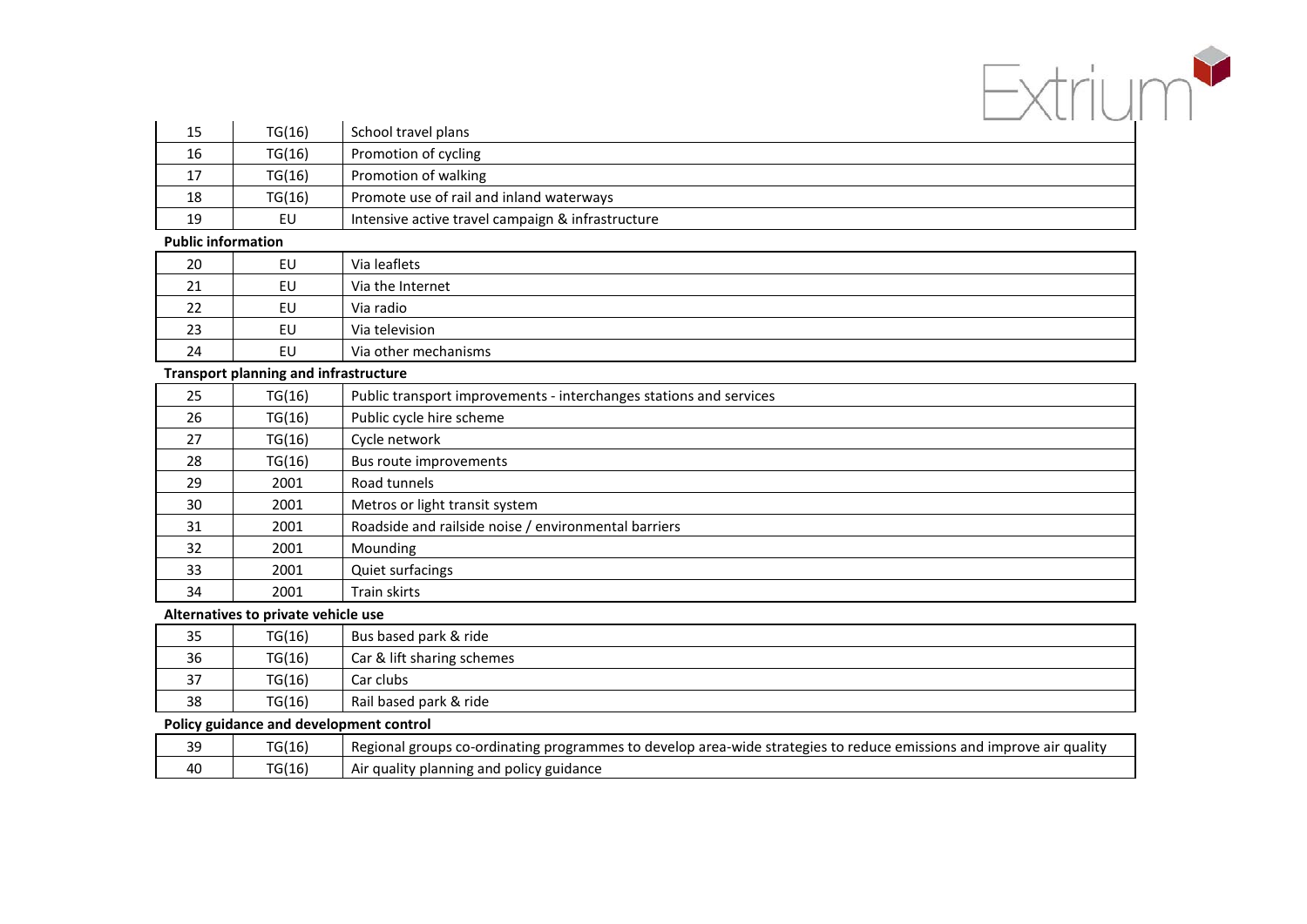| | | |
|---|---|---|
| 15 | TG(16) | School travel plans |
| 16 | TG(16) | Promotion of cycling |
| 17 | TG(16) | Promotion of walking |
| 18 | TG(16) | Promote use of rail and inland waterways |
| 19 | EU | Intensive active travel campaign & infrastructure |
| **Public information** | | |
| 20 | EU | Via leaflets |
| 21 | EU | Via the Internet |
| 22 | EU | Via radio |
| 23 | EU | Via television |
| 24 | EU | Via other mechanisms |
| **Transport planning and infrastructure** | | |
| 25 | TG(16) | Public transport improvements - interchanges stations and services |
| 26 | TG(16) | Public cycle hire scheme |
| 27 | TG(16) | Cycle network |
| 28 | TG(16) | Bus route improvements |
| 29 | 2001 | Road tunnels |
| 30 | 2001 | Metros or light transit system |
| 31 | 2001 | Roadside and railside noise / environmental barriers |
| 32 | 2001 | Mounding |
| 33 | 2001 | Quiet surfacings |
| 34 | 2001 | Train skirts |
| **Alternatives to private vehicle use** | | |
| 35 | TG(16) | Bus based park & ride |
| 36 | TG(16) | Car & lift sharing schemes |
| 37 | TG(16) | Car clubs |
| 38 | TG(16) | Rail based park & ride |
| **Policy guidance and development control** | | |
| 39 | TG(16) | Regional groups co-ordinating programmes to develop area-wide strategies to reduce emissions and improve air quality |
| 40 | TG(16) | Air quality planning and policy guidance |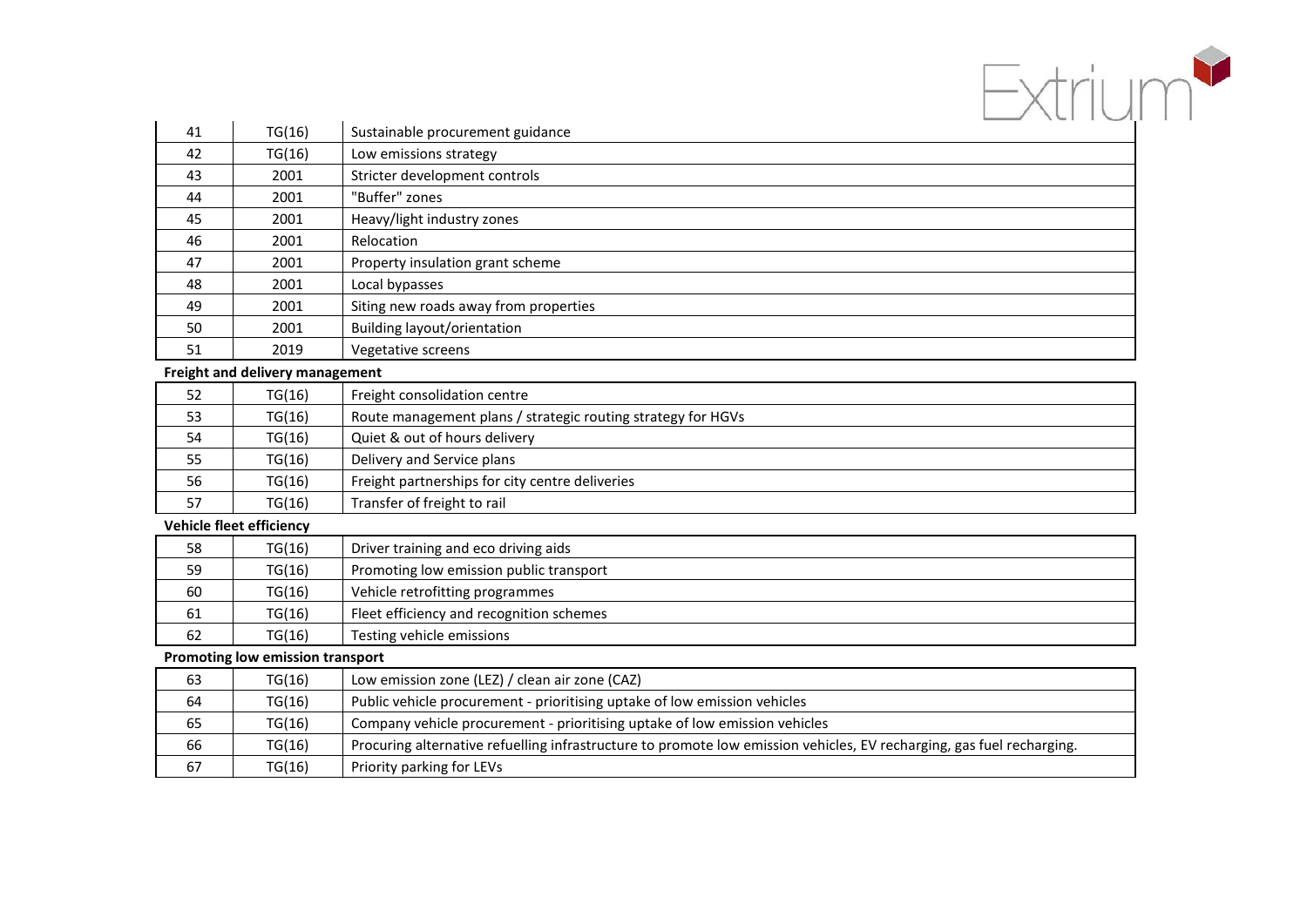| | | |
|---|---|---|
| 41 | TG(16) | Sustainable procurement guidance |
| 42 | TG(16) | Low emissions strategy |
| 43 | 2001 | Stricter development controls |
| 44 | 2001 | "Buffer" zones |
| 45 | 2001 | Heavy/light industry zones |
| 46 | 2001 | Relocation |
| 47 | 2001 | Property insulation grant scheme |
| 48 | 2001 | Local bypasses |
| 49 | 2001 | Siting new roads away from properties |
| 50 | 2001 | Building layout/orientation |
| 51 | 2019 | Vegetative screens |

**Freight and delivery management**

| | | |
|---|---|---|
| 52 | TG(16) | Freight consolidation centre |
| 53 | TG(16) | Route management plans / strategic routing strategy for HGVs |
| 54 | TG(16) | Quiet & out of hours delivery |
| 55 | TG(16) | Delivery and Service plans |
| 56 | TG(16) | Freight partnerships for city centre deliveries |
| 57 | TG(16) | Transfer of freight to rail |

**Vehicle fleet efficiency**

| | | |
|---|---|---|
| 58 | TG(16) | Driver training and eco driving aids |
| 59 | TG(16) | Promoting low emission public transport |
| 60 | TG(16) | Vehicle retrofitting programmes |
| 61 | TG(16) | Fleet efficiency and recognition schemes |
| 62 | TG(16) | Testing vehicle emissions |

**Promoting low emission transport**

| | | |
|---|---|---|
| 63 | TG(16) | Low emission zone (LEZ) / clean air zone (CAZ) |
| 64 | TG(16) | Public vehicle procurement - prioritising uptake of low emission vehicles |
| 65 | TG(16) | Company vehicle procurement - prioritising uptake of low emission vehicles |
| 66 | TG(16) | Procuring alternative refuelling infrastructure to promote low emission vehicles, EV recharging, gas fuel recharging. |
| 67 | TG(16) | Priority parking for LEVs |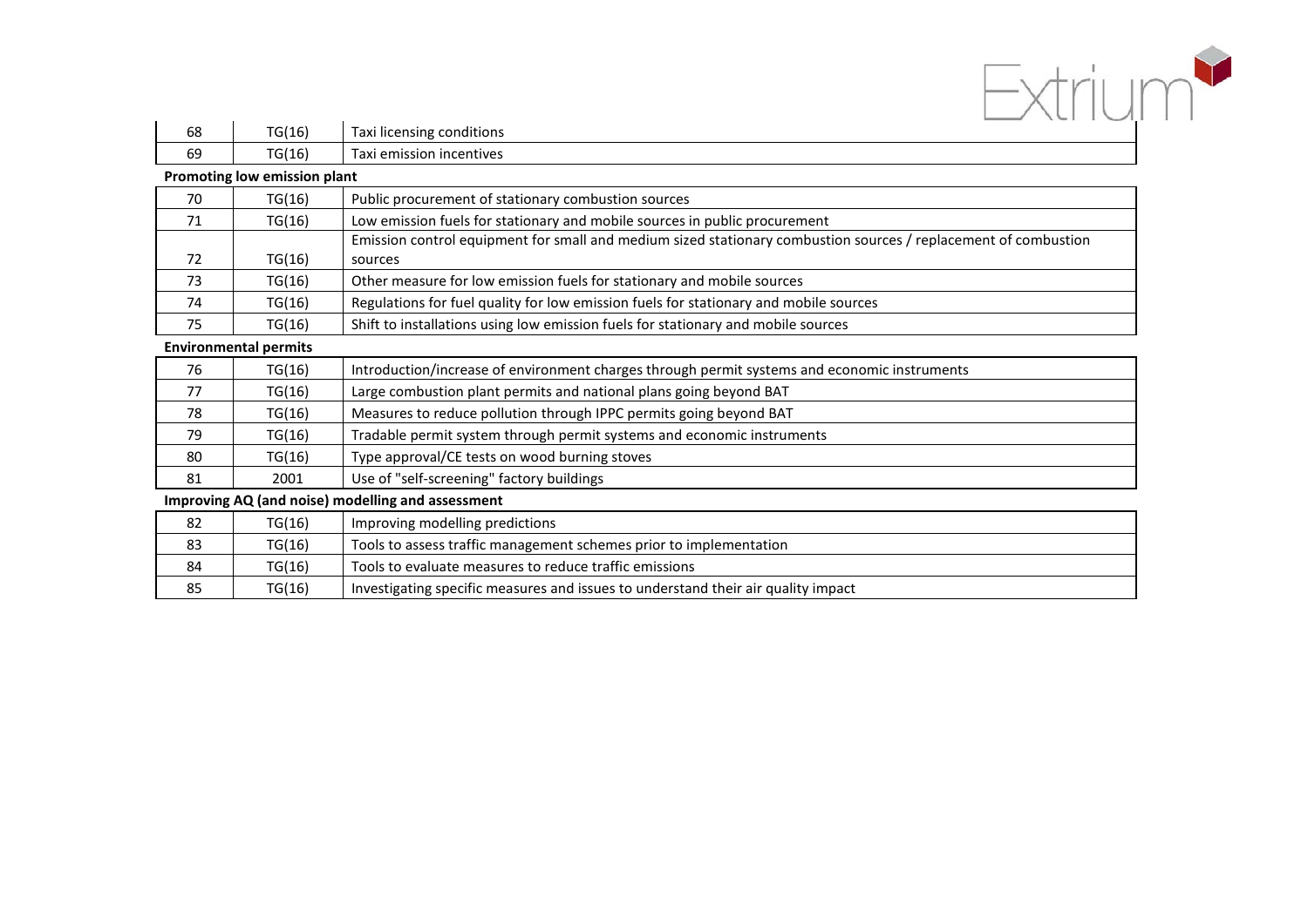| | | |
|---|---|---|
| 68 | TG(16) | Taxi licensing conditions |
| 69 | TG(16) | Taxi emission incentives |

**Promoting low emission plant**

| | | |
|---|---|---|
| 70 | TG(16) | Public procurement of stationary combustion sources |
| 71 | TG(16) | Low emission fuels for stationary and mobile sources in public procurement |
| 72 | TG(16) | Emission control equipment for small and medium sized stationary combustion sources / replacement of combustion sources |
| 73 | TG(16) | Other measure for low emission fuels for stationary and mobile sources |
| 74 | TG(16) | Regulations for fuel quality for low emission fuels for stationary and mobile sources |
| 75 | TG(16) | Shift to installations using low emission fuels for stationary and mobile sources |

**Environmental permits**

| | | |
|---|---|---|
| 76 | TG(16) | Introduction/increase of environment charges through permit systems and economic instruments |
| 77 | TG(16) | Large combustion plant permits and national plans going beyond BAT |
| 78 | TG(16) | Measures to reduce pollution through IPPC permits going beyond BAT |
| 79 | TG(16) | Tradable permit system through permit systems and economic instruments |
| 80 | TG(16) | Type approval/CE tests on wood burning stoves |
| 81 | 2001 | Use of "self-screening" factory buildings |

**Improving AQ (and noise) modelling and assessment**

| | | |
|---|---|---|
| 82 | TG(16) | Improving modelling predictions |
| 83 | TG(16) | Tools to assess traffic management schemes prior to implementation |
| 84 | TG(16) | Tools to evaluate measures to reduce traffic emissions |
| 85 | TG(16) | Investigating specific measures and issues to understand their air quality impact |